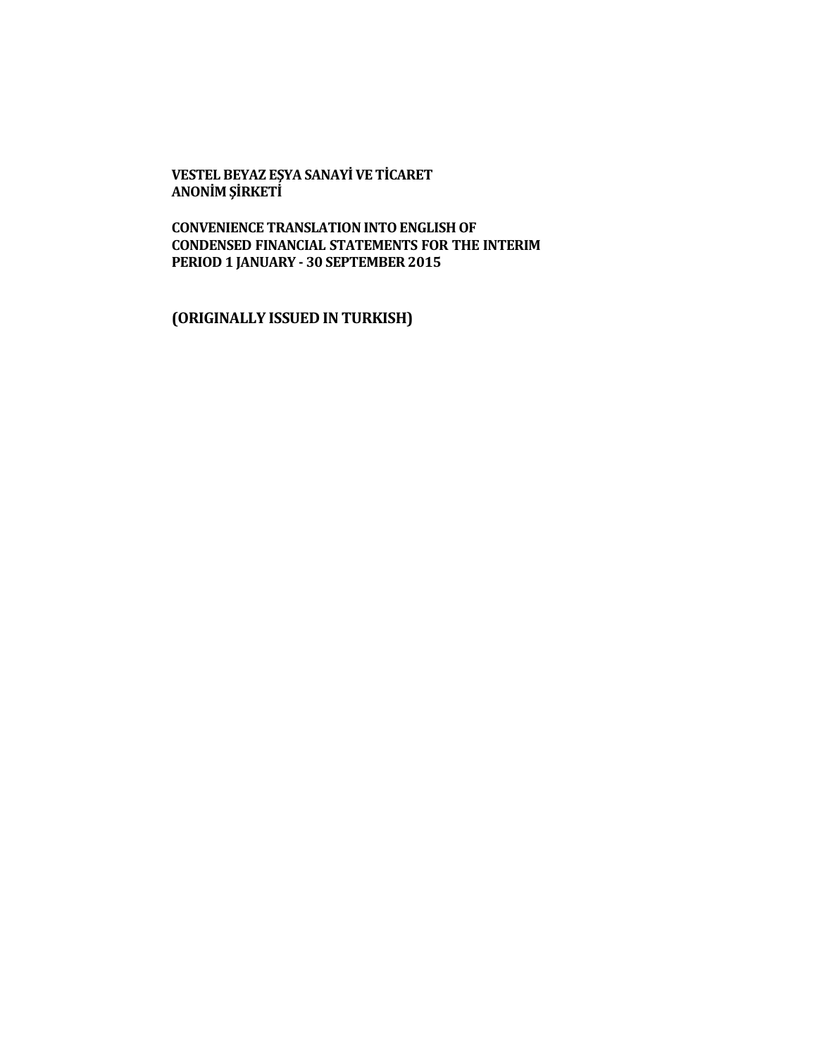**VESTEL BEYAZ EŞYA SANAYİ VE TİCARET ANONİM ŞİRKETİ**

**CONVENIENCE TRANSLATION INTO ENGLISH OF CONDENSED FINANCIAL STATEMENTS FOR THE INTERIM PERIOD 1 JANUARY - 30 SEPTEMBER 2015**

**(ORIGINALLY ISSUED IN TURKISH)**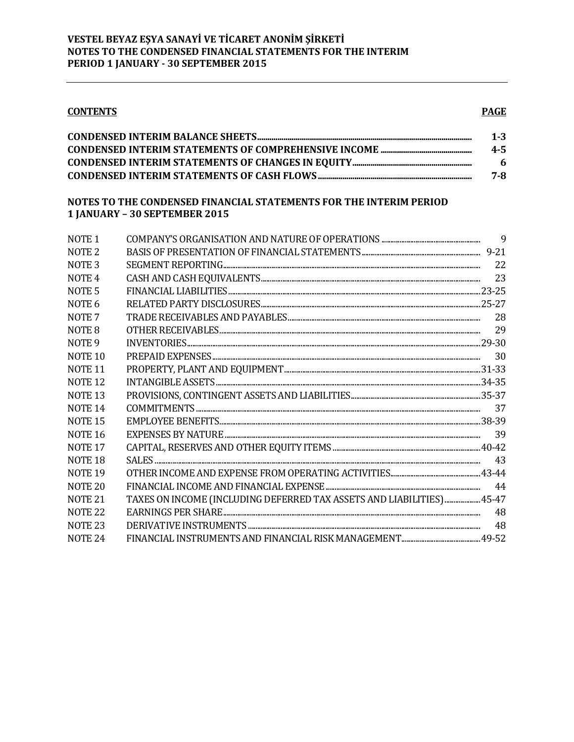**VESTEL BEYAZ EŞYA SANAYİ VE TİCARET ANONİM ŞİRKETİ**
**NOTES TO THE CONDENSED FINANCIAL STATEMENTS FOR THE INTERIM PERIOD 1 JANUARY - 30 SEPTEMBER 2015**

| **CONTENTS** | **PAGE** |
|---|---|
| **CONDENSED INTERIM BALANCE SHEETS** | **1-3** |
| **CONDENSED INTERIM STATEMENTS OF COMPREHENSIVE INCOME** | **4-5** |
| **CONDENSED INTERIM STATEMENTS OF CHANGES IN EQUITY** | **6** |
| **CONDENSED INTERIM STATEMENTS OF CASH FLOWS** | **7-8** |

**NOTES TO THE CONDENSED FINANCIAL STATEMENTS FOR THE INTERIM PERIOD 1 JANUARY – 30 SEPTEMBER 2015**

| | | |
|---|---|---|
| NOTE 1 | COMPANY'S ORGANISATION AND NATURE OF OPERATIONS | 9 |
| NOTE 2 | BASIS OF PRESENTATION OF FINANCIAL STATEMENTS | 9-21 |
| NOTE 3 | SEGMENT REPORTING | 22 |
| NOTE 4 | CASH AND CASH EQUIVALENTS | 23 |
| NOTE 5 | FINANCIAL LIABILITIES | 23-25 |
| NOTE 6 | RELATED PARTY DISCLOSURES | 25-27 |
| NOTE 7 | TRADE RECEIVABLES AND PAYABLES | 28 |
| NOTE 8 | OTHER RECEIVABLES | 29 |
| NOTE 9 | INVENTORIES | 29-30 |
| NOTE 10 | PREPAID EXPENSES | 30 |
| NOTE 11 | PROPERTY, PLANT AND EQUIPMENT | 31-33 |
| NOTE 12 | INTANGIBLE ASSETS | 34-35 |
| NOTE 13 | PROVISIONS, CONTINGENT ASSETS AND LIABILITIES | 35-37 |
| NOTE 14 | COMMITMENTS | 37 |
| NOTE 15 | EMPLOYEE BENEFITS | 38-39 |
| NOTE 16 | EXPENSES BY NATURE | 39 |
| NOTE 17 | CAPITAL, RESERVES AND OTHER EQUITY ITEMS | 40-42 |
| NOTE 18 | SALES | 43 |
| NOTE 19 | OTHER INCOME AND EXPENSE FROM OPERATING ACTIVITIES | 43-44 |
| NOTE 20 | FINANCIAL INCOME AND FINANCIAL EXPENSE | 44 |
| NOTE 21 | TAXES ON INCOME (INCLUDING DEFERRED TAX ASSETS AND LIABILITIES) | 45-47 |
| NOTE 22 | EARNINGS PER SHARE | 48 |
| NOTE 23 | DERIVATIVE INSTRUMENTS | 48 |
| NOTE 24 | FINANCIAL INSTRUMENTS AND FINANCIAL RISK MANAGEMENT | 49-52 |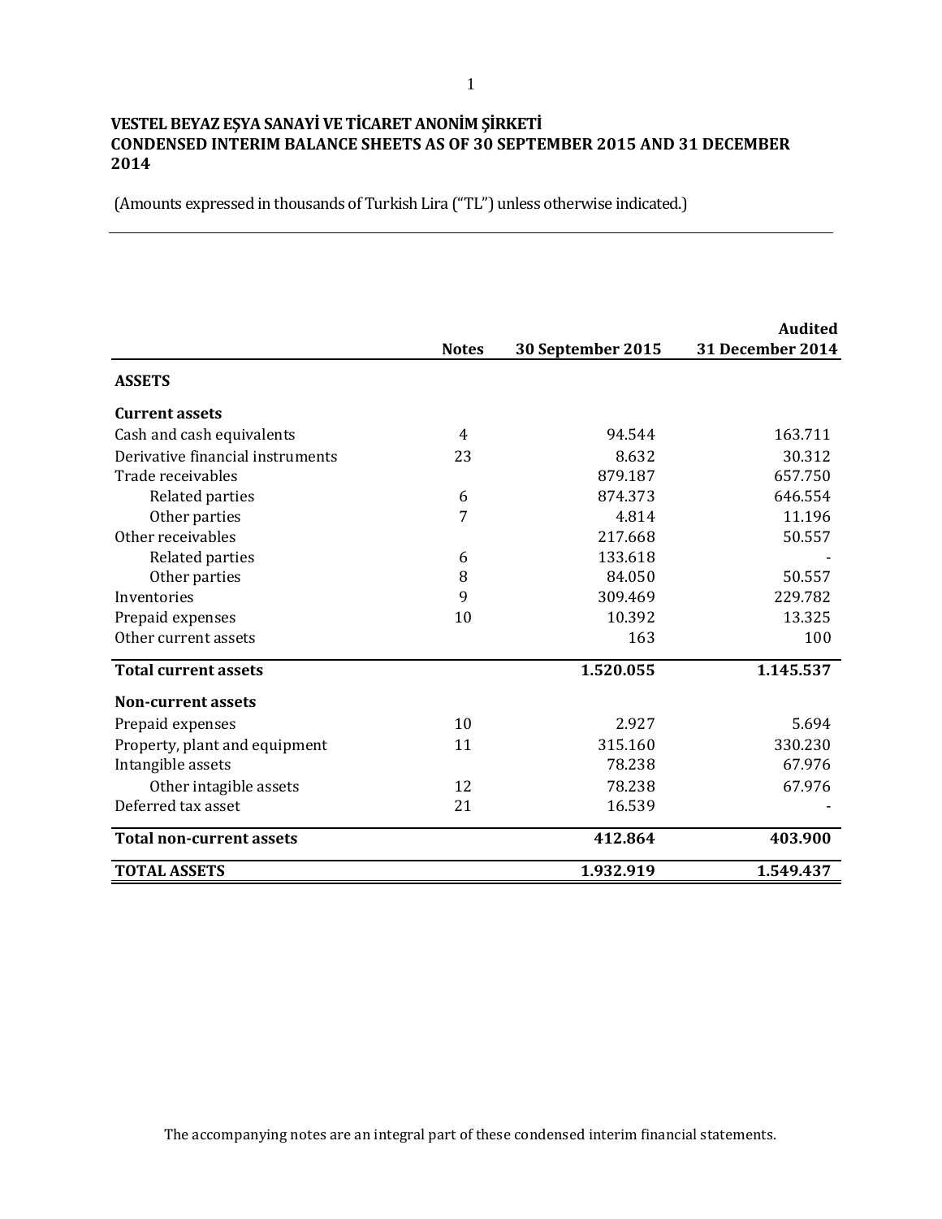**VESTEL BEYAZ EŞYA SANAYİ VE TİCARET ANONİM ŞİRKETİ**
**CONDENSED INTERIM BALANCE SHEETS AS OF 30 SEPTEMBER 2015 AND 31 DECEMBER 2014**

(Amounts expressed in thousands of Turkish Lira ("TL") unless otherwise indicated.)

| | Notes | 30 September 2015 | Audited 31 December 2014 |
|---|---|---|---|
| **ASSETS** | | | |
| **Current assets** | | | |
| Cash and cash equivalents | 4 | 94.544 | 163.711 |
| Derivative financial instruments | 23 | 8.632 | 30.312 |
| Trade receivables | | 879.187 | 657.750 |
| Related parties | 6 | 874.373 | 646.554 |
| Other parties | 7 | 4.814 | 11.196 |
| Other receivables | | 217.668 | 50.557 |
| Related parties | 6 | 133.618 | - |
| Other parties | 8 | 84.050 | 50.557 |
| Inventories | 9 | 309.469 | 229.782 |
| Prepaid expenses | 10 | 10.392 | 13.325 |
| Other current assets | | 163 | 100 |
| **Total current assets** | | **1.520.055** | **1.145.537** |
| **Non-current assets** | | | |
| Prepaid expenses | 10 | 2.927 | 5.694 |
| Property, plant and equipment | 11 | 315.160 | 330.230 |
| Intangible assets | | 78.238 | 67.976 |
| Other intagible assets | 12 | 78.238 | 67.976 |
| Deferred tax asset | 21 | 16.539 | - |
| **Total non-current assets** | | **412.864** | **403.900** |
| **TOTAL ASSETS** | | **1.932.919** | **1.549.437** |

The accompanying notes are an integral part of these condensed interim financial statements.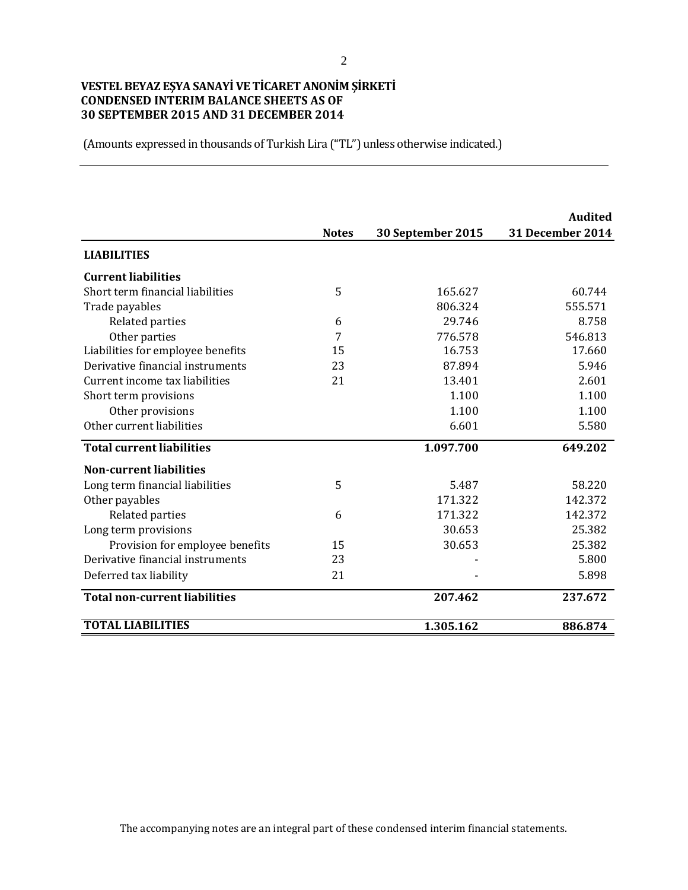**VESTEL BEYAZ EŞYA SANAYİ VE TİCARET ANONİM ŞİRKETİ**
**CONDENSED INTERIM BALANCE SHEETS AS OF**
**30 SEPTEMBER 2015 AND 31 DECEMBER 2014**

(Amounts expressed in thousands of Turkish Lira ("TL") unless otherwise indicated.)

| | Notes | 30 September 2015 | Audited 31 December 2014 |
|---|---|---|---|
| **LIABILITIES** | | | |
| **Current liabilities** | | | |
| Short term financial liabilities | 5 | 165.627 | 60.744 |
| Trade payables | | 806.324 | 555.571 |
| Related parties | 6 | 29.746 | 8.758 |
| Other parties | 7 | 776.578 | 546.813 |
| Liabilities for employee benefits | 15 | 16.753 | 17.660 |
| Derivative financial instruments | 23 | 87.894 | 5.946 |
| Current income tax liabilities | 21 | 13.401 | 2.601 |
| Short term provisions | | 1.100 | 1.100 |
| Other provisions | | 1.100 | 1.100 |
| Other current liabilities | | 6.601 | 5.580 |
| **Total current liabilities** | | **1.097.700** | **649.202** |
| **Non-current liabilities** | | | |
| Long term financial liabilities | 5 | 5.487 | 58.220 |
| Other payables | | 171.322 | 142.372 |
| Related parties | 6 | 171.322 | 142.372 |
| Long term provisions | | 30.653 | 25.382 |
| Provision for employee benefits | 15 | 30.653 | 25.382 |
| Derivative financial instruments | 23 | - | 5.800 |
| Deferred tax liability | 21 | - | 5.898 |
| **Total non-current liabilities** | | **207.462** | **237.672** |
| **TOTAL LIABILITIES** | | **1.305.162** | **886.874** |

The accompanying notes are an integral part of these condensed interim financial statements.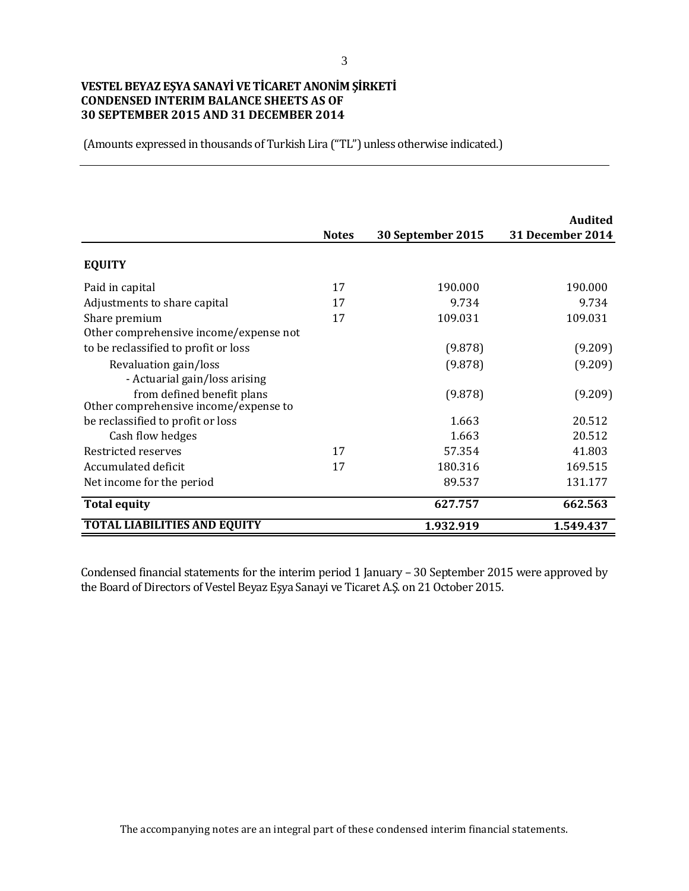**VESTEL BEYAZ EŞYA SANAYİ VE TİCARET ANONİM ŞİRKETİ**
**CONDENSED INTERIM BALANCE SHEETS AS OF**
**30 SEPTEMBER 2015 AND 31 DECEMBER 2014**

(Amounts expressed in thousands of Turkish Lira ("TL") unless otherwise indicated.)

| | Notes | 30 September 2015 | Audited 31 December 2014 |
|---|---|---|---|
| **EQUITY** | | | |
| Paid in capital | 17 | 190.000 | 190.000 |
| Adjustments to share capital | 17 | 9.734 | 9.734 |
| Share premium | 17 | 109.031 | 109.031 |
| Other comprehensive income/expense not to be reclassified to profit or loss | | (9.878) | (9.209) |
| Revaluation gain/loss | | (9.878) | (9.209) |
| - Actuarial gain/loss arising from defined benefit plans | | (9.878) | (9.209) |
| Other comprehensive income/expense to be reclassified to profit or loss | | 1.663 | 20.512 |
| Cash flow hedges | | 1.663 | 20.512 |
| Restricted reserves | 17 | 57.354 | 41.803 |
| Accumulated deficit | 17 | 180.316 | 169.515 |
| Net income for the period | | 89.537 | 131.177 |
| **Total equity** | | **627.757** | **662.563** |
| **TOTAL LIABILITIES AND EQUITY** | | **1.932.919** | **1.549.437** |

Condensed financial statements for the interim period 1 January – 30 September 2015 were approved by the Board of Directors of Vestel Beyaz Eşya Sanayi ve Ticaret A.Ş. on 21 October 2015.

The accompanying notes are an integral part of these condensed interim financial statements.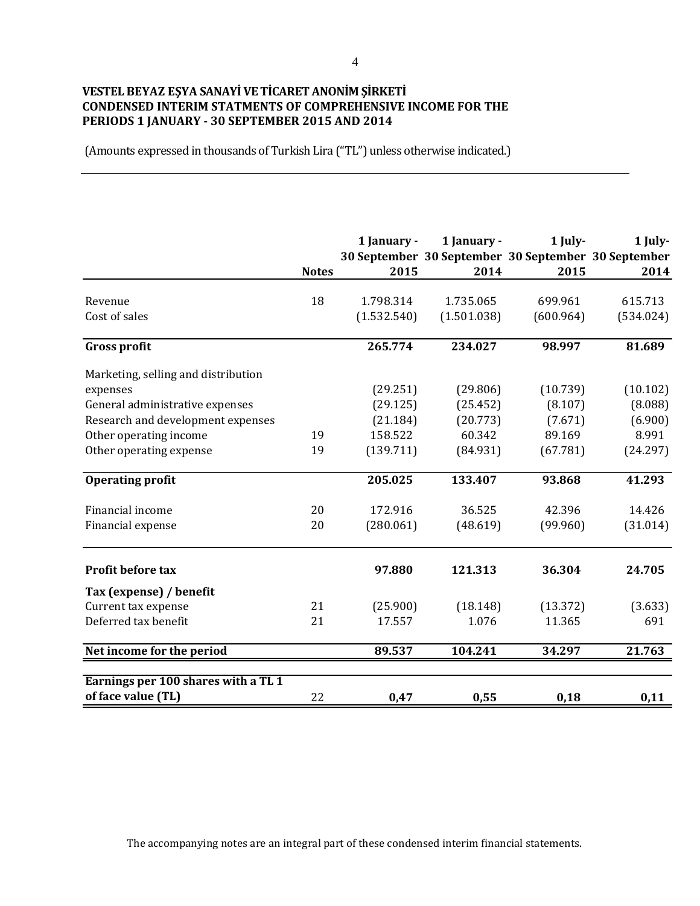**VESTEL BEYAZ EŞYA SANAYİ VE TİCARET ANONİM ŞİRKETİ**
**CONDENSED INTERIM STATMENTS OF COMPREHENSIVE INCOME FOR THE PERIODS 1 JANUARY - 30 SEPTEMBER 2015 AND 2014**

(Amounts expressed in thousands of Turkish Lira ("TL") unless otherwise indicated.)

| | Notes | 1 January - 30 September 2015 | 1 January - 30 September 2014 | 1 July- 30 September 2015 | 1 July- 30 September 2014 |
|---|---|---|---|---|---|
| Revenue | 18 | 1.798.314 | 1.735.065 | 699.961 | 615.713 |
| Cost of sales | | (1.532.540) | (1.501.038) | (600.964) | (534.024) |
| **Gross profit** | | **265.774** | **234.027** | **98.997** | **81.689** |
| Marketing, selling and distribution expenses | | (29.251) | (29.806) | (10.739) | (10.102) |
| General administrative expenses | | (29.125) | (25.452) | (8.107) | (8.088) |
| Research and development expenses | | (21.184) | (20.773) | (7.671) | (6.900) |
| Other operating income | 19 | 158.522 | 60.342 | 89.169 | 8.991 |
| Other operating expense | 19 | (139.711) | (84.931) | (67.781) | (24.297) |
| **Operating profit** | | **205.025** | **133.407** | **93.868** | **41.293** |
| Financial income | 20 | 172.916 | 36.525 | 42.396 | 14.426 |
| Financial expense | 20 | (280.061) | (48.619) | (99.960) | (31.014) |
| **Profit before tax** | | **97.880** | **121.313** | **36.304** | **24.705** |
| **Tax (expense) / benefit** | | | | | |
| Current tax expense | 21 | (25.900) | (18.148) | (13.372) | (3.633) |
| Deferred tax benefit | 21 | 17.557 | 1.076 | 11.365 | 691 |
| **Net income for the period** | | **89.537** | **104.241** | **34.297** | **21.763** |
| **Earnings per 100 shares with a TL 1 of face value (TL)** | 22 | **0,47** | **0,55** | **0,18** | **0,11** |

The accompanying notes are an integral part of these condensed interim financial statements.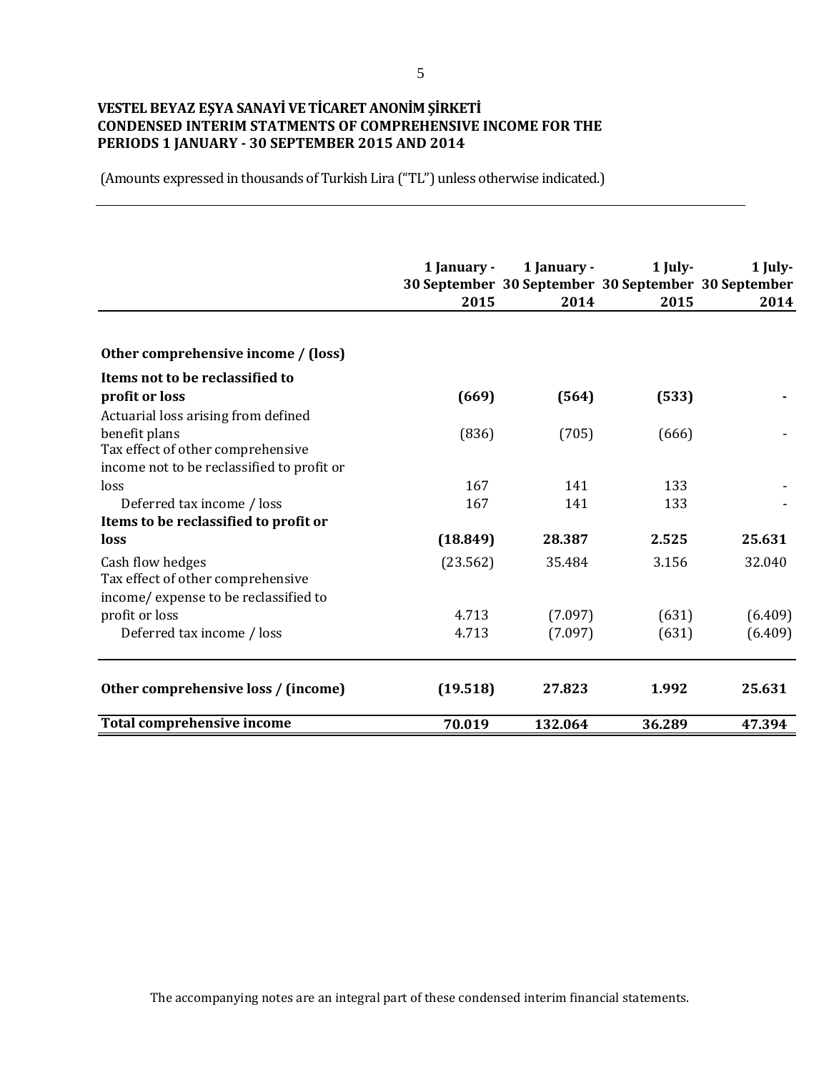**VESTEL BEYAZ EŞYA SANAYİ VE TİCARET ANONİM ŞİRKETİ**
**CONDENSED INTERIM STATMENTS OF COMPREHENSIVE INCOME FOR THE PERIODS 1 JANUARY - 30 SEPTEMBER 2015 AND 2014**

(Amounts expressed in thousands of Turkish Lira ("TL") unless otherwise indicated.)

| | 1 January - 30 September 2015 | 1 January - 30 September 2014 | 1 July- 30 September 2015 | 1 July- 30 September 2014 |
|---|---|---|---|---|
| **Other comprehensive income / (loss)** | | | | |
| **Items not to be reclassified to profit or loss** | **(669)** | **(564)** | **(533)** | **-** |
| Actuarial loss arising from defined benefit plans | (836) | (705) | (666) | - |
| Tax effect of other comprehensive income not to be reclassified to profit or loss | 167 | 141 | 133 | - |
| Deferred tax income / loss | 167 | 141 | 133 | - |
| **Items to be reclassified to profit or loss** | **(18.849)** | **28.387** | **2.525** | **25.631** |
| Cash flow hedges | (23.562) | 35.484 | 3.156 | 32.040 |
| Tax effect of other comprehensive income/ expense to be reclassified to profit or loss | 4.713 | (7.097) | (631) | (6.409) |
| Deferred tax income / loss | 4.713 | (7.097) | (631) | (6.409) |
| **Other comprehensive loss / (income)** | **(19.518)** | **27.823** | **1.992** | **25.631** |
| **Total comprehensive income** | **70.019** | **132.064** | **36.289** | **47.394** |

The accompanying notes are an integral part of these condensed interim financial statements.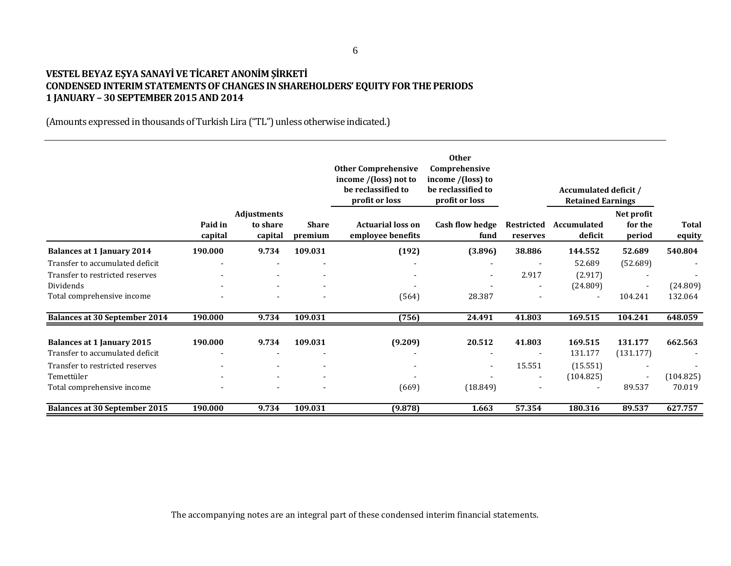**VESTEL BEYAZ EŞYA SANAYİ VE TİCARET ANONİM ŞİRKETİ**
**CONDENSED INTERIM STATEMENTS OF CHANGES IN SHAREHOLDERS' EQUITY FOR THE PERIODS**
**1 JANUARY – 30 SEPTEMBER 2015 AND 2014**

(Amounts expressed in thousands of Turkish Lira ("TL") unless otherwise indicated.)

| | | | | Other Comprehensive income /(loss) not to be reclassified to profit or loss | Other Comprehensive income /(loss) to be reclassified to profit or loss | | Accumulated deficit / Retained Earnings | | |
|---|---|---|---|---|---|---|---|---|---|
| | Paid in capital | Adjustments to share capital | Share premium | Actuarial loss on employee benefits | Cash flow hedge fund | Restricted reserves | Accumulated deficit | Net profit for the period | Total equity |
| **Balances at 1 January 2014** | **190.000** | **9.734** | **109.031** | **(192)** | **(3.896)** | **38.886** | **144.552** | **52.689** | **540.804** |
| Transfer to accumulated deficit | - | - | - | - | - | - | 52.689 | (52.689) | - |
| Transfer to restricted reserves | - | - | - | - | - | 2.917 | (2.917) | - | - |
| Dividends | - | - | - | - | - | - | (24.809) | - | (24.809) |
| Total comprehensive income | - | - | - | (564) | 28.387 | - | - | 104.241 | 132.064 |
| **Balances at 30 September 2014** | **190.000** | **9.734** | **109.031** | **(756)** | **24.491** | **41.803** | **169.515** | **104.241** | **648.059** |
| | | | | | | | | | |
| **Balances at 1 January 2015** | **190.000** | **9.734** | **109.031** | **(9.209)** | **20.512** | **41.803** | **169.515** | **131.177** | **662.563** |
| Transfer to accumulated deficit | - | - | - | - | - | - | 131.177 | (131.177) | - |
| Transfer to restricted reserves | - | - | - | - | - | 15.551 | (15.551) | - | - |
| Temettüler | - | - | - | - | - | - | (104.825) | - | (104.825) |
| Total comprehensive income | - | - | - | (669) | (18.849) | - | - | 89.537 | 70.019 |
| **Balances at 30 September 2015** | **190.000** | **9.734** | **109.031** | **(9.878)** | **1.663** | **57.354** | **180.316** | **89.537** | **627.757** |

The accompanying notes are an integral part of these condensed interim financial statements.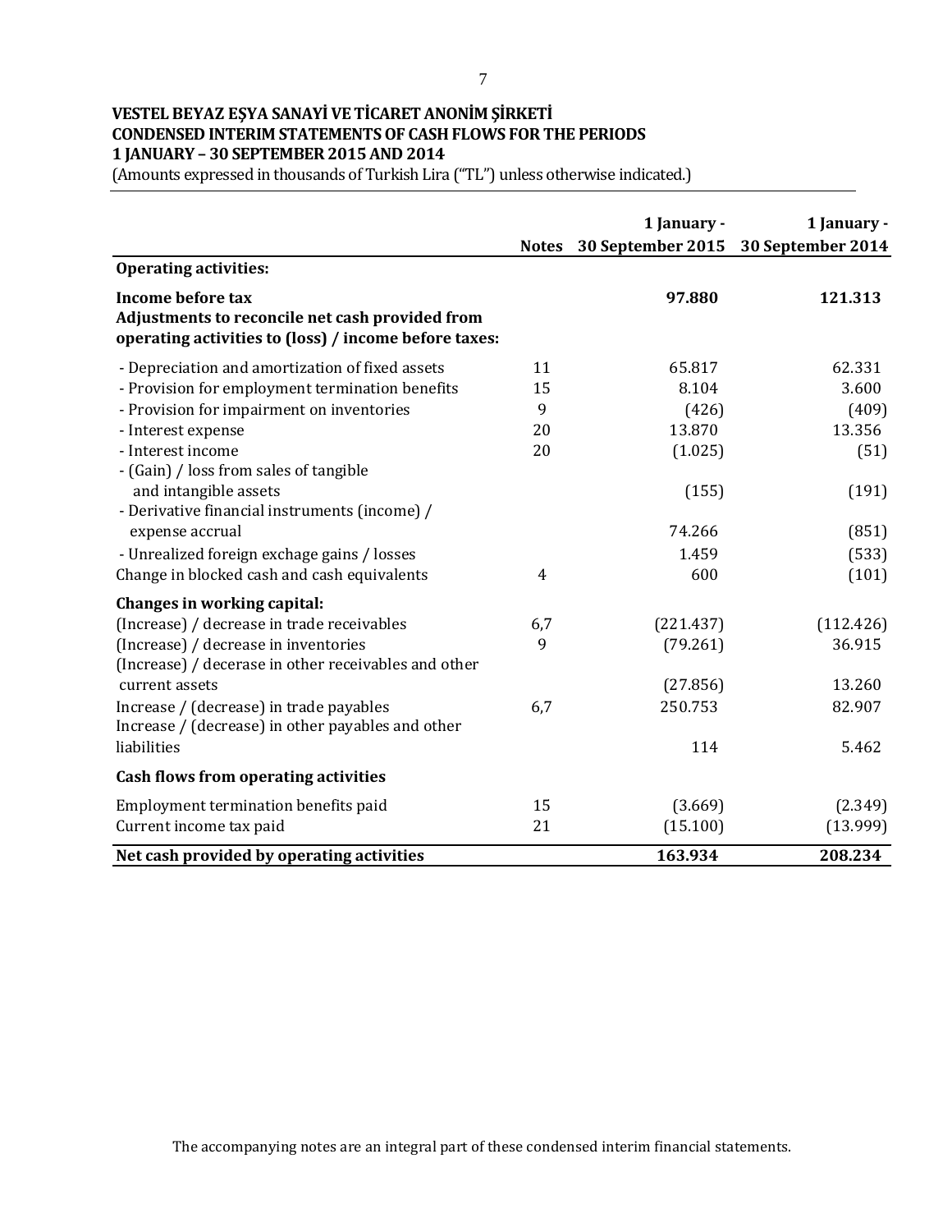**VESTEL BEYAZ EŞYA SANAYİ VE TİCARET ANONİM ŞİRKETİ**
**CONDENSED INTERIM STATEMENTS OF CASH FLOWS FOR THE PERIODS**
**1 JANUARY – 30 SEPTEMBER 2015 AND 2014**
(Amounts expressed in thousands of Turkish Lira ("TL") unless otherwise indicated.)

| | Notes | 1 January - 30 September 2015 | 1 January - 30 September 2014 |
|---|---|---|---|
| **Operating activities:** | | | |
| **Income before tax** | | **97.880** | **121.313** |
| **Adjustments to reconcile net cash provided from operating activities to (loss) / income before taxes:** | | | |
| - Depreciation and amortization of fixed assets | 11 | 65.817 | 62.331 |
| - Provision for employment termination benefits | 15 | 8.104 | 3.600 |
| - Provision for impairment on inventories | 9 | (426) | (409) |
| - Interest expense | 20 | 13.870 | 13.356 |
| - Interest income | 20 | (1.025) | (51) |
| - (Gain) / loss from sales of tangible and intangible assets | | (155) | (191) |
| - Derivative financial instruments (income) / expense accrual | | 74.266 | (851) |
| - Unrealized foreign exchage gains / losses | | 1.459 | (533) |
| Change in blocked cash and cash equivalents | 4 | 600 | (101) |
| **Changes in working capital:** | | | |
| (Increase) / decrease in trade receivables | 6,7 | (221.437) | (112.426) |
| (Increase) / decrease in inventories | 9 | (79.261) | 36.915 |
| (Increase) / decerase in other receivables and other current assets | | (27.856) | 13.260 |
| Increase / (decrease) in trade payables | 6,7 | 250.753 | 82.907 |
| Increase / (decrease) in other payables and other liabilities | | 114 | 5.462 |
| **Cash flows from operating activities** | | | |
| Employment termination benefits paid | 15 | (3.669) | (2.349) |
| Current income tax paid | 21 | (15.100) | (13.999) |
| **Net cash provided by operating activities** | | **163.934** | **208.234** |

The accompanying notes are an integral part of these condensed interim financial statements.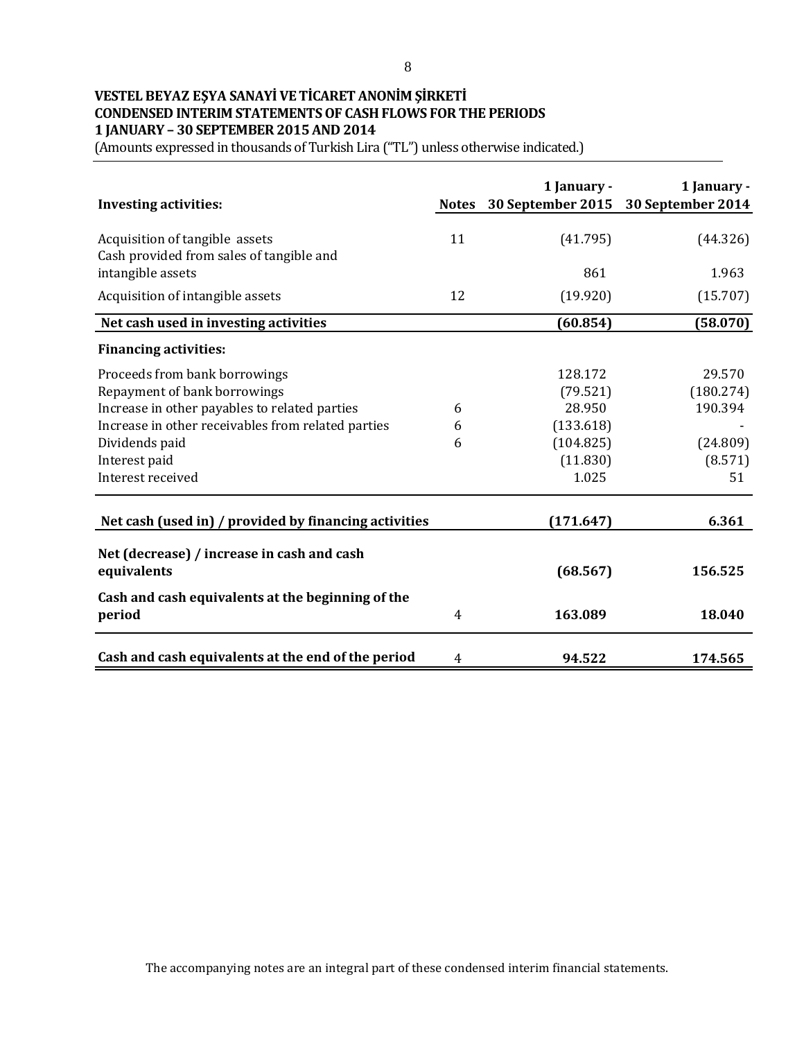# VESTEL BEYAZ EŞYA SANAYİ VE TİCARET ANONİM ŞİRKETİ
## CONDENSED INTERIM STATEMENTS OF CASH FLOWS FOR THE PERIODS 1 JANUARY – 30 SEPTEMBER 2015 AND 2014

(Amounts expressed in thousands of Turkish Lira ("TL") unless otherwise indicated.)

| Investing activities: | Notes | 1 January - 30 September 2015 | 1 January - 30 September 2014 |
|---|---|---|---|
| Acquisition of tangible assets | 11 | (41.795) | (44.326) |
| Cash provided from sales of tangible and intangible assets | | 861 | 1.963 |
| Acquisition of intangible assets | 12 | (19.920) | (15.707) |
| **Net cash used in investing activities** | | **(60.854)** | **(58.070)** |
| **Financing activities:** | | | |
| Proceeds from bank borrowings | | 128.172 | 29.570 |
| Repayment of bank borrowings | | (79.521) | (180.274) |
| Increase in other payables to related parties | 6 | 28.950 | 190.394 |
| Increase in other receivables from related parties | 6 | (133.618) | - |
| Dividends paid | 6 | (104.825) | (24.809) |
| Interest paid | | (11.830) | (8.571) |
| Interest received | | 1.025 | 51 |
| **Net cash (used in) / provided by financing activities** | | **(171.647)** | **6.361** |
| **Net (decrease) / increase in cash and cash equivalents** | | **(68.567)** | **156.525** |
| **Cash and cash equivalents at the beginning of the period** | 4 | **163.089** | **18.040** |
| **Cash and cash equivalents at the end of the period** | 4 | **94.522** | **174.565** |

The accompanying notes are an integral part of these condensed interim financial statements.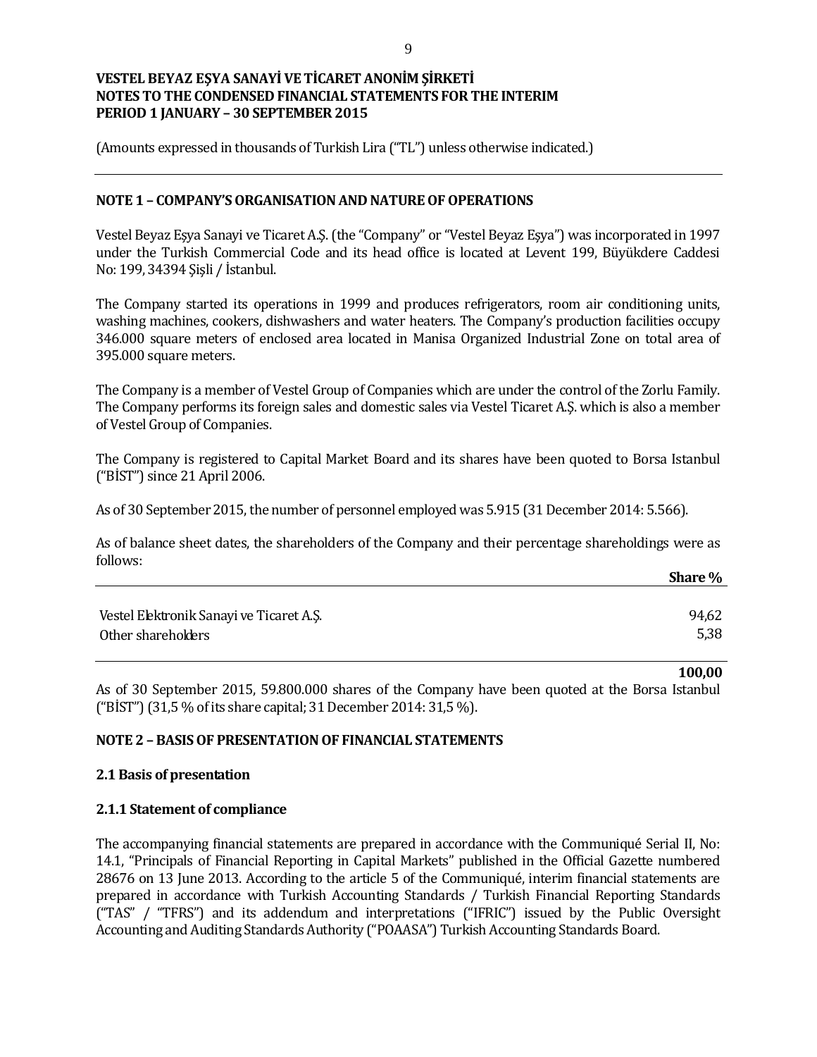VESTEL BEYAZ EŞYA SANAYİ VE TİCARET ANONİM ŞİRKETİ
NOTES TO THE CONDENSED FINANCIAL STATEMENTS FOR THE INTERIM PERIOD 1 JANUARY – 30 SEPTEMBER 2015

(Amounts expressed in thousands of Turkish Lira ("TL") unless otherwise indicated.)

## NOTE 1 – COMPANY'S ORGANISATION AND NATURE OF OPERATIONS

Vestel Beyaz Eşya Sanayi ve Ticaret A.Ş. (the "Company" or "Vestel Beyaz Eşya") was incorporated in 1997 under the Turkish Commercial Code and its head office is located at Levent 199, Büyükdere Caddesi No: 199, 34394 Şişli / İstanbul.

The Company started its operations in 1999 and produces refrigerators, room air conditioning units, washing machines, cookers, dishwashers and water heaters. The Company's production facilities occupy 346.000 square meters of enclosed area located in Manisa Organized Industrial Zone on total area of 395.000 square meters.

The Company is a member of Vestel Group of Companies which are under the control of the Zorlu Family. The Company performs its foreign sales and domestic sales via Vestel Ticaret A.Ş. which is also a member of Vestel Group of Companies.

The Company is registered to Capital Market Board and its shares have been quoted to Borsa Istanbul ("BİST") since 21 April 2006.

As of 30 September 2015, the number of personnel employed was 5.915 (31 December 2014: 5.566).

As of balance sheet dates, the shareholders of the Company and their percentage shareholdings were as follows:

| | Share % |
|---|---|
| Vestel Elektronik Sanayi ve Ticaret A.Ş. | 94,62 |
| Other shareholders | 5,38 |
| | **100,00** |

As of 30 September 2015, 59.800.000 shares of the Company have been quoted at the Borsa Istanbul ("BİST") (31,5 % of its share capital; 31 December 2014: 31,5 %).

## NOTE 2 – BASIS OF PRESENTATION OF FINANCIAL STATEMENTS

### 2.1 Basis of presentation

### 2.1.1 Statement of compliance

The accompanying financial statements are prepared in accordance with the Communiqué Serial II, No: 14.1, "Principals of Financial Reporting in Capital Markets" published in the Official Gazette numbered 28676 on 13 June 2013. According to the article 5 of the Communiqué, interim financial statements are prepared in accordance with Turkish Accounting Standards / Turkish Financial Reporting Standards ("TAS" / "TFRS") and its addendum and interpretations ("IFRIC") issued by the Public Oversight Accounting and Auditing Standards Authority ("POAASA") Turkish Accounting Standards Board.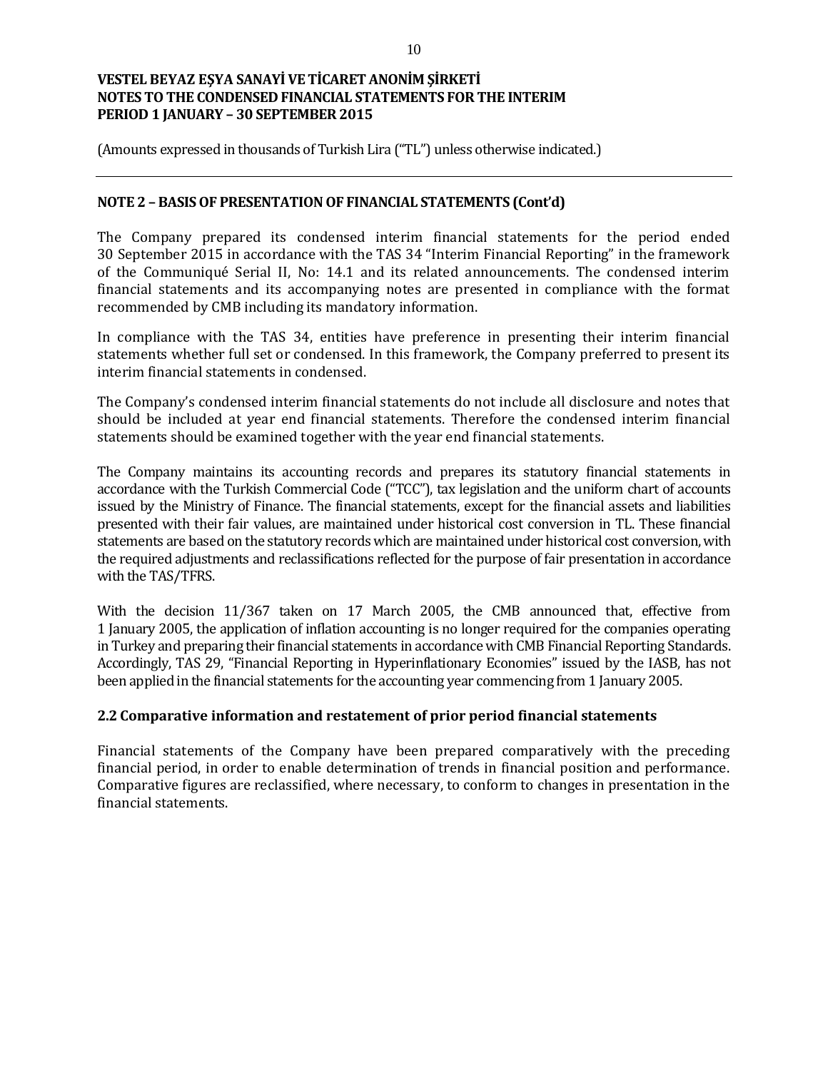(Amounts expressed in thousands of Turkish Lira ("TL") unless otherwise indicated.)

## NOTE 2 – BASIS OF PRESENTATION OF FINANCIAL STATEMENTS (Cont'd)

The Company prepared its condensed interim financial statements for the period ended 30 September 2015 in accordance with the TAS 34 "Interim Financial Reporting" in the framework of the Communiqué Serial II, No: 14.1 and its related announcements. The condensed interim financial statements and its accompanying notes are presented in compliance with the format recommended by CMB including its mandatory information.

In compliance with the TAS 34, entities have preference in presenting their interim financial statements whether full set or condensed. In this framework, the Company preferred to present its interim financial statements in condensed.

The Company's condensed interim financial statements do not include all disclosure and notes that should be included at year end financial statements. Therefore the condensed interim financial statements should be examined together with the year end financial statements.

The Company maintains its accounting records and prepares its statutory financial statements in accordance with the Turkish Commercial Code ("TCC"), tax legislation and the uniform chart of accounts issued by the Ministry of Finance. The financial statements, except for the financial assets and liabilities presented with their fair values, are maintained under historical cost conversion in TL. These financial statements are based on the statutory records which are maintained under historical cost conversion, with the required adjustments and reclassifications reflected for the purpose of fair presentation in accordance with the TAS/TFRS.

With the decision 11/367 taken on 17 March 2005, the CMB announced that, effective from 1 January 2005, the application of inflation accounting is no longer required for the companies operating in Turkey and preparing their financial statements in accordance with CMB Financial Reporting Standards. Accordingly, TAS 29, "Financial Reporting in Hyperinflationary Economies" issued by the IASB, has not been applied in the financial statements for the accounting year commencing from 1 January 2005.

### 2.2 Comparative information and restatement of prior period financial statements

Financial statements of the Company have been prepared comparatively with the preceding financial period, in order to enable determination of trends in financial position and performance. Comparative figures are reclassified, where necessary, to conform to changes in presentation in the financial statements.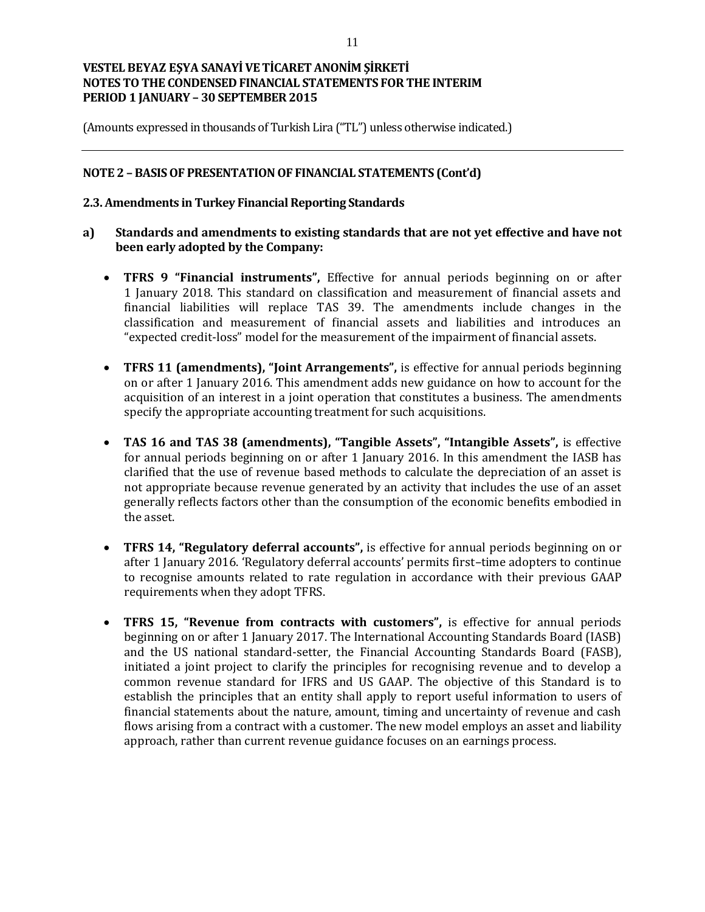(Amounts expressed in thousands of Turkish Lira ("TL") unless otherwise indicated.)

## NOTE 2 – BASIS OF PRESENTATION OF FINANCIAL STATEMENTS (Cont'd)

### 2.3. Amendments in Turkey Financial Reporting Standards

**a) Standards and amendments to existing standards that are not yet effective and have not been early adopted by the Company:**

- **TFRS 9 "Financial instruments",** Effective for annual periods beginning on or after 1 January 2018. This standard on classification and measurement of financial assets and financial liabilities will replace TAS 39. The amendments include changes in the classification and measurement of financial assets and liabilities and introduces an "expected credit-loss" model for the measurement of the impairment of financial assets.

- **TFRS 11 (amendments), "Joint Arrangements",** is effective for annual periods beginning on or after 1 January 2016. This amendment adds new guidance on how to account for the acquisition of an interest in a joint operation that constitutes a business. The amendments specify the appropriate accounting treatment for such acquisitions.

- **TAS 16 and TAS 38 (amendments), "Tangible Assets", "Intangible Assets",** is effective for annual periods beginning on or after 1 January 2016. In this amendment the IASB has clarified that the use of revenue based methods to calculate the depreciation of an asset is not appropriate because revenue generated by an activity that includes the use of an asset generally reflects factors other than the consumption of the economic benefits embodied in the asset.

- **TFRS 14, "Regulatory deferral accounts",** is effective for annual periods beginning on or after 1 January 2016. 'Regulatory deferral accounts' permits first–time adopters to continue to recognise amounts related to rate regulation in accordance with their previous GAAP requirements when they adopt TFRS.

- **TFRS 15, "Revenue from contracts with customers",** is effective for annual periods beginning on or after 1 January 2017. The International Accounting Standards Board (IASB) and the US national standard-setter, the Financial Accounting Standards Board (FASB), initiated a joint project to clarify the principles for recognising revenue and to develop a common revenue standard for IFRS and US GAAP. The objective of this Standard is to establish the principles that an entity shall apply to report useful information to users of financial statements about the nature, amount, timing and uncertainty of revenue and cash flows arising from a contract with a customer. The new model employs an asset and liability approach, rather than current revenue guidance focuses on an earnings process.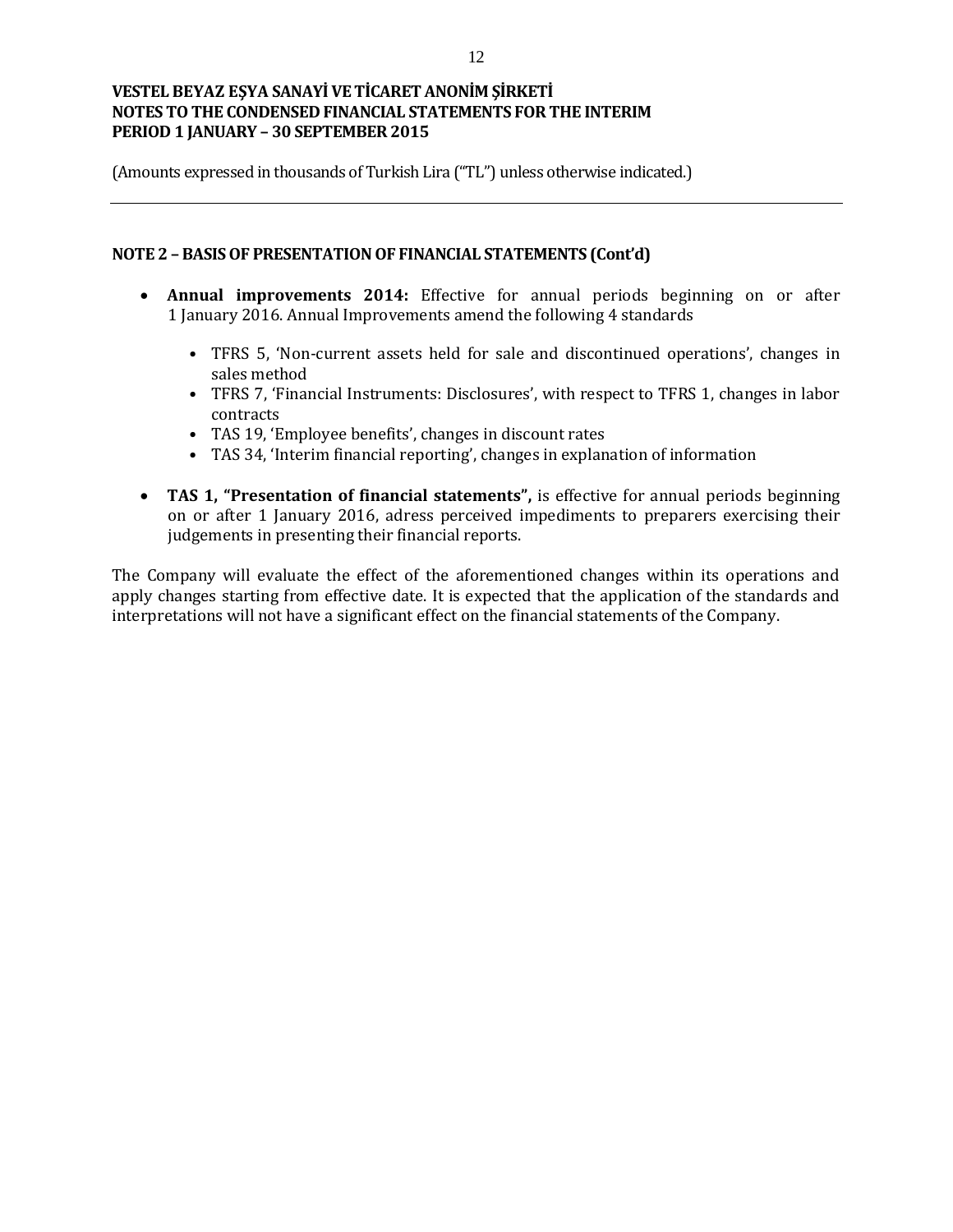## NOTE 2 – BASIS OF PRESENTATION OF FINANCIAL STATEMENTS (Cont'd)

- **Annual improvements 2014:** Effective for annual periods beginning on or after 1 January 2016. Annual Improvements amend the following 4 standards
    - TFRS 5, 'Non-current assets held for sale and discontinued operations', changes in sales method
    - TFRS 7, 'Financial Instruments: Disclosures', with respect to TFRS 1, changes in labor contracts
    - TAS 19, 'Employee benefits', changes in discount rates
    - TAS 34, 'Interim financial reporting', changes in explanation of information

- **TAS 1, "Presentation of financial statements",** is effective for annual periods beginning on or after 1 January 2016, adress perceived impediments to preparers exercising their judgements in presenting their financial reports.

The Company will evaluate the effect of the aforementioned changes within its operations and apply changes starting from effective date. It is expected that the application of the standards and interpretations will not have a significant effect on the financial statements of the Company.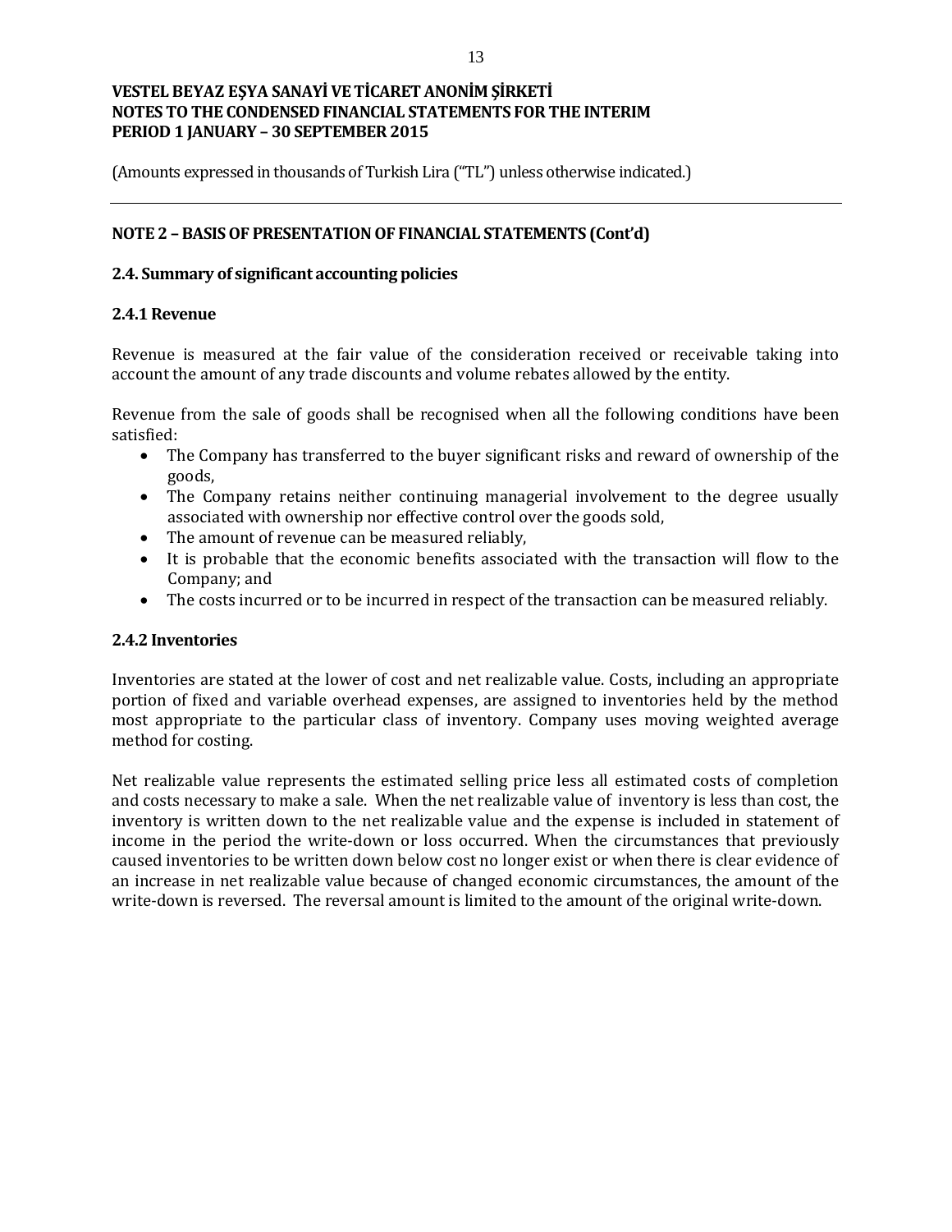## NOTE 2 – BASIS OF PRESENTATION OF FINANCIAL STATEMENTS (Cont'd)

### 2.4. Summary of significant accounting policies

#### 2.4.1 Revenue

Revenue is measured at the fair value of the consideration received or receivable taking into account the amount of any trade discounts and volume rebates allowed by the entity.

Revenue from the sale of goods shall be recognised when all the following conditions have been satisfied:

- The Company has transferred to the buyer significant risks and reward of ownership of the goods,
- The Company retains neither continuing managerial involvement to the degree usually associated with ownership nor effective control over the goods sold,
- The amount of revenue can be measured reliably,
- It is probable that the economic benefits associated with the transaction will flow to the Company; and
- The costs incurred or to be incurred in respect of the transaction can be measured reliably.

#### 2.4.2 Inventories

Inventories are stated at the lower of cost and net realizable value. Costs, including an appropriate portion of fixed and variable overhead expenses, are assigned to inventories held by the method most appropriate to the particular class of inventory. Company uses moving weighted average method for costing.

Net realizable value represents the estimated selling price less all estimated costs of completion and costs necessary to make a sale. When the net realizable value of inventory is less than cost, the inventory is written down to the net realizable value and the expense is included in statement of income in the period the write-down or loss occurred. When the circumstances that previously caused inventories to be written down below cost no longer exist or when there is clear evidence of an increase in net realizable value because of changed economic circumstances, the amount of the write-down is reversed. The reversal amount is limited to the amount of the original write-down.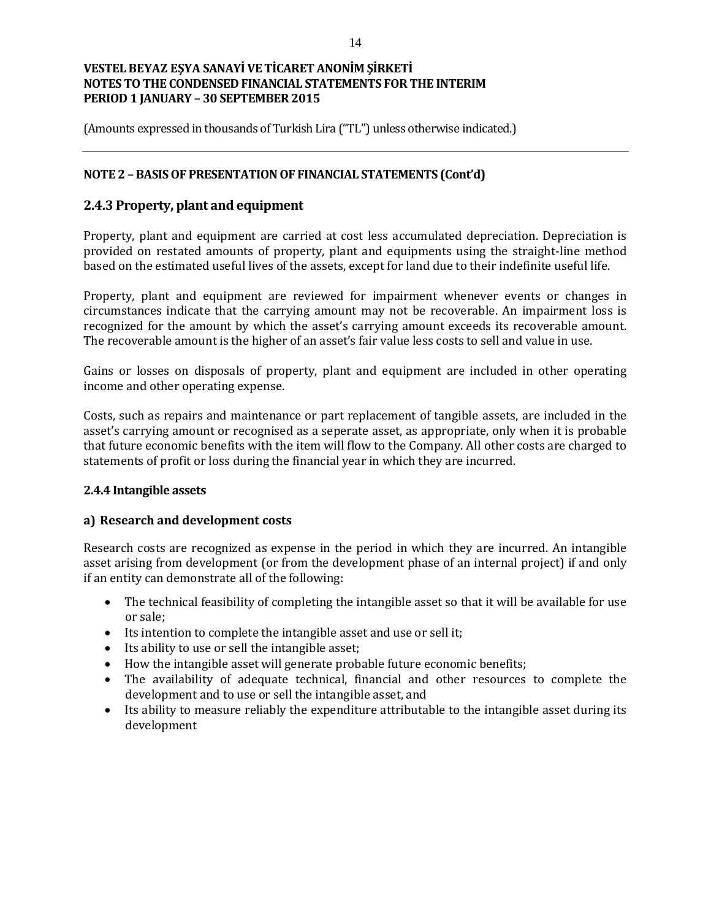**NOTE 2 – BASIS OF PRESENTATION OF FINANCIAL STATEMENTS (Cont'd)**

## 2.4.3 Property, plant and equipment

Property, plant and equipment are carried at cost less accumulated depreciation. Depreciation is provided on restated amounts of property, plant and equipments using the straight-line method based on the estimated useful lives of the assets, except for land due to their indefinite useful life.

Property, plant and equipment are reviewed for impairment whenever events or changes in circumstances indicate that the carrying amount may not be recoverable. An impairment loss is recognized for the amount by which the asset's carrying amount exceeds its recoverable amount. The recoverable amount is the higher of an asset's fair value less costs to sell and value in use.

Gains or losses on disposals of property, plant and equipment are included in other operating income and other operating expense.

Costs, such as repairs and maintenance or part replacement of tangible assets, are included in the asset's carrying amount or recognised as a seperate asset, as appropriate, only when it is probable that future economic benefits with the item will flow to the Company. All other costs are charged to statements of profit or loss during the financial year in which they are incurred.

### 2.4.4 Intangible assets

**a) Research and development costs**

Research costs are recognized as expense in the period in which they are incurred. An intangible asset arising from development (or from the development phase of an internal project) if and only if an entity can demonstrate all of the following:

- The technical feasibility of completing the intangible asset so that it will be available for use or sale;
- Its intention to complete the intangible asset and use or sell it;
- Its ability to use or sell the intangible asset;
- How the intangible asset will generate probable future economic benefits;
- The availability of adequate technical, financial and other resources to complete the development and to use or sell the intangible asset, and
- Its ability to measure reliably the expenditure attributable to the intangible asset during its development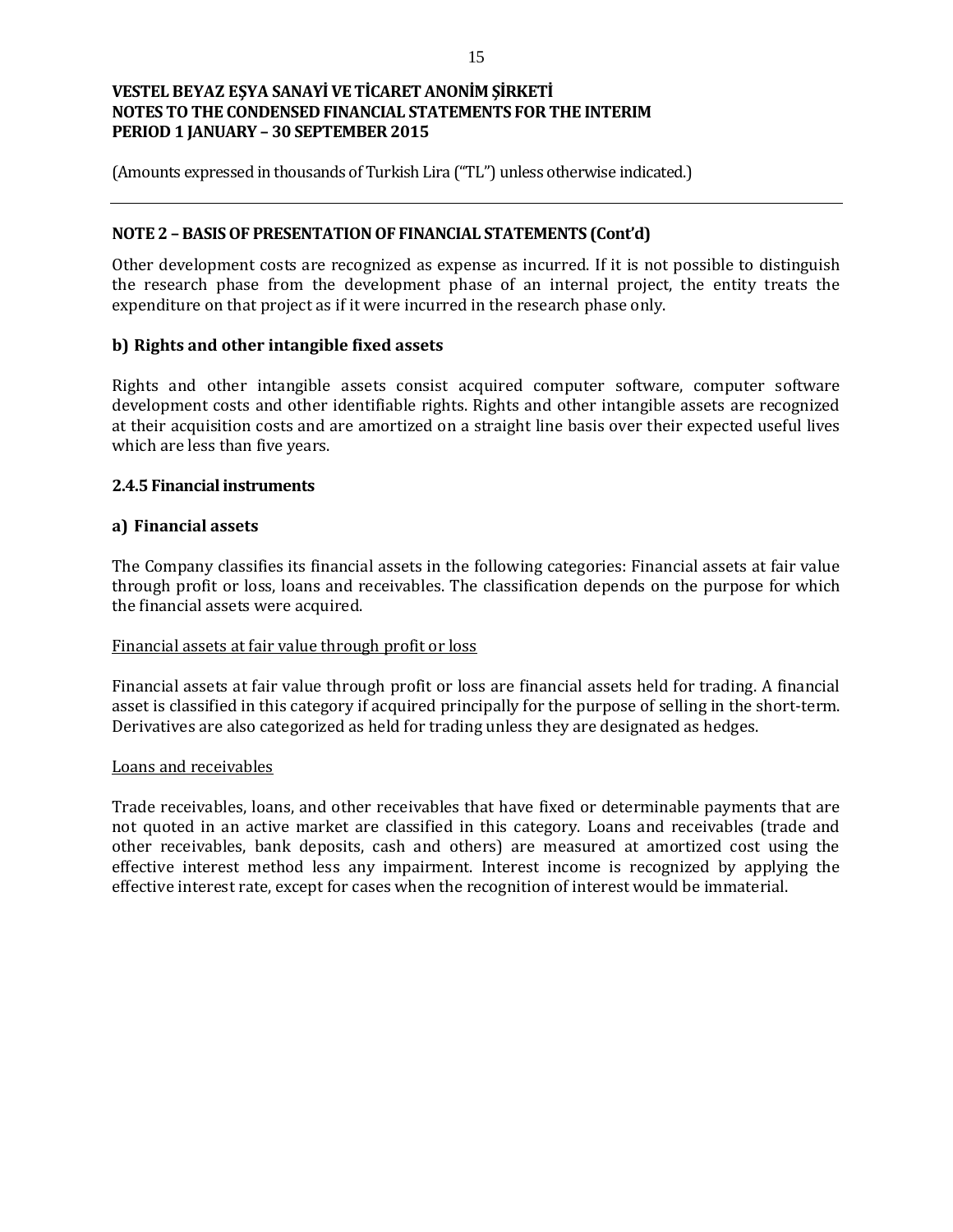## NOTE 2 – BASIS OF PRESENTATION OF FINANCIAL STATEMENTS (Cont'd)

Other development costs are recognized as expense as incurred. If it is not possible to distinguish the research phase from the development phase of an internal project, the entity treats the expenditure on that project as if it were incurred in the research phase only.

### b) Rights and other intangible fixed assets

Rights and other intangible assets consist acquired computer software, computer software development costs and other identifiable rights. Rights and other intangible assets are recognized at their acquisition costs and are amortized on a straight line basis over their expected useful lives which are less than five years.

### 2.4.5 Financial instruments

### a) Financial assets

The Company classifies its financial assets in the following categories: Financial assets at fair value through profit or loss, loans and receivables. The classification depends on the purpose for which the financial assets were acquired.

Financial assets at fair value through profit or loss

Financial assets at fair value through profit or loss are financial assets held for trading. A financial asset is classified in this category if acquired principally for the purpose of selling in the short-term. Derivatives are also categorized as held for trading unless they are designated as hedges.

Loans and receivables

Trade receivables, loans, and other receivables that have fixed or determinable payments that are not quoted in an active market are classified in this category. Loans and receivables (trade and other receivables, bank deposits, cash and others) are measured at amortized cost using the effective interest method less any impairment. Interest income is recognized by applying the effective interest rate, except for cases when the recognition of interest would be immaterial.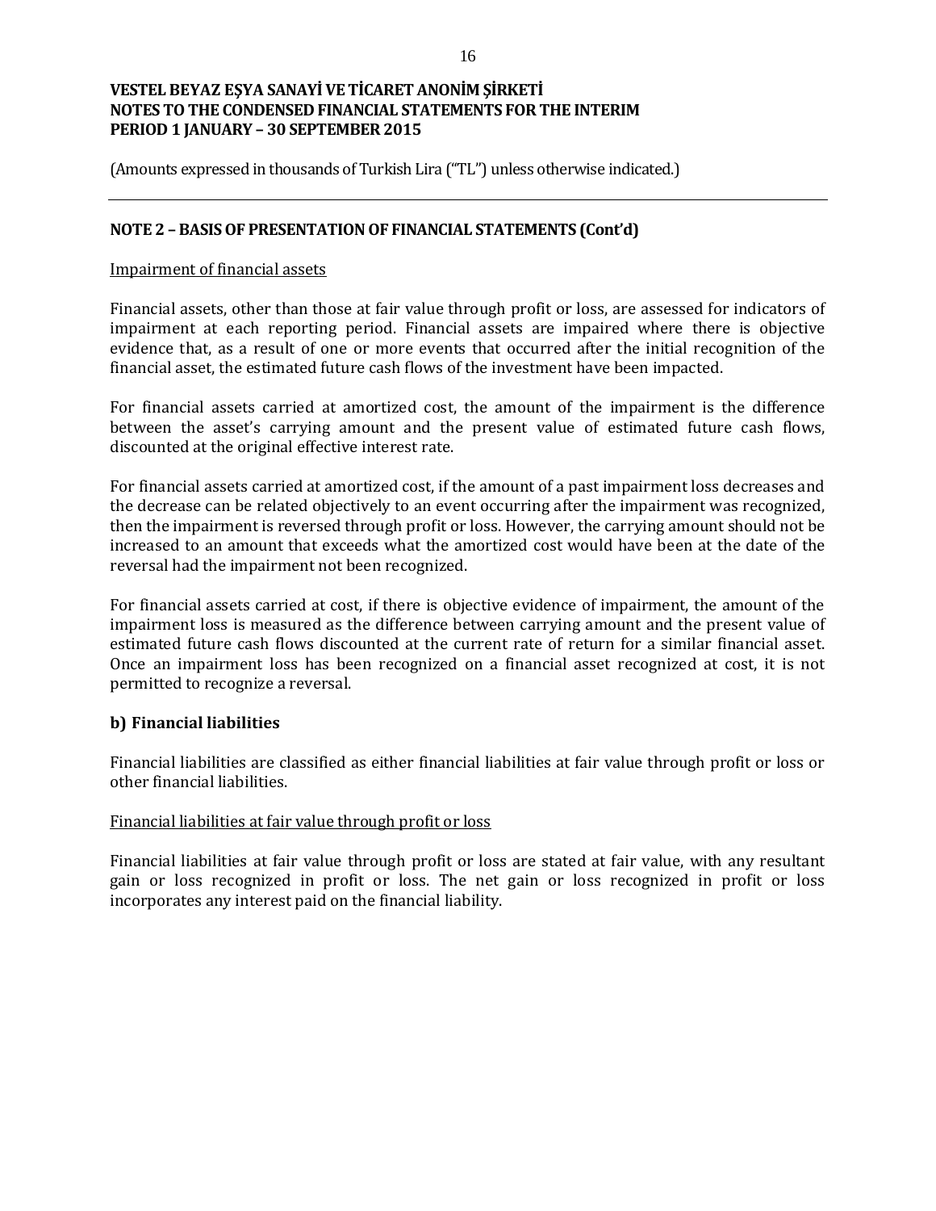## NOTE 2 – BASIS OF PRESENTATION OF FINANCIAL STATEMENTS (Cont'd)

Impairment of financial assets

Financial assets, other than those at fair value through profit or loss, are assessed for indicators of impairment at each reporting period. Financial assets are impaired where there is objective evidence that, as a result of one or more events that occurred after the initial recognition of the financial asset, the estimated future cash flows of the investment have been impacted.

For financial assets carried at amortized cost, the amount of the impairment is the difference between the asset's carrying amount and the present value of estimated future cash flows, discounted at the original effective interest rate.

For financial assets carried at amortized cost, if the amount of a past impairment loss decreases and the decrease can be related objectively to an event occurring after the impairment was recognized, then the impairment is reversed through profit or loss. However, the carrying amount should not be increased to an amount that exceeds what the amortized cost would have been at the date of the reversal had the impairment not been recognized.

For financial assets carried at cost, if there is objective evidence of impairment, the amount of the impairment loss is measured as the difference between carrying amount and the present value of estimated future cash flows discounted at the current rate of return for a similar financial asset. Once an impairment loss has been recognized on a financial asset recognized at cost, it is not permitted to recognize a reversal.

### b) Financial liabilities

Financial liabilities are classified as either financial liabilities at fair value through profit or loss or other financial liabilities.

Financial liabilities at fair value through profit or loss

Financial liabilities at fair value through profit or loss are stated at fair value, with any resultant gain or loss recognized in profit or loss. The net gain or loss recognized in profit or loss incorporates any interest paid on the financial liability.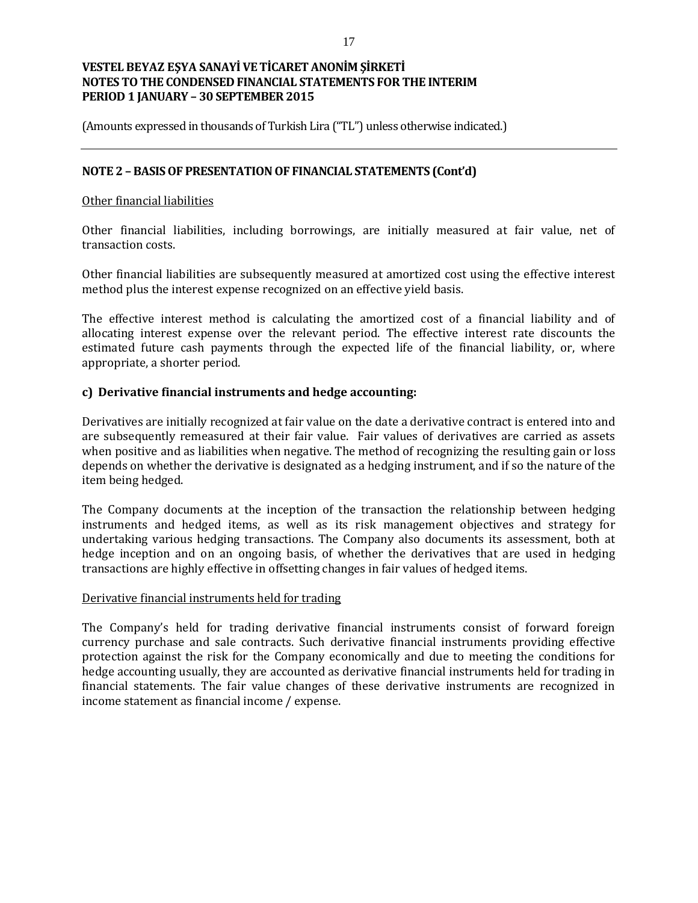## NOTE 2 – BASIS OF PRESENTATION OF FINANCIAL STATEMENTS (Cont'd)

Other financial liabilities

Other financial liabilities, including borrowings, are initially measured at fair value, net of transaction costs.

Other financial liabilities are subsequently measured at amortized cost using the effective interest method plus the interest expense recognized on an effective yield basis.

The effective interest method is calculating the amortized cost of a financial liability and of allocating interest expense over the relevant period. The effective interest rate discounts the estimated future cash payments through the expected life of the financial liability, or, where appropriate, a shorter period.

### c) Derivative financial instruments and hedge accounting:

Derivatives are initially recognized at fair value on the date a derivative contract is entered into and are subsequently remeasured at their fair value. Fair values of derivatives are carried as assets when positive and as liabilities when negative. The method of recognizing the resulting gain or loss depends on whether the derivative is designated as a hedging instrument, and if so the nature of the item being hedged.

The Company documents at the inception of the transaction the relationship between hedging instruments and hedged items, as well as its risk management objectives and strategy for undertaking various hedging transactions. The Company also documents its assessment, both at hedge inception and on an ongoing basis, of whether the derivatives that are used in hedging transactions are highly effective in offsetting changes in fair values of hedged items.

Derivative financial instruments held for trading

The Company's held for trading derivative financial instruments consist of forward foreign currency purchase and sale contracts. Such derivative financial instruments providing effective protection against the risk for the Company economically and due to meeting the conditions for hedge accounting usually, they are accounted as derivative financial instruments held for trading in financial statements. The fair value changes of these derivative instruments are recognized in income statement as financial income / expense.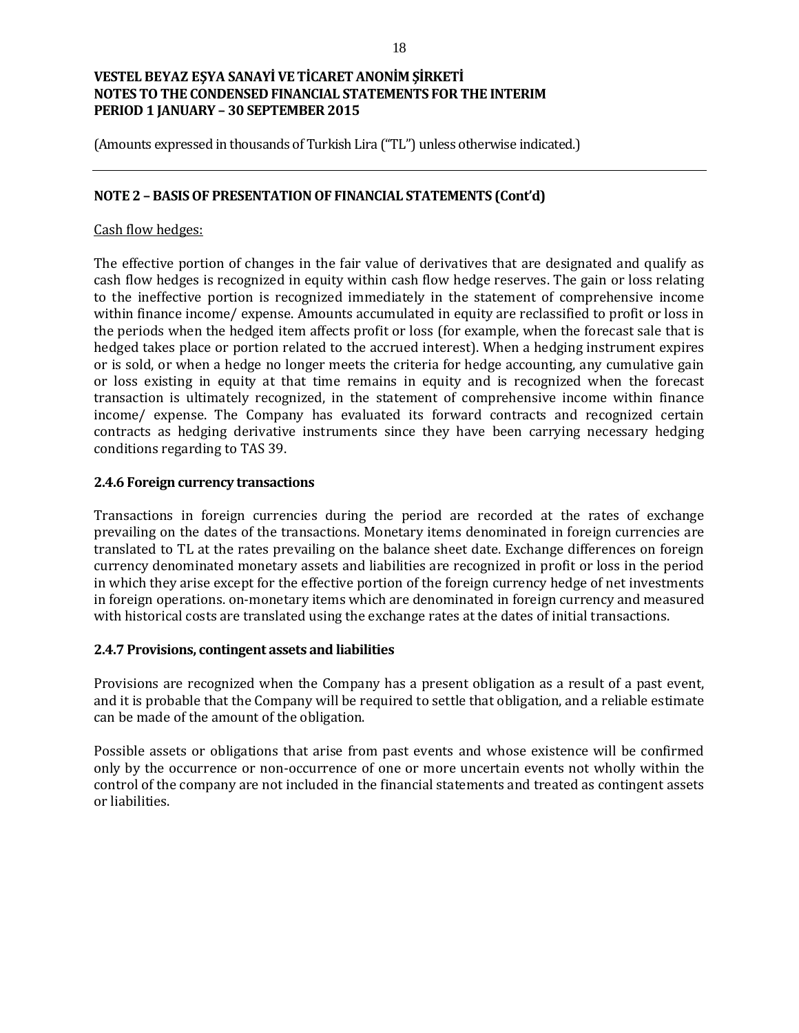(Amounts expressed in thousands of Turkish Lira ("TL") unless otherwise indicated.)

## NOTE 2 – BASIS OF PRESENTATION OF FINANCIAL STATEMENTS (Cont'd)

Cash flow hedges:

The effective portion of changes in the fair value of derivatives that are designated and qualify as cash flow hedges is recognized in equity within cash flow hedge reserves. The gain or loss relating to the ineffective portion is recognized immediately in the statement of comprehensive income within finance income/ expense. Amounts accumulated in equity are reclassified to profit or loss in the periods when the hedged item affects profit or loss (for example, when the forecast sale that is hedged takes place or portion related to the accrued interest). When a hedging instrument expires or is sold, or when a hedge no longer meets the criteria for hedge accounting, any cumulative gain or loss existing in equity at that time remains in equity and is recognized when the forecast transaction is ultimately recognized, in the statement of comprehensive income within finance income/ expense. The Company has evaluated its forward contracts and recognized certain contracts as hedging derivative instruments since they have been carrying necessary hedging conditions regarding to TAS 39.

### 2.4.6 Foreign currency transactions

Transactions in foreign currencies during the period are recorded at the rates of exchange prevailing on the dates of the transactions. Monetary items denominated in foreign currencies are translated to TL at the rates prevailing on the balance sheet date. Exchange differences on foreign currency denominated monetary assets and liabilities are recognized in profit or loss in the period in which they arise except for the effective portion of the foreign currency hedge of net investments in foreign operations. on-monetary items which are denominated in foreign currency and measured with historical costs are translated using the exchange rates at the dates of initial transactions.

### 2.4.7 Provisions, contingent assets and liabilities

Provisions are recognized when the Company has a present obligation as a result of a past event, and it is probable that the Company will be required to settle that obligation, and a reliable estimate can be made of the amount of the obligation.

Possible assets or obligations that arise from past events and whose existence will be confirmed only by the occurrence or non-occurrence of one or more uncertain events not wholly within the control of the company are not included in the financial statements and treated as contingent assets or liabilities.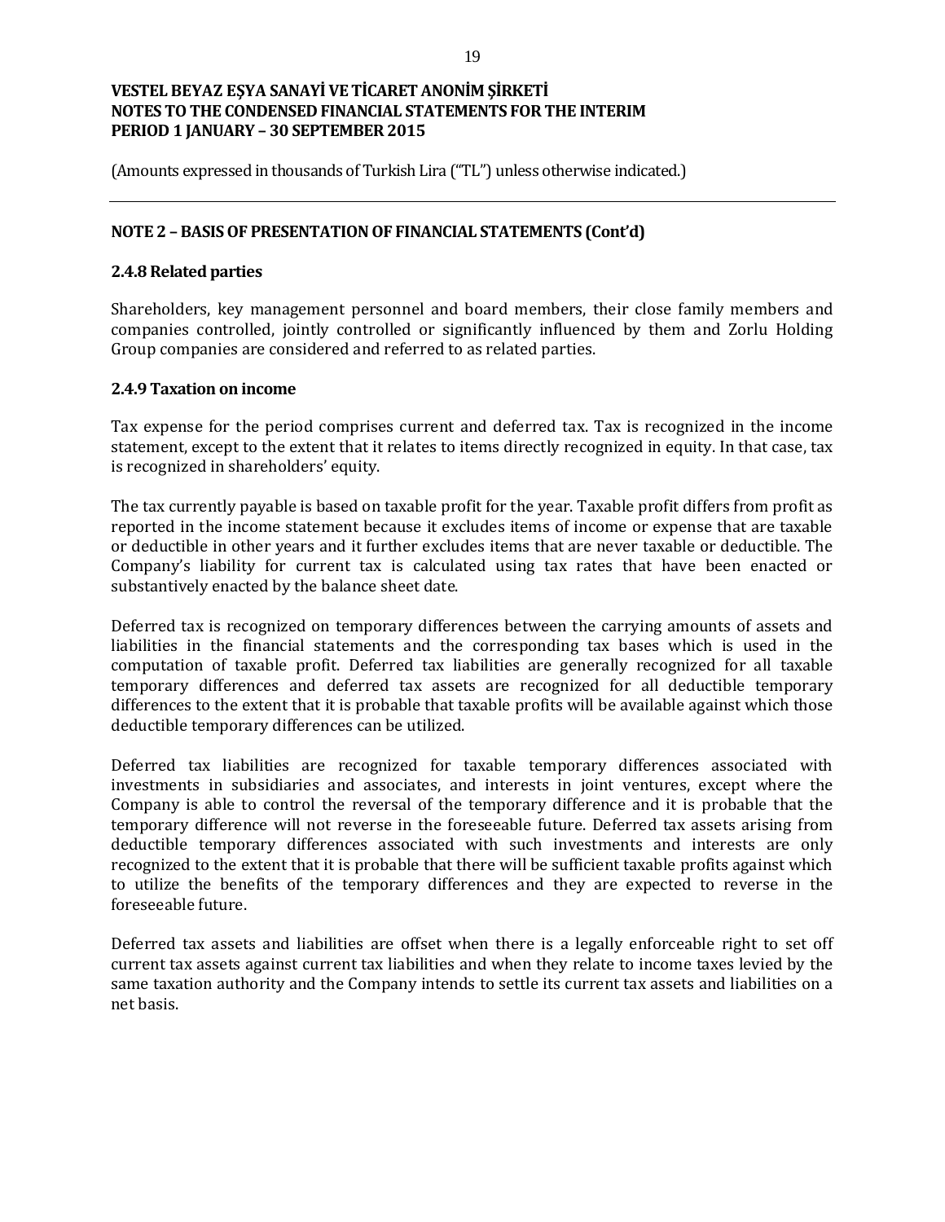## NOTE 2 – BASIS OF PRESENTATION OF FINANCIAL STATEMENTS (Cont'd)

### 2.4.8 Related parties

Shareholders, key management personnel and board members, their close family members and companies controlled, jointly controlled or significantly influenced by them and Zorlu Holding Group companies are considered and referred to as related parties.

### 2.4.9 Taxation on income

Tax expense for the period comprises current and deferred tax. Tax is recognized in the income statement, except to the extent that it relates to items directly recognized in equity. In that case, tax is recognized in shareholders' equity.

The tax currently payable is based on taxable profit for the year. Taxable profit differs from profit as reported in the income statement because it excludes items of income or expense that are taxable or deductible in other years and it further excludes items that are never taxable or deductible. The Company's liability for current tax is calculated using tax rates that have been enacted or substantively enacted by the balance sheet date.

Deferred tax is recognized on temporary differences between the carrying amounts of assets and liabilities in the financial statements and the corresponding tax bases which is used in the computation of taxable profit. Deferred tax liabilities are generally recognized for all taxable temporary differences and deferred tax assets are recognized for all deductible temporary differences to the extent that it is probable that taxable profits will be available against which those deductible temporary differences can be utilized.

Deferred tax liabilities are recognized for taxable temporary differences associated with investments in subsidiaries and associates, and interests in joint ventures, except where the Company is able to control the reversal of the temporary difference and it is probable that the temporary difference will not reverse in the foreseeable future. Deferred tax assets arising from deductible temporary differences associated with such investments and interests are only recognized to the extent that it is probable that there will be sufficient taxable profits against which to utilize the benefits of the temporary differences and they are expected to reverse in the foreseeable future.

Deferred tax assets and liabilities are offset when there is a legally enforceable right to set off current tax assets against current tax liabilities and when they relate to income taxes levied by the same taxation authority and the Company intends to settle its current tax assets and liabilities on a net basis.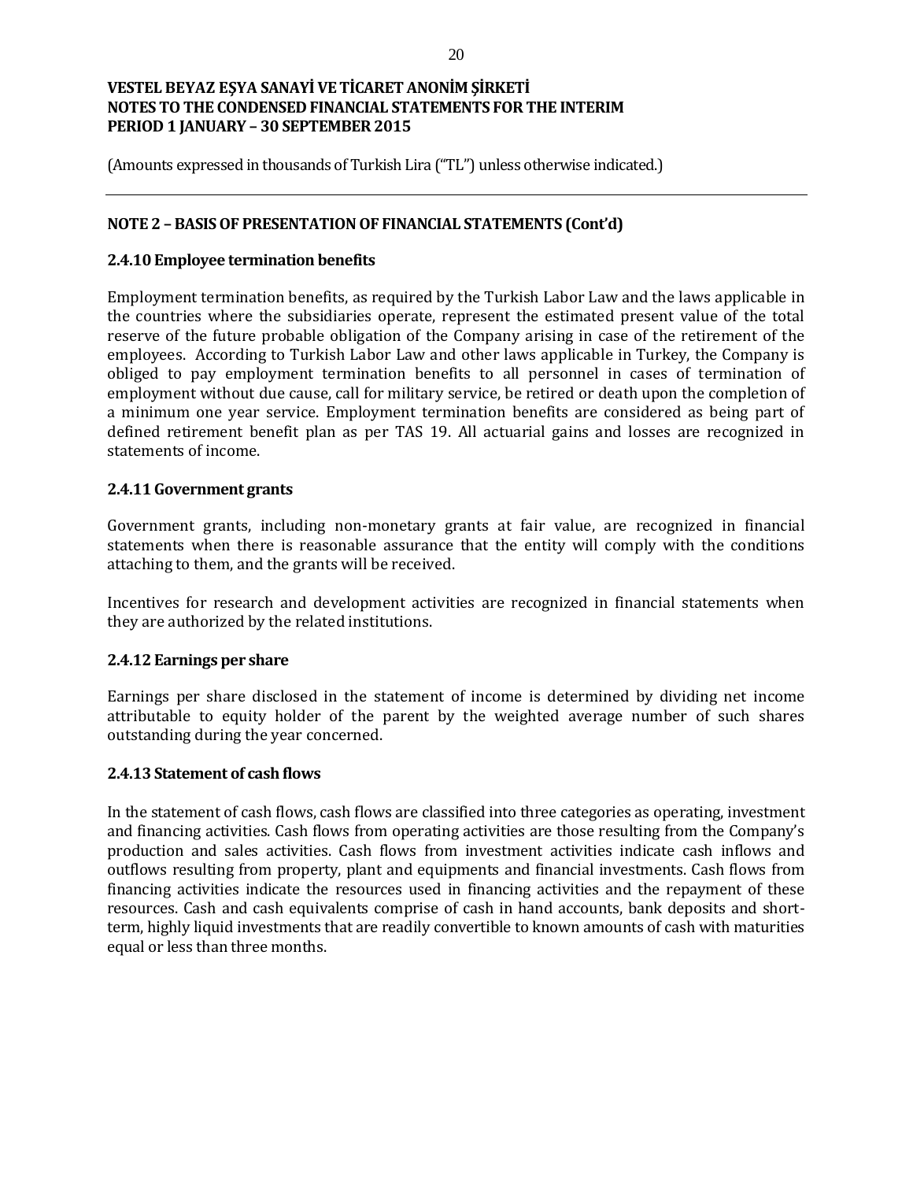## NOTE 2 – BASIS OF PRESENTATION OF FINANCIAL STATEMENTS (Cont'd)

### 2.4.10 Employee termination benefits

Employment termination benefits, as required by the Turkish Labor Law and the laws applicable in the countries where the subsidiaries operate, represent the estimated present value of the total reserve of the future probable obligation of the Company arising in case of the retirement of the employees. According to Turkish Labor Law and other laws applicable in Turkey, the Company is obliged to pay employment termination benefits to all personnel in cases of termination of employment without due cause, call for military service, be retired or death upon the completion of a minimum one year service. Employment termination benefits are considered as being part of defined retirement benefit plan as per TAS 19. All actuarial gains and losses are recognized in statements of income.

### 2.4.11 Government grants

Government grants, including non-monetary grants at fair value, are recognized in financial statements when there is reasonable assurance that the entity will comply with the conditions attaching to them, and the grants will be received.

Incentives for research and development activities are recognized in financial statements when they are authorized by the related institutions.

### 2.4.12 Earnings per share

Earnings per share disclosed in the statement of income is determined by dividing net income attributable to equity holder of the parent by the weighted average number of such shares outstanding during the year concerned.

### 2.4.13 Statement of cash flows

In the statement of cash flows, cash flows are classified into three categories as operating, investment and financing activities. Cash flows from operating activities are those resulting from the Company's production and sales activities. Cash flows from investment activities indicate cash inflows and outflows resulting from property, plant and equipments and financial investments. Cash flows from financing activities indicate the resources used in financing activities and the repayment of these resources. Cash and cash equivalents comprise of cash in hand accounts, bank deposits and short-term, highly liquid investments that are readily convertible to known amounts of cash with maturities equal or less than three months.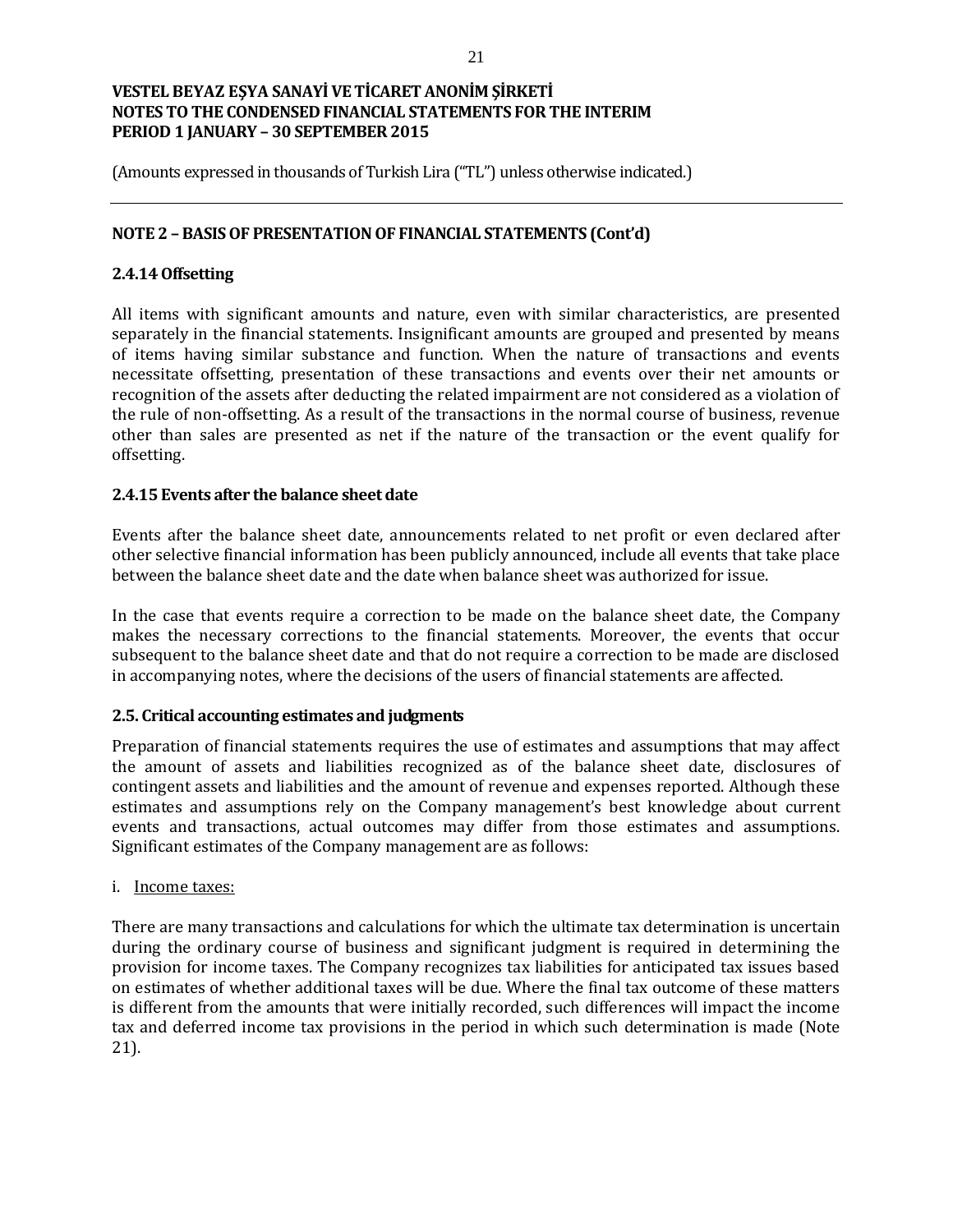(Amounts expressed in thousands of Turkish Lira ("TL") unless otherwise indicated.)

## NOTE 2 – BASIS OF PRESENTATION OF FINANCIAL STATEMENTS (Cont'd)

### 2.4.14 Offsetting

All items with significant amounts and nature, even with similar characteristics, are presented separately in the financial statements. Insignificant amounts are grouped and presented by means of items having similar substance and function. When the nature of transactions and events necessitate offsetting, presentation of these transactions and events over their net amounts or recognition of the assets after deducting the related impairment are not considered as a violation of the rule of non-offsetting. As a result of the transactions in the normal course of business, revenue other than sales are presented as net if the nature of the transaction or the event qualify for offsetting.

### 2.4.15 Events after the balance sheet date

Events after the balance sheet date, announcements related to net profit or even declared after other selective financial information has been publicly announced, include all events that take place between the balance sheet date and the date when balance sheet was authorized for issue.

In the case that events require a correction to be made on the balance sheet date, the Company makes the necessary corrections to the financial statements. Moreover, the events that occur subsequent to the balance sheet date and that do not require a correction to be made are disclosed in accompanying notes, where the decisions of the users of financial statements are affected.

### 2.5. Critical accounting estimates and judgments

Preparation of financial statements requires the use of estimates and assumptions that may affect the amount of assets and liabilities recognized as of the balance sheet date, disclosures of contingent assets and liabilities and the amount of revenue and expenses reported. Although these estimates and assumptions rely on the Company management's best knowledge about current events and transactions, actual outcomes may differ from those estimates and assumptions. Significant estimates of the Company management are as follows:

i. Income taxes:

There are many transactions and calculations for which the ultimate tax determination is uncertain during the ordinary course of business and significant judgment is required in determining the provision for income taxes. The Company recognizes tax liabilities for anticipated tax issues based on estimates of whether additional taxes will be due. Where the final tax outcome of these matters is different from the amounts that were initially recorded, such differences will impact the income tax and deferred income tax provisions in the period in which such determination is made (Note 21).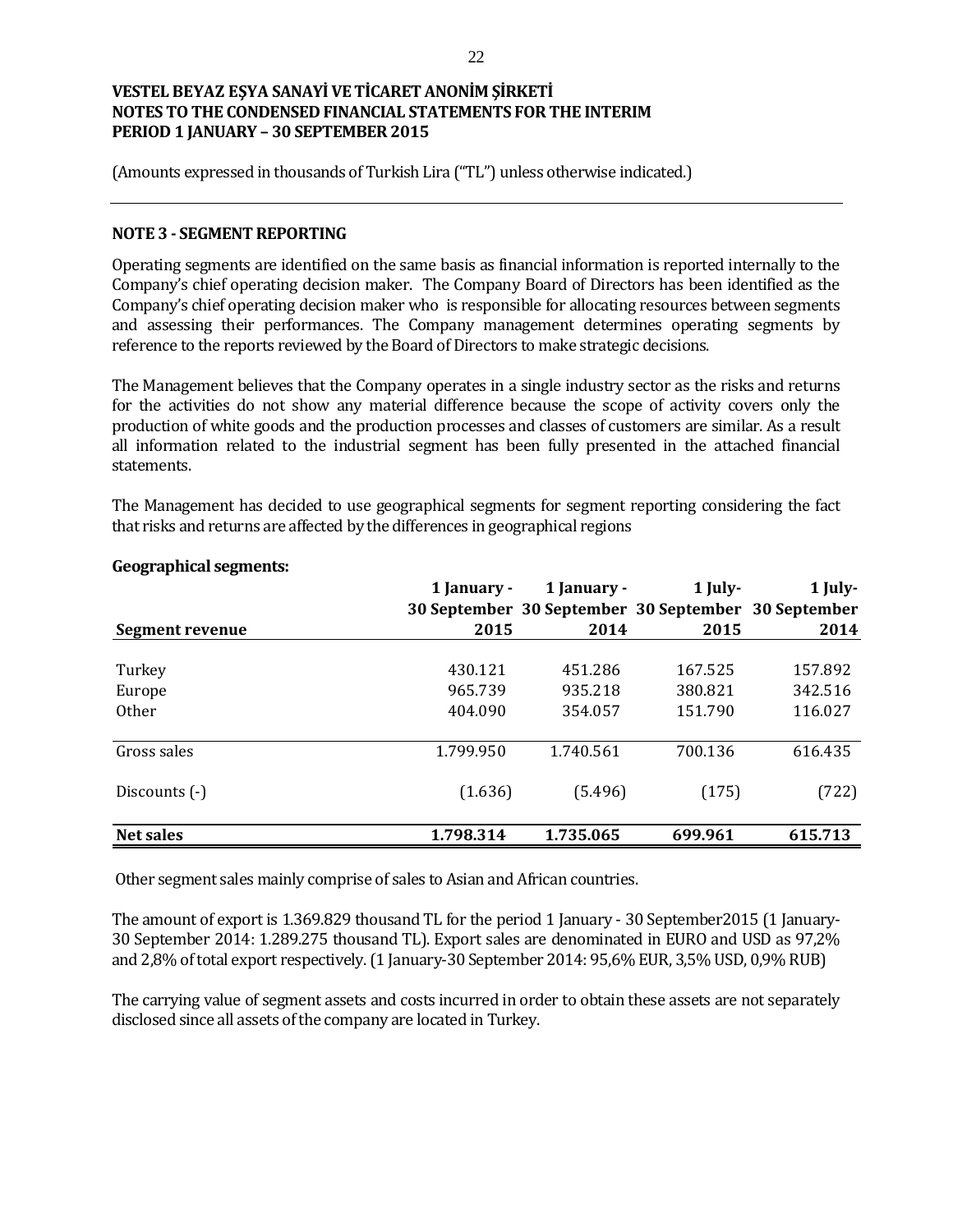VESTEL BEYAZ EŞYA SANAYİ VE TİCARET ANONİM ŞİRKETİ
NOTES TO THE CONDENSED FINANCIAL STATEMENTS FOR THE INTERIM
PERIOD 1 JANUARY – 30 SEPTEMBER 2015

(Amounts expressed in thousands of Turkish Lira ("TL") unless otherwise indicated.)

## NOTE 3 - SEGMENT REPORTING

Operating segments are identified on the same basis as financial information is reported internally to the Company's chief operating decision maker. The Company Board of Directors has been identified as the Company's chief operating decision maker who is responsible for allocating resources between segments and assessing their performances. The Company management determines operating segments by reference to the reports reviewed by the Board of Directors to make strategic decisions.

The Management believes that the Company operates in a single industry sector as the risks and returns for the activities do not show any material difference because the scope of activity covers only the production of white goods and the production processes and classes of customers are similar. As a result all information related to the industrial segment has been fully presented in the attached financial statements.

The Management has decided to use geographical segments for segment reporting considering the fact that risks and returns are affected by the differences in geographical regions

**Geographical segments:**

| Segment revenue | 1 January - 30 September 2015 | 1 January - 30 September 2014 | 1 July- 30 September 2015 | 1 July- 30 September 2014 |
|---|---|---|---|---|
| Turkey | 430.121 | 451.286 | 167.525 | 157.892 |
| Europe | 965.739 | 935.218 | 380.821 | 342.516 |
| Other | 404.090 | 354.057 | 151.790 | 116.027 |
| Gross sales | 1.799.950 | 1.740.561 | 700.136 | 616.435 |
| Discounts (-) | (1.636) | (5.496) | (175) | (722) |
| **Net sales** | **1.798.314** | **1.735.065** | **699.961** | **615.713** |

Other segment sales mainly comprise of sales to Asian and African countries.

The amount of export is 1.369.829 thousand TL for the period 1 January - 30 September2015 (1 January-30 September 2014: 1.289.275 thousand TL). Export sales are denominated in EURO and USD as 97,2% and 2,8% of total export respectively. (1 January-30 September 2014: 95,6% EUR, 3,5% USD, 0,9% RUB)

The carrying value of segment assets and costs incurred in order to obtain these assets are not separately disclosed since all assets of the company are located in Turkey.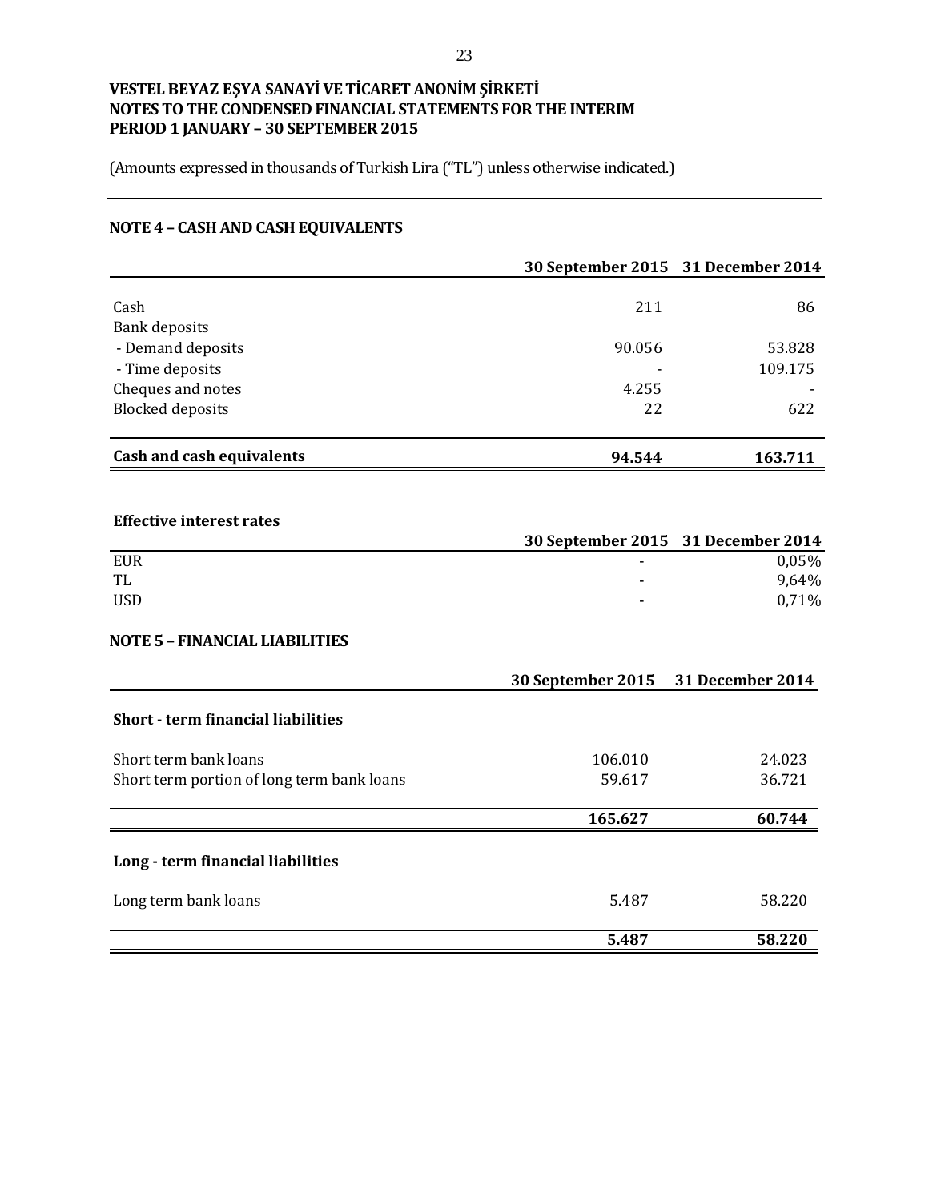**VESTEL BEYAZ EŞYA SANAYİ VE TİCARET ANONİM ŞİRKETİ**
**NOTES TO THE CONDENSED FINANCIAL STATEMENTS FOR THE INTERIM PERIOD 1 JANUARY – 30 SEPTEMBER 2015**

(Amounts expressed in thousands of Turkish Lira ("TL") unless otherwise indicated.)

## NOTE 4 – CASH AND CASH EQUIVALENTS

| | 30 September 2015 | 31 December 2014 |
|---|---|---|
| Cash | 211 | 86 |
| Bank deposits | | |
| - Demand deposits | 90.056 | 53.828 |
| - Time deposits | - | 109.175 |
| Cheques and notes | 4.255 | - |
| Blocked deposits | 22 | 622 |
| **Cash and cash equivalents** | **94.544** | **163.711** |

**Effective interest rates**

| | 30 September 2015 | 31 December 2014 |
|---|---|---|
| EUR | - | 0,05% |
| TL | - | 9,64% |
| USD | - | 0,71% |

## NOTE 5 – FINANCIAL LIABILITIES

| | 30 September 2015 | 31 December 2014 |
|---|---|---|
| **Short - term financial liabilities** | | |
| Short term bank loans | 106.010 | 24.023 |
| Short term portion of long term bank loans | 59.617 | 36.721 |
| | **165.627** | **60.744** |
| **Long - term financial liabilities** | | |
| Long term bank loans | 5.487 | 58.220 |
| | **5.487** | **58.220** |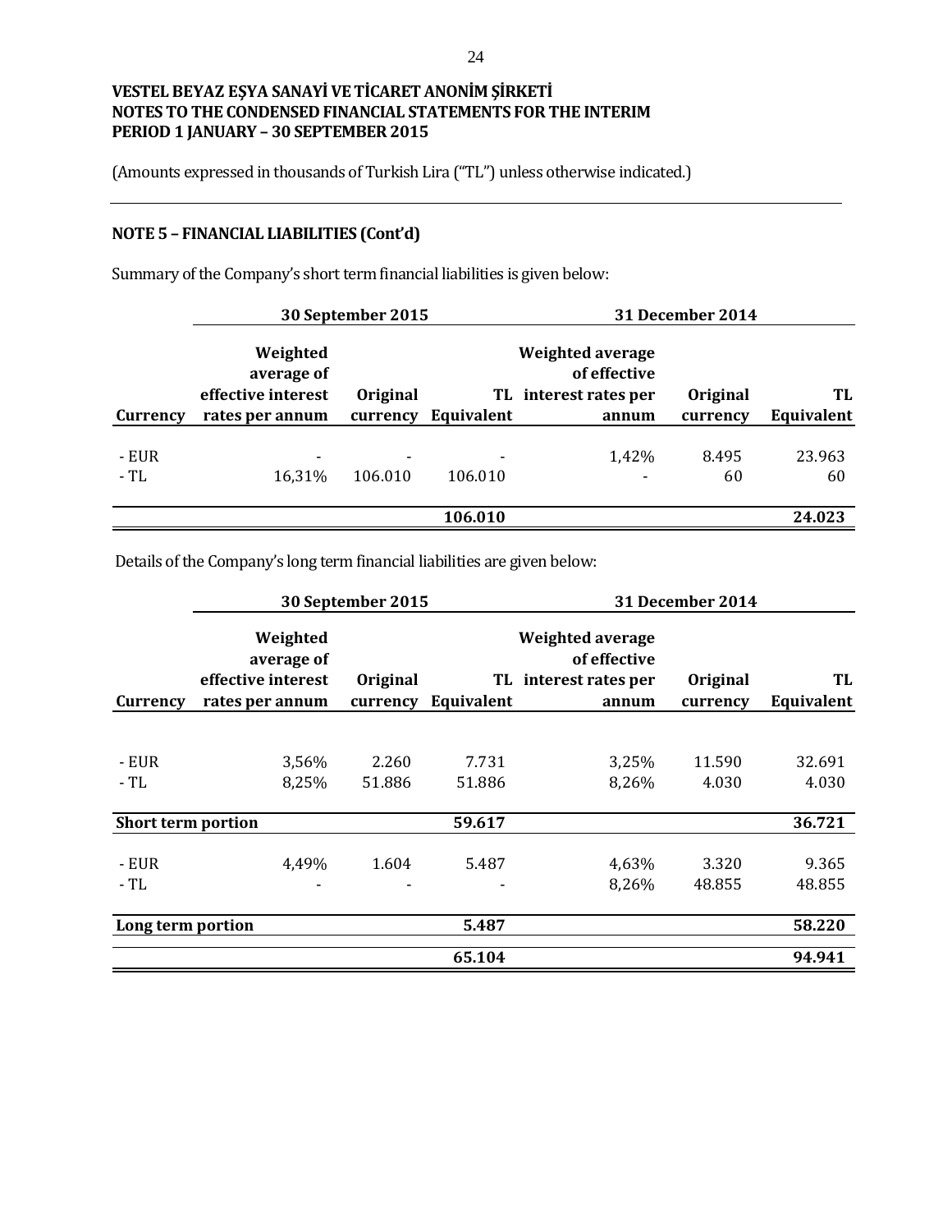**VESTEL BEYAZ EŞYA SANAYİ VE TİCARET ANONİM ŞİRKETİ**
**NOTES TO THE CONDENSED FINANCIAL STATEMENTS FOR THE INTERIM PERIOD 1 JANUARY – 30 SEPTEMBER 2015**

(Amounts expressed in thousands of Turkish Lira ("TL") unless otherwise indicated.)

## NOTE 5 – FINANCIAL LIABILITIES (Cont'd)

Summary of the Company's short term financial liabilities is given below:

| | 30 September 2015 | | | 31 December 2014 | | |
|---|---|---|---|---|---|---|
| **Currency** | **Weighted average of effective interest rates per annum** | **Original currency** | **TL Equivalent** | **Weighted average of effective interest rates per annum** | **Original currency** | **TL Equivalent** |
| - EUR | - | - | - | 1,42% | 8.495 | 23.963 |
| - TL | 16,31% | 106.010 | 106.010 | - | 60 | 60 |
| | | | **106.010** | | | **24.023** |

Details of the Company's long term financial liabilities are given below:

| | 30 September 2015 | | | 31 December 2014 | | |
|---|---|---|---|---|---|---|
| **Currency** | **Weighted average of effective interest rates per annum** | **Original currency** | **TL Equivalent** | **Weighted average of effective interest rates per annum** | **Original currency** | **TL Equivalent** |
| - EUR | 3,56% | 2.260 | 7.731 | 3,25% | 11.590 | 32.691 |
| - TL | 8,25% | 51.886 | 51.886 | 8,26% | 4.030 | 4.030 |
| **Short term portion** | | | **59.617** | | | **36.721** |
| - EUR | 4,49% | 1.604 | 5.487 | 4,63% | 3.320 | 9.365 |
| - TL | - | - | - | 8,26% | 48.855 | 48.855 |
| **Long term portion** | | | **5.487** | | | **58.220** |
| | | | **65.104** | | | **94.941** |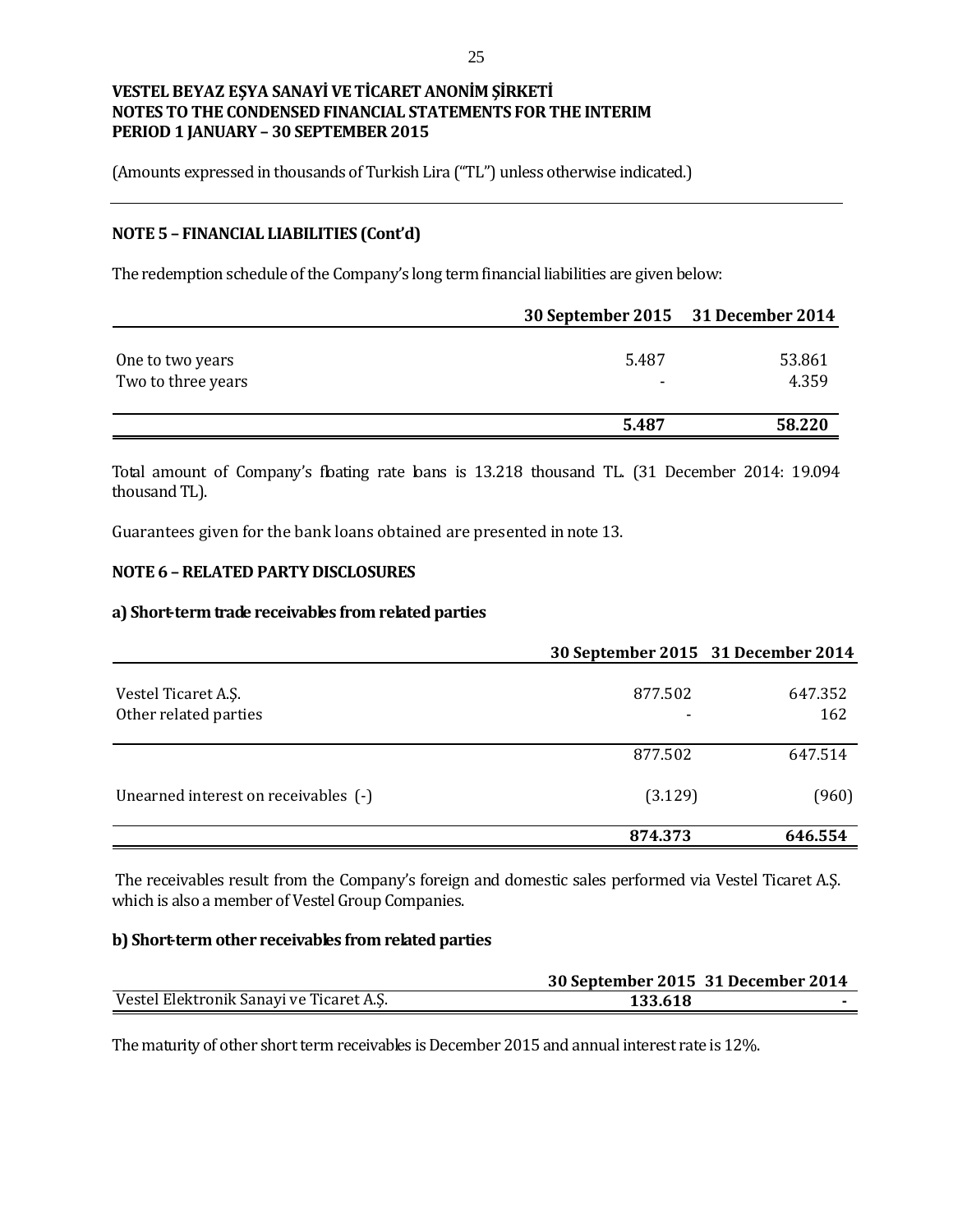**VESTEL BEYAZ EŞYA SANAYİ VE TİCARET ANONİM ŞİRKETİ**
**NOTES TO THE CONDENSED FINANCIAL STATEMENTS FOR THE INTERIM PERIOD 1 JANUARY – 30 SEPTEMBER 2015**

(Amounts expressed in thousands of Turkish Lira ("TL") unless otherwise indicated.)

## NOTE 5 – FINANCIAL LIABILITIES (Cont'd)

The redemption schedule of the Company's long term financial liabilities are given below:

| | 30 September 2015 | 31 December 2014 |
|---|---|---|
| One to two years | 5.487 | 53.861 |
| Two to three years | - | 4.359 |
| | **5.487** | **58.220** |

Total amount of Company's floating rate loans is 13.218 thousand TL. (31 December 2014: 19.094 thousand TL).

Guarantees given for the bank loans obtained are presented in note 13.

## NOTE 6 – RELATED PARTY DISCLOSURES

### a) Short-term trade receivables from related parties

| | 30 September 2015 | 31 December 2014 |
|---|---|---|
| Vestel Ticaret A.Ş. | 877.502 | 647.352 |
| Other related parties | - | 162 |
| | 877.502 | 647.514 |
| Unearned interest on receivables (-) | (3.129) | (960) |
| | **874.373** | **646.554** |

The receivables result from the Company's foreign and domestic sales performed via Vestel Ticaret A.Ş. which is also a member of Vestel Group Companies.

### b) Short-term other receivables from related parties

| | 30 September 2015 | 31 December 2014 |
|---|---|---|
| Vestel Elektronik Sanayi ve Ticaret A.Ş. | **133.618** | **-** |

The maturity of other short term receivables is December 2015 and annual interest rate is 12%.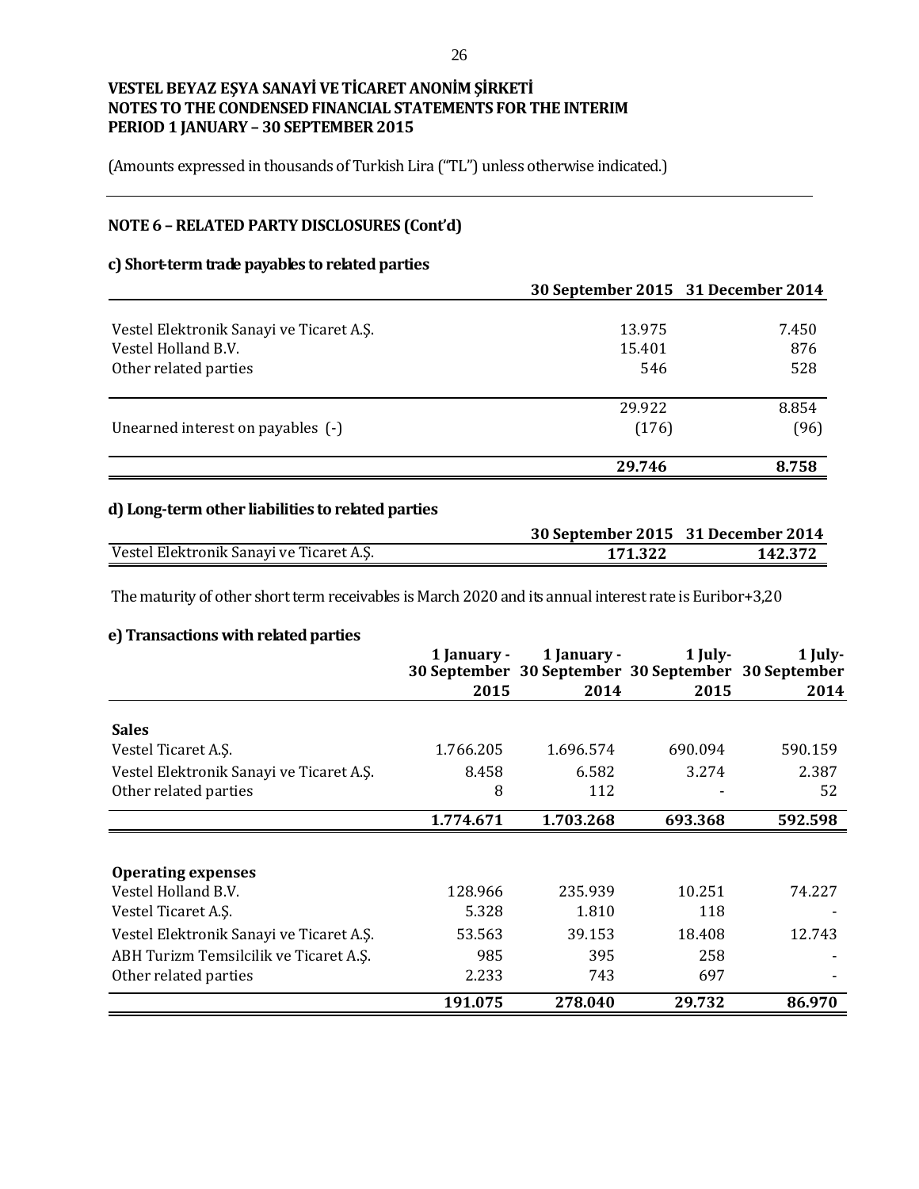**VESTEL BEYAZ EŞYA SANAYİ VE TİCARET ANONİM ŞİRKETİ**
**NOTES TO THE CONDENSED FINANCIAL STATEMENTS FOR THE INTERIM PERIOD 1 JANUARY – 30 SEPTEMBER 2015**

(Amounts expressed in thousands of Turkish Lira ("TL") unless otherwise indicated.)

## NOTE 6 – RELATED PARTY DISCLOSURES (Cont'd)

### c) Short-term trade payables to related parties

| | 30 September 2015 | 31 December 2014 |
|---|---|---|
| Vestel Elektronik Sanayi ve Ticaret A.Ş. | 13.975 | 7.450 |
| Vestel Holland B.V. | 15.401 | 876 |
| Other related parties | 546 | 528 |
| | 29.922 | 8.854 |
| Unearned interest on payables (-) | (176) | (96) |
| | **29.746** | **8.758** |

### d) Long-term other liabilities to related parties

| | 30 September 2015 | 31 December 2014 |
|---|---|---|
| Vestel Elektronik Sanayi ve Ticaret A.Ş. | **171.322** | **142.372** |

The maturity of other short term receivables is March 2020 and its annual interest rate is Euribor+3,20

### e) Transactions with related parties

| | 1 January - 30 September 2015 | 1 January - 30 September 2014 | 1 July- 30 September 2015 | 1 July- 30 September 2014 |
|---|---|---|---|---|
| **Sales** | | | | |
| Vestel Ticaret A.Ş. | 1.766.205 | 1.696.574 | 690.094 | 590.159 |
| Vestel Elektronik Sanayi ve Ticaret A.Ş. | 8.458 | 6.582 | 3.274 | 2.387 |
| Other related parties | 8 | 112 | - | 52 |
| | **1.774.671** | **1.703.268** | **693.368** | **592.598** |
| **Operating expenses** | | | | |
| Vestel Holland B.V. | 128.966 | 235.939 | 10.251 | 74.227 |
| Vestel Ticaret A.Ş. | 5.328 | 1.810 | 118 | - |
| Vestel Elektronik Sanayi ve Ticaret A.Ş. | 53.563 | 39.153 | 18.408 | 12.743 |
| ABH Turizm Temsilcilik ve Ticaret A.Ş. | 985 | 395 | 258 | - |
| Other related parties | 2.233 | 743 | 697 | - |
| | **191.075** | **278.040** | **29.732** | **86.970** |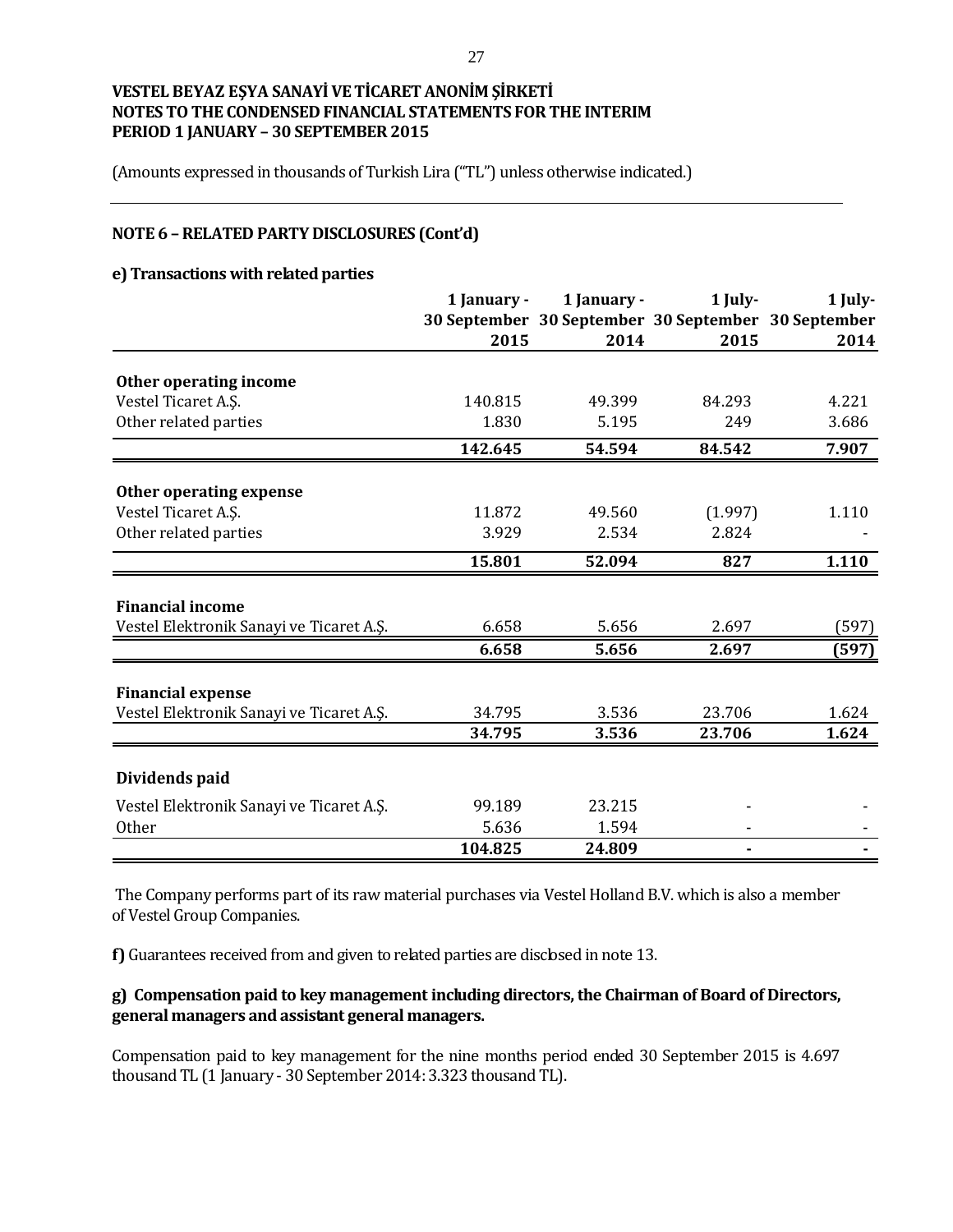VESTEL BEYAZ EŞYA SANAYİ VE TİCARET ANONİM ŞİRKETİ
NOTES TO THE CONDENSED FINANCIAL STATEMENTS FOR THE INTERIM
PERIOD 1 JANUARY – 30 SEPTEMBER 2015

(Amounts expressed in thousands of Turkish Lira ("TL") unless otherwise indicated.)

## NOTE 6 – RELATED PARTY DISCLOSURES (Cont'd)

### e) Transactions with related parties

| | 1 January - 30 September 2015 | 1 January - 30 September 2014 | 1 July- 30 September 2015 | 1 July- 30 September 2014 |
|---|---|---|---|---|
| **Other operating income** | | | | |
| Vestel Ticaret A.Ş. | 140.815 | 49.399 | 84.293 | 4.221 |
| Other related parties | 1.830 | 5.195 | 249 | 3.686 |
| | **142.645** | **54.594** | **84.542** | **7.907** |
| **Other operating expense** | | | | |
| Vestel Ticaret A.Ş. | 11.872 | 49.560 | (1.997) | 1.110 |
| Other related parties | 3.929 | 2.534 | 2.824 | - |
| | **15.801** | **52.094** | **827** | **1.110** |
| **Financial income** | | | | |
| Vestel Elektronik Sanayi ve Ticaret A.Ş. | 6.658 | 5.656 | 2.697 | (597) |
| | **6.658** | **5.656** | **2.697** | **(597)** |
| **Financial expense** | | | | |
| Vestel Elektronik Sanayi ve Ticaret A.Ş. | 34.795 | 3.536 | 23.706 | 1.624 |
| | **34.795** | **3.536** | **23.706** | **1.624** |
| **Dividends paid** | | | | |
| Vestel Elektronik Sanayi ve Ticaret A.Ş. | 99.189 | 23.215 | - | - |
| Other | 5.636 | 1.594 | - | - |
| | **104.825** | **24.809** | **-** | **-** |

The Company performs part of its raw material purchases via Vestel Holland B.V. which is also a member of Vestel Group Companies.

**f)** Guarantees received from and given to related parties are disclosed in note 13.

### g) Compensation paid to key management including directors, the Chairman of Board of Directors, general managers and assistant general managers.

Compensation paid to key management for the nine months period ended 30 September 2015 is 4.697 thousand TL (1 January - 30 September 2014: 3.323 thousand TL).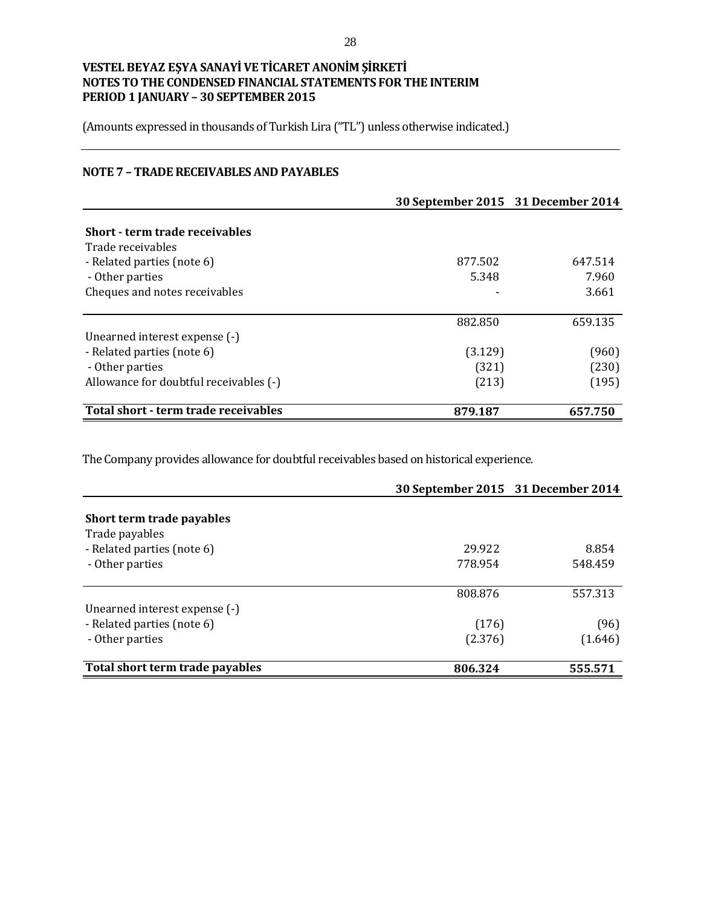**VESTEL BEYAZ EŞYA SANAYİ VE TİCARET ANONİM ŞİRKETİ**
**NOTES TO THE CONDENSED FINANCIAL STATEMENTS FOR THE INTERIM PERIOD 1 JANUARY – 30 SEPTEMBER 2015**

(Amounts expressed in thousands of Turkish Lira ("TL") unless otherwise indicated.)

## NOTE 7 – TRADE RECEIVABLES AND PAYABLES

| | 30 September 2015 | 31 December 2014 |
|---|---|---|
| **Short - term trade receivables** | | |
| Trade receivables | | |
| - Related parties (note 6) | 877.502 | 647.514 |
| - Other parties | 5.348 | 7.960 |
| Cheques and notes receivables | - | 3.661 |
| | 882.850 | 659.135 |
| Unearned interest expense (-) | | |
| - Related parties (note 6) | (3.129) | (960) |
| - Other parties | (321) | (230) |
| Allowance for doubtful receivables (-) | (213) | (195) |
| **Total short - term trade receivables** | **879.187** | **657.750** |

The Company provides allowance for doubtful receivables based on historical experience.

| | 30 September 2015 | 31 December 2014 |
|---|---|---|
| **Short term trade payables** | | |
| Trade payables | | |
| - Related parties (note 6) | 29.922 | 8.854 |
| - Other parties | 778.954 | 548.459 |
| | 808.876 | 557.313 |
| Unearned interest expense (-) | | |
| - Related parties (note 6) | (176) | (96) |
| - Other parties | (2.376) | (1.646) |
| **Total short term trade payables** | **806.324** | **555.571** |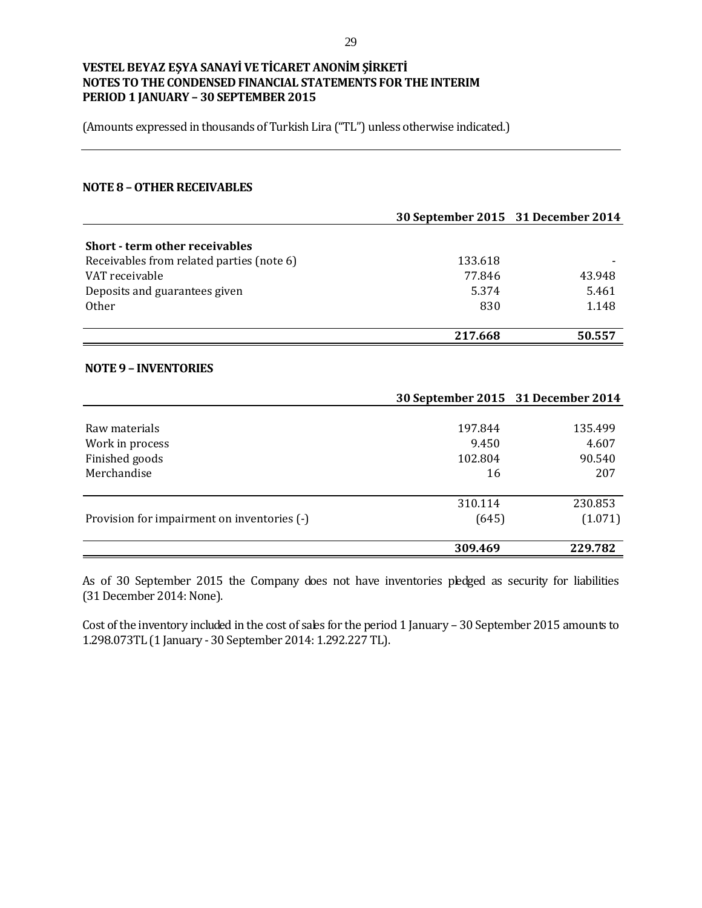**VESTEL BEYAZ EŞYA SANAYİ VE TİCARET ANONİM ŞİRKETİ**
**NOTES TO THE CONDENSED FINANCIAL STATEMENTS FOR THE INTERIM PERIOD 1 JANUARY – 30 SEPTEMBER 2015**

(Amounts expressed in thousands of Turkish Lira ("TL") unless otherwise indicated.)

## NOTE 8 – OTHER RECEIVABLES

| | 30 September 2015 | 31 December 2014 |
|---|---|---|
| **Short - term other receivables** | | |
| Receivables from related parties (note 6) | 133.618 | - |
| VAT receivable | 77.846 | 43.948 |
| Deposits and guarantees given | 5.374 | 5.461 |
| Other | 830 | 1.148 |
| | **217.668** | **50.557** |

## NOTE 9 – INVENTORIES

| | 30 September 2015 | 31 December 2014 |
|---|---|---|
| Raw materials | 197.844 | 135.499 |
| Work in process | 9.450 | 4.607 |
| Finished goods | 102.804 | 90.540 |
| Merchandise | 16 | 207 |
| | 310.114 | 230.853 |
| Provision for impairment on inventories (-) | (645) | (1.071) |
| | **309.469** | **229.782** |

As of 30 September 2015 the Company does not have inventories pledged as security for liabilities (31 December 2014: None).

Cost of the inventory included in the cost of sales for the period 1 January – 30 September 2015 amounts to 1.298.073TL (1 January - 30 September 2014: 1.292.227 TL).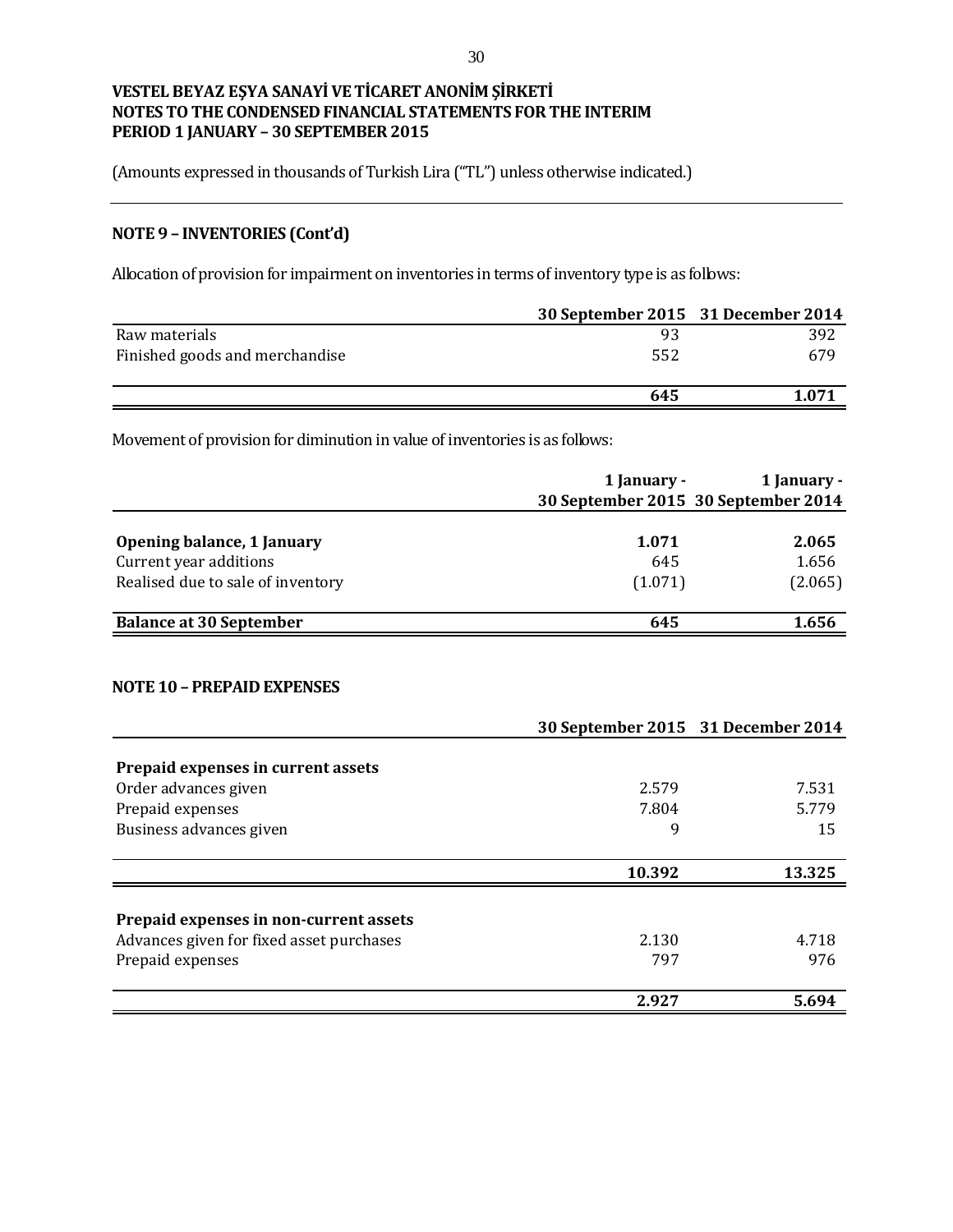**VESTEL BEYAZ EŞYA SANAYİ VE TİCARET ANONİM ŞİRKETİ**
**NOTES TO THE CONDENSED FINANCIAL STATEMENTS FOR THE INTERIM PERIOD 1 JANUARY – 30 SEPTEMBER 2015**

(Amounts expressed in thousands of Turkish Lira ("TL") unless otherwise indicated.)

## NOTE 9 – INVENTORIES (Cont'd)

Allocation of provision for impairment on inventories in terms of inventory type is as follows:

| | 30 September 2015 | 31 December 2014 |
|---|---|---|
| Raw materials | 93 | 392 |
| Finished goods and merchandise | 552 | 679 |
| | **645** | **1.071** |

Movement of provision for diminution in value of inventories is as follows:

| | 1 January - 30 September 2015 | 1 January - 30 September 2014 |
|---|---|---|
| **Opening balance, 1 January** | **1.071** | **2.065** |
| Current year additions | 645 | 1.656 |
| Realised due to sale of inventory | (1.071) | (2.065) |
| **Balance at 30 September** | **645** | **1.656** |

## NOTE 10 – PREPAID EXPENSES

| | 30 September 2015 | 31 December 2014 |
|---|---|---|
| **Prepaid expenses in current assets** | | |
| Order advances given | 2.579 | 7.531 |
| Prepaid expenses | 7.804 | 5.779 |
| Business advances given | 9 | 15 |
| | **10.392** | **13.325** |
| **Prepaid expenses in non-current assets** | | |
| Advances given for fixed asset purchases | 2.130 | 4.718 |
| Prepaid expenses | 797 | 976 |
| | **2.927** | **5.694** |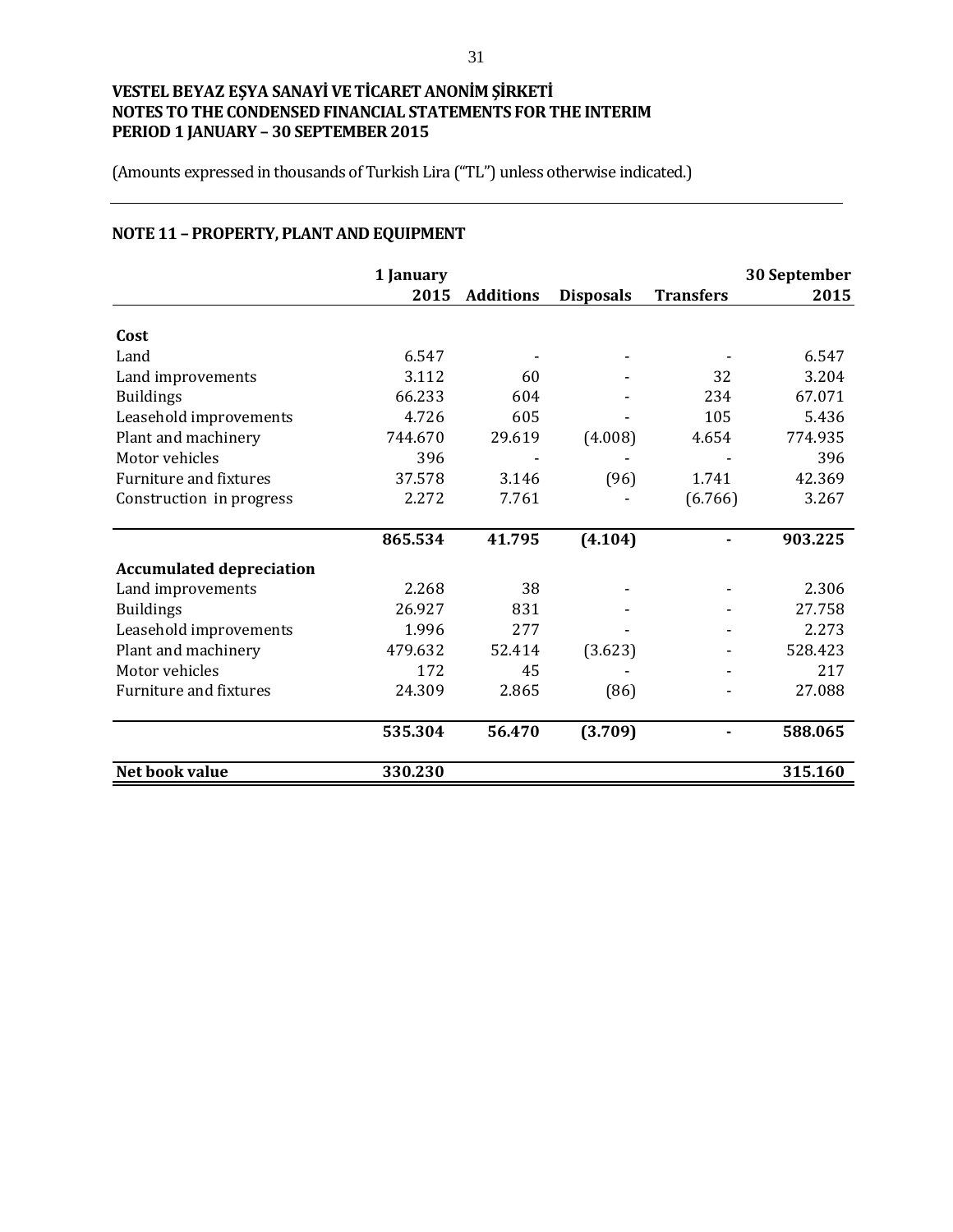**VESTEL BEYAZ EŞYA SANAYİ VE TİCARET ANONİM ŞİRKETİ**
**NOTES TO THE CONDENSED FINANCIAL STATEMENTS FOR THE INTERIM PERIOD 1 JANUARY – 30 SEPTEMBER 2015**

(Amounts expressed in thousands of Turkish Lira ("TL") unless otherwise indicated.)

## NOTE 11 – PROPERTY, PLANT AND EQUIPMENT

| | 1 January 2015 | Additions | Disposals | Transfers | 30 September 2015 |
|---|---|---|---|---|---|
| **Cost** | | | | | |
| Land | 6.547 | - | - | - | 6.547 |
| Land improvements | 3.112 | 60 | - | 32 | 3.204 |
| Buildings | 66.233 | 604 | - | 234 | 67.071 |
| Leasehold improvements | 4.726 | 605 | - | 105 | 5.436 |
| Plant and machinery | 744.670 | 29.619 | (4.008) | 4.654 | 774.935 |
| Motor vehicles | 396 | - | - | - | 396 |
| Furniture and fixtures | 37.578 | 3.146 | (96) | 1.741 | 42.369 |
| Construction in progress | 2.272 | 7.761 | - | (6.766) | 3.267 |
| | **865.534** | **41.795** | **(4.104)** | **-** | **903.225** |
| **Accumulated depreciation** | | | | | |
| Land improvements | 2.268 | 38 | - | - | 2.306 |
| Buildings | 26.927 | 831 | - | - | 27.758 |
| Leasehold improvements | 1.996 | 277 | - | - | 2.273 |
| Plant and machinery | 479.632 | 52.414 | (3.623) | - | 528.423 |
| Motor vehicles | 172 | 45 | - | - | 217 |
| Furniture and fixtures | 24.309 | 2.865 | (86) | - | 27.088 |
| | **535.304** | **56.470** | **(3.709)** | **-** | **588.065** |
| **Net book value** | **330.230** | | | | **315.160** |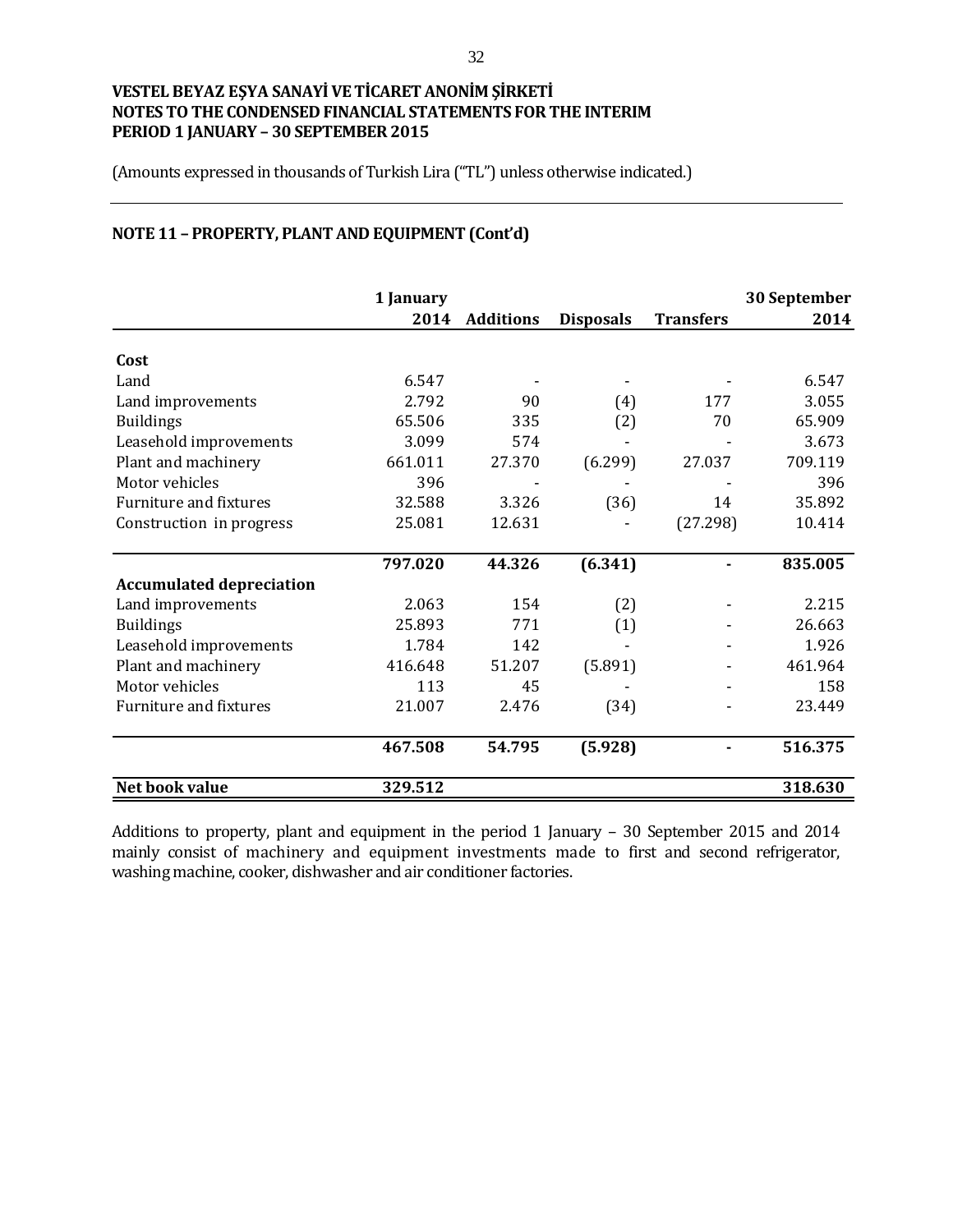**VESTEL BEYAZ EŞYA SANAYİ VE TİCARET ANONİM ŞİRKETİ**
**NOTES TO THE CONDENSED FINANCIAL STATEMENTS FOR THE INTERIM PERIOD 1 JANUARY – 30 SEPTEMBER 2015**

(Amounts expressed in thousands of Turkish Lira ("TL") unless otherwise indicated.)

## NOTE 11 – PROPERTY, PLANT AND EQUIPMENT (Cont'd)

| | 1 January 2014 | Additions | Disposals | Transfers | 30 September 2014 |
|---|---|---|---|---|---|
| **Cost** | | | | | |
| Land | 6.547 | - | - | - | 6.547 |
| Land improvements | 2.792 | 90 | (4) | 177 | 3.055 |
| Buildings | 65.506 | 335 | (2) | 70 | 65.909 |
| Leasehold improvements | 3.099 | 574 | - | - | 3.673 |
| Plant and machinery | 661.011 | 27.370 | (6.299) | 27.037 | 709.119 |
| Motor vehicles | 396 | - | - | - | 396 |
| Furniture and fixtures | 32.588 | 3.326 | (36) | 14 | 35.892 |
| Construction in progress | 25.081 | 12.631 | - | (27.298) | 10.414 |
| | **797.020** | **44.326** | **(6.341)** | **-** | **835.005** |
| **Accumulated depreciation** | | | | | |
| Land improvements | 2.063 | 154 | (2) | - | 2.215 |
| Buildings | 25.893 | 771 | (1) | - | 26.663 |
| Leasehold improvements | 1.784 | 142 | - | - | 1.926 |
| Plant and machinery | 416.648 | 51.207 | (5.891) | - | 461.964 |
| Motor vehicles | 113 | 45 | - | - | 158 |
| Furniture and fixtures | 21.007 | 2.476 | (34) | - | 23.449 |
| | **467.508** | **54.795** | **(5.928)** | **-** | **516.375** |
| **Net book value** | **329.512** | | | | **318.630** |

Additions to property, plant and equipment in the period 1 January – 30 September 2015 and 2014 mainly consist of machinery and equipment investments made to first and second refrigerator, washing machine, cooker, dishwasher and air conditioner factories.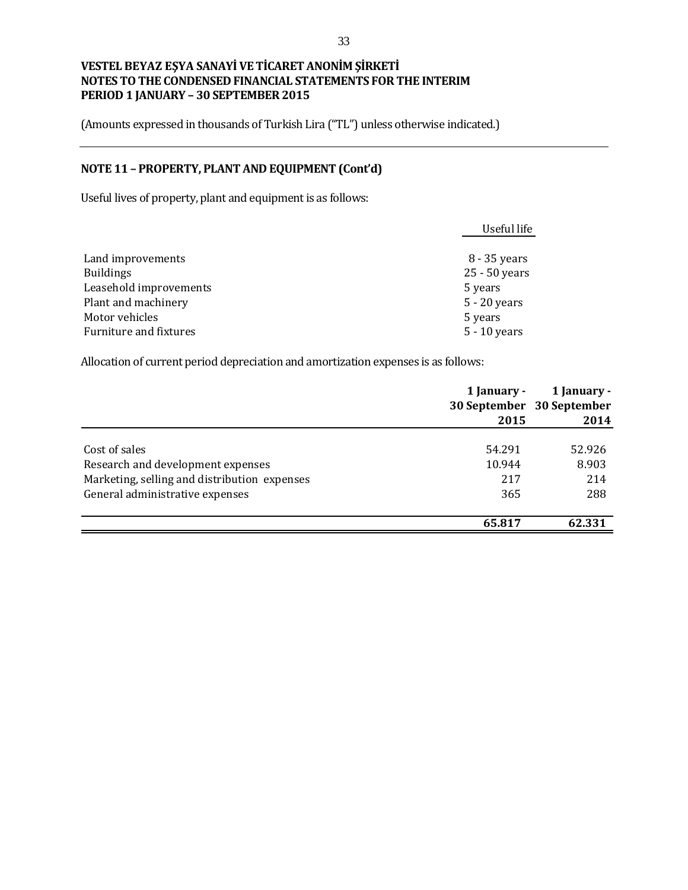# VESTEL BEYAZ EŞYA SANAYİ VE TİCARET ANONİM ŞİRKETİ
## NOTES TO THE CONDENSED FINANCIAL STATEMENTS FOR THE INTERIM PERIOD 1 JANUARY – 30 SEPTEMBER 2015

(Amounts expressed in thousands of Turkish Lira ("TL") unless otherwise indicated.)

### NOTE 11 – PROPERTY, PLANT AND EQUIPMENT (Cont'd)

Useful lives of property, plant and equipment is as follows:

| | Useful life |
|---|---|
| Land improvements | 8 - 35 years |
| Buildings | 25 - 50 years |
| Leasehold improvements | 5 years |
| Plant and machinery | 5 - 20 years |
| Motor vehicles | 5 years |
| Furniture and fixtures | 5 - 10 years |

Allocation of current period depreciation and amortization expenses is as follows:

| | 1 January - 30 September 2015 | 1 January - 30 September 2014 |
|---|---|---|
| Cost of sales | 54.291 | 52.926 |
| Research and development expenses | 10.944 | 8.903 |
| Marketing, selling and distribution expenses | 217 | 214 |
| General administrative expenses | 365 | 288 |
| | **65.817** | **62.331** |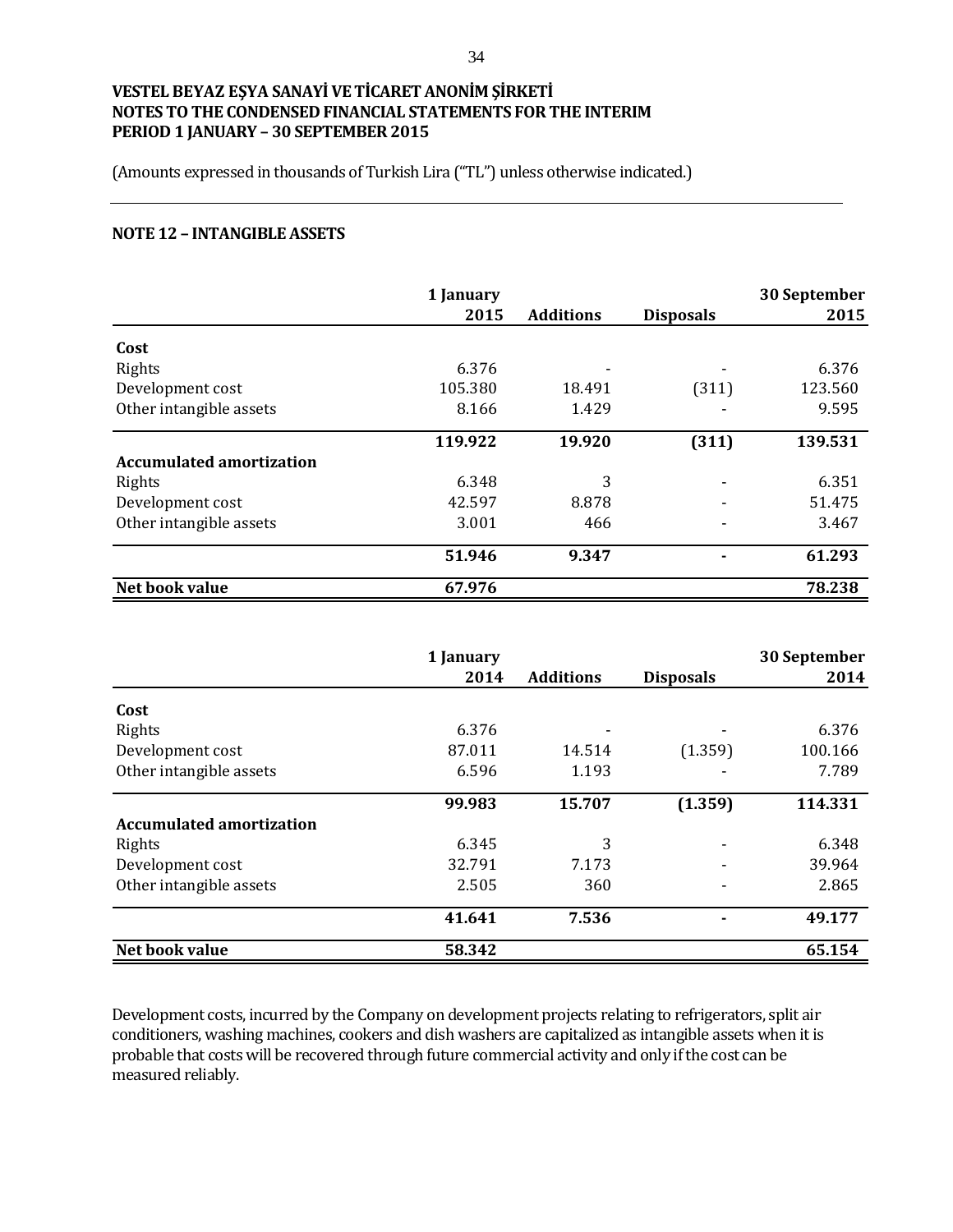VESTEL BEYAZ EŞYA SANAYİ VE TİCARET ANONİM ŞİRKETİ
NOTES TO THE CONDENSED FINANCIAL STATEMENTS FOR THE INTERIM
PERIOD 1 JANUARY – 30 SEPTEMBER 2015

(Amounts expressed in thousands of Turkish Lira ("TL") unless otherwise indicated.)

## NOTE 12 – INTANGIBLE ASSETS

| | 1 January 2015 | Additions | Disposals | 30 September 2015 |
|---|---|---|---|---|
| **Cost** | | | | |
| Rights | 6.376 | - | - | 6.376 |
| Development cost | 105.380 | 18.491 | (311) | 123.560 |
| Other intangible assets | 8.166 | 1.429 | - | 9.595 |
| | **119.922** | **19.920** | **(311)** | **139.531** |
| **Accumulated amortization** | | | | |
| Rights | 6.348 | 3 | - | 6.351 |
| Development cost | 42.597 | 8.878 | - | 51.475 |
| Other intangible assets | 3.001 | 466 | - | 3.467 |
| | **51.946** | **9.347** | **-** | **61.293** |
| **Net book value** | **67.976** | | | **78.238** |

| | 1 January 2014 | Additions | Disposals | 30 September 2014 |
|---|---|---|---|---|
| **Cost** | | | | |
| Rights | 6.376 | - | - | 6.376 |
| Development cost | 87.011 | 14.514 | (1.359) | 100.166 |
| Other intangible assets | 6.596 | 1.193 | - | 7.789 |
| | **99.983** | **15.707** | **(1.359)** | **114.331** |
| **Accumulated amortization** | | | | |
| Rights | 6.345 | 3 | - | 6.348 |
| Development cost | 32.791 | 7.173 | - | 39.964 |
| Other intangible assets | 2.505 | 360 | - | 2.865 |
| | **41.641** | **7.536** | **-** | **49.177** |
| **Net book value** | **58.342** | | | **65.154** |

Development costs, incurred by the Company on development projects relating to refrigerators, split air conditioners, washing machines, cookers and dish washers are capitalized as intangible assets when it is probable that costs will be recovered through future commercial activity and only if the cost can be measured reliably.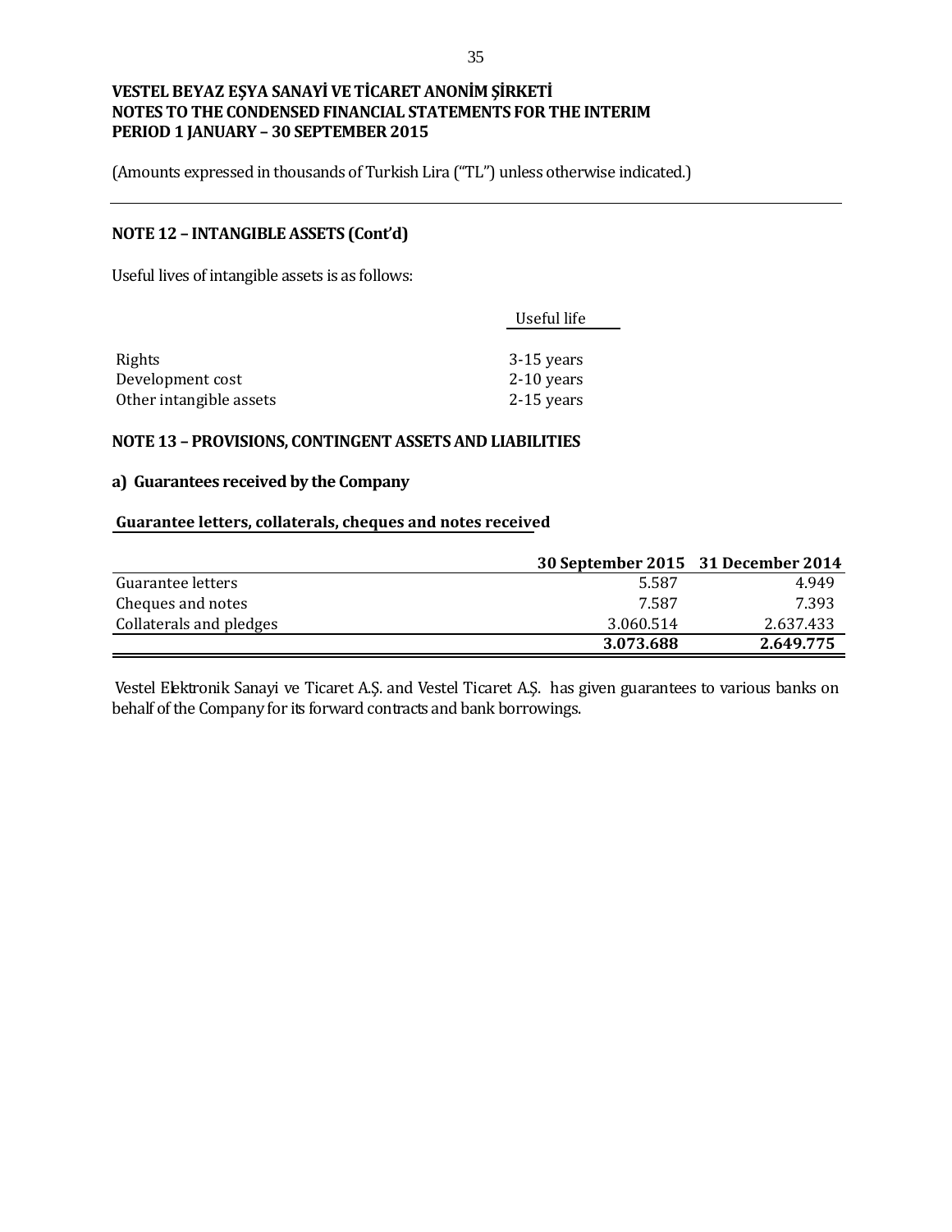(Amounts expressed in thousands of Turkish Lira ("TL") unless otherwise indicated.)

## NOTE 12 – INTANGIBLE ASSETS (Cont'd)

Useful lives of intangible assets is as follows:

| | Useful life |
|---|---|
| Rights | 3-15 years |
| Development cost | 2-10 years |
| Other intangible assets | 2-15 years |

## NOTE 13 – PROVISIONS, CONTINGENT ASSETS AND LIABILITIES

### a) Guarantees received by the Company

**Guarantee letters, collaterals, cheques and notes received**

| | 30 September 2015 | 31 December 2014 |
|---|---|---|
| Guarantee letters | 5.587 | 4.949 |
| Cheques and notes | 7.587 | 7.393 |
| Collaterals and pledges | 3.060.514 | 2.637.433 |
| | **3.073.688** | **2.649.775** |

Vestel Elektronik Sanayi ve Ticaret A.Ş. and Vestel Ticaret A.Ş. has given guarantees to various banks on behalf of the Company for its forward contracts and bank borrowings.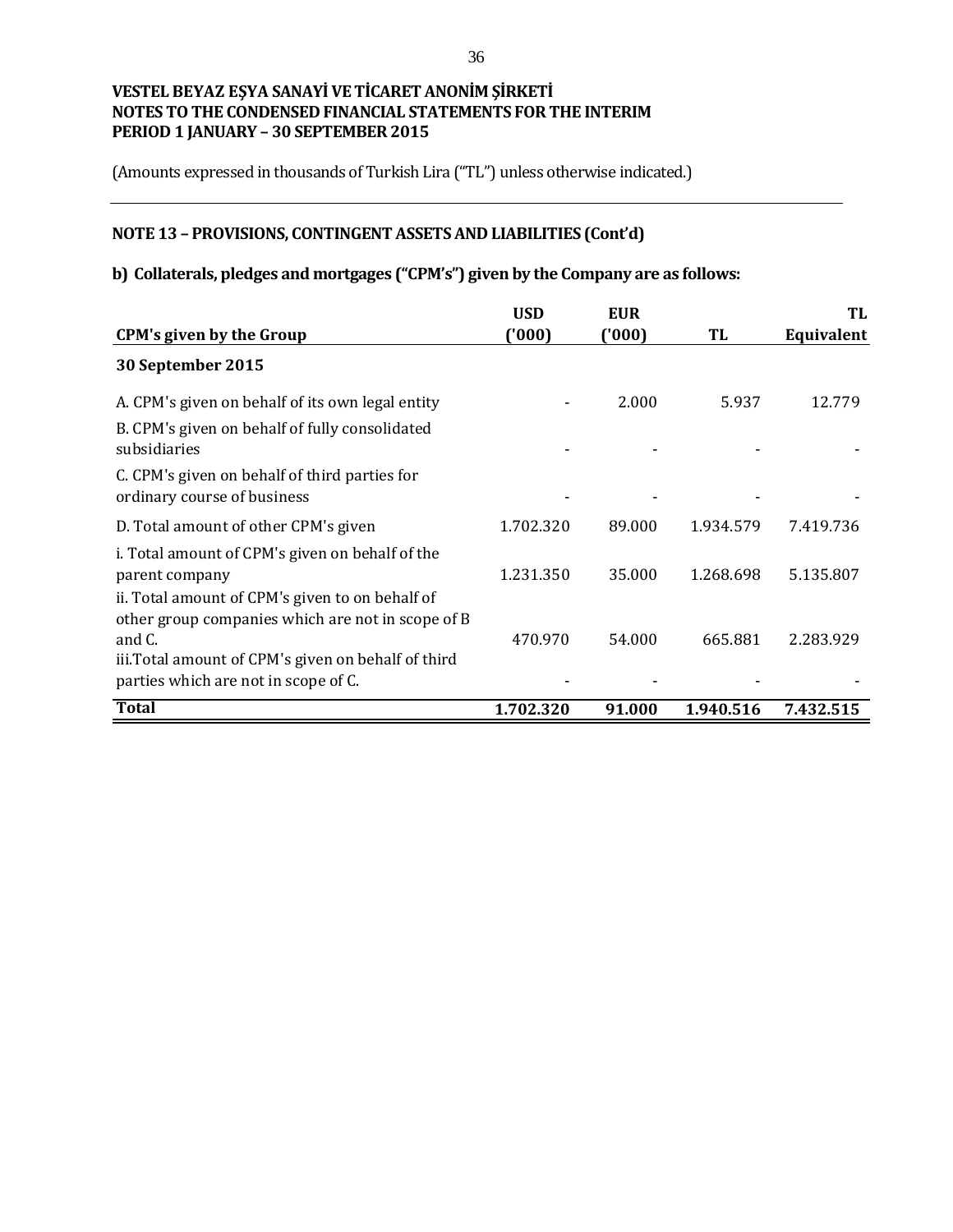**VESTEL BEYAZ EŞYA SANAYİ VE TİCARET ANONİM ŞİRKETİ**
**NOTES TO THE CONDENSED FINANCIAL STATEMENTS FOR THE INTERIM**
**PERIOD 1 JANUARY – 30 SEPTEMBER 2015**

(Amounts expressed in thousands of Turkish Lira (“TL”) unless otherwise indicated.)

## NOTE 13 – PROVISIONS, CONTINGENT ASSETS AND LIABILITIES (Cont’d)

### b) Collaterals, pledges and mortgages (“CPM’s”) given by the Company are as follows:

| CPM's given by the Group | USD ('000) | EUR ('000) | TL | TL Equivalent |
|---|---|---|---|---|
| **30 September 2015** | | | | |
| A. CPM's given on behalf of its own legal entity | - | 2.000 | 5.937 | 12.779 |
| B. CPM's given on behalf of fully consolidated subsidiaries | - | - | - | - |
| C. CPM's given on behalf of third parties for ordinary course of business | - | - | - | - |
| D. Total amount of other CPM's given | 1.702.320 | 89.000 | 1.934.579 | 7.419.736 |
| i. Total amount of CPM's given on behalf of the parent company | 1.231.350 | 35.000 | 1.268.698 | 5.135.807 |
| ii. Total amount of CPM's given to on behalf of other group companies which are not in scope of B and C. | 470.970 | 54.000 | 665.881 | 2.283.929 |
| iii.Total amount of CPM's given on behalf of third parties which are not in scope of C. | - | - | - | - |
| **Total** | **1.702.320** | **91.000** | **1.940.516** | **7.432.515** |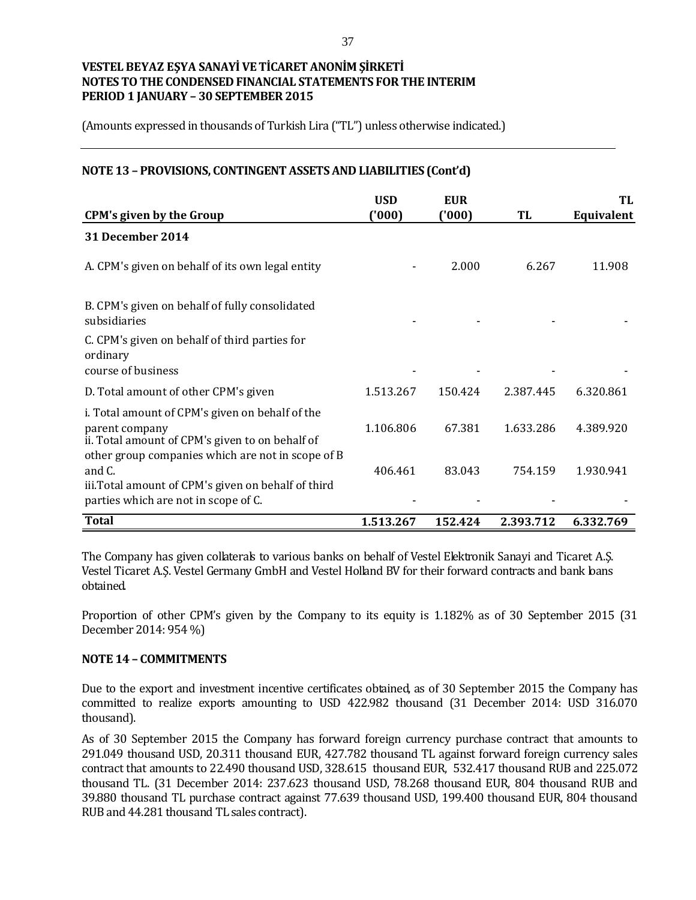VESTEL BEYAZ EŞYA SANAYİ VE TİCARET ANONİM ŞİRKETİ
NOTES TO THE CONDENSED FINANCIAL STATEMENTS FOR THE INTERIM
PERIOD 1 JANUARY – 30 SEPTEMBER 2015

(Amounts expressed in thousands of Turkish Lira ("TL") unless otherwise indicated.)

## NOTE 13 – PROVISIONS, CONTINGENT ASSETS AND LIABILITIES (Cont'd)

| CPM's given by the Group | USD ('000) | EUR ('000) | TL | TL Equivalent |
|---|---|---|---|---|
| **31 December 2014** | | | | |
| A. CPM's given on behalf of its own legal entity | - | 2.000 | 6.267 | 11.908 |
| B. CPM's given on behalf of fully consolidated subsidiaries | - | - | - | - |
| C. CPM's given on behalf of third parties for ordinary course of business | - | - | - | - |
| D. Total amount of other CPM's given | 1.513.267 | 150.424 | 2.387.445 | 6.320.861 |
| i. Total amount of CPM's given on behalf of the parent company | 1.106.806 | 67.381 | 1.633.286 | 4.389.920 |
| ii. Total amount of CPM's given to on behalf of other group companies which are not in scope of B and C. | 406.461 | 83.043 | 754.159 | 1.930.941 |
| iii.Total amount of CPM's given on behalf of third parties which are not in scope of C. | - | - | - | - |
| **Total** | **1.513.267** | **152.424** | **2.393.712** | **6.332.769** |

The Company has given collaterals to various banks on behalf of Vestel Elektronik Sanayi and Ticaret A.Ş. Vestel Ticaret A.Ş. Vestel Germany GmbH and Vestel Holland BV for their forward contracts and bank loans obtained.

Proportion of other CPM's given by the Company to its equity is 1.182% as of 30 September 2015 (31 December 2014: 954 %)

## NOTE 14 – COMMITMENTS

Due to the export and investment incentive certificates obtained, as of 30 September 2015 the Company has committed to realize exports amounting to USD 422.982 thousand (31 December 2014: USD 316.070 thousand).

As of 30 September 2015 the Company has forward foreign currency purchase contract that amounts to 291.049 thousand USD, 20.311 thousand EUR, 427.782 thousand TL against forward foreign currency sales contract that amounts to 22.490 thousand USD, 328.615 thousand EUR, 532.417 thousand RUB and 225.072 thousand TL. (31 December 2014: 237.623 thousand USD, 78.268 thousand EUR, 804 thousand RUB and 39.880 thousand TL purchase contract against 77.639 thousand USD, 199.400 thousand EUR, 804 thousand RUB and 44.281 thousand TL sales contract).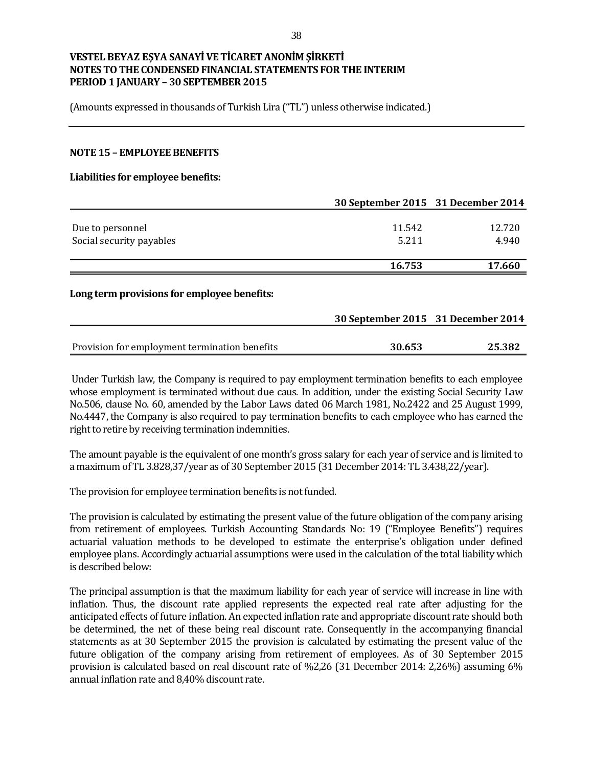VESTEL BEYAZ EŞYA SANAYİ VE TİCARET ANONİM ŞİRKETİ
NOTES TO THE CONDENSED FINANCIAL STATEMENTS FOR THE INTERIM PERIOD 1 JANUARY – 30 SEPTEMBER 2015

(Amounts expressed in thousands of Turkish Lira ("TL") unless otherwise indicated.)

## NOTE 15 – EMPLOYEE BENEFITS

**Liabilities for employee benefits:**

| | 30 September 2015 | 31 December 2014 |
|---|---|---|
| Due to personnel | 11.542 | 12.720 |
| Social security payables | 5.211 | 4.940 |
| | **16.753** | **17.660** |

**Long term provisions for employee benefits:**

| | 30 September 2015 | 31 December 2014 |
|---|---|---|
| Provision for employment termination benefits | **30.653** | **25.382** |

Under Turkish law, the Company is required to pay employment termination benefits to each employee whose employment is terminated without due caus. In addition, under the existing Social Security Law No.506, clause No. 60, amended by the Labor Laws dated 06 March 1981, No.2422 and 25 August 1999, No.4447, the Company is also required to pay termination benefits to each employee who has earned the right to retire by receiving termination indemnities.

The amount payable is the equivalent of one month's gross salary for each year of service and is limited to a maximum of TL 3.828,37/year as of 30 September 2015 (31 December 2014: TL 3.438,22/year).

The provision for employee termination benefits is not funded.

The provision is calculated by estimating the present value of the future obligation of the company arising from retirement of employees. Turkish Accounting Standards No: 19 ("Employee Benefits") requires actuarial valuation methods to be developed to estimate the enterprise's obligation under defined employee plans. Accordingly actuarial assumptions were used in the calculation of the total liability which is described below:

The principal assumption is that the maximum liability for each year of service will increase in line with inflation. Thus, the discount rate applied represents the expected real rate after adjusting for the anticipated effects of future inflation. An expected inflation rate and appropriate discount rate should both be determined, the net of these being real discount rate. Consequently in the accompanying financial statements as at 30 September 2015 the provision is calculated by estimating the present value of the future obligation of the company arising from retirement of employees. As of 30 September 2015 provision is calculated based on real discount rate of %2,26 (31 December 2014: 2,26%) assuming 6% annual inflation rate and 8,40% discount rate.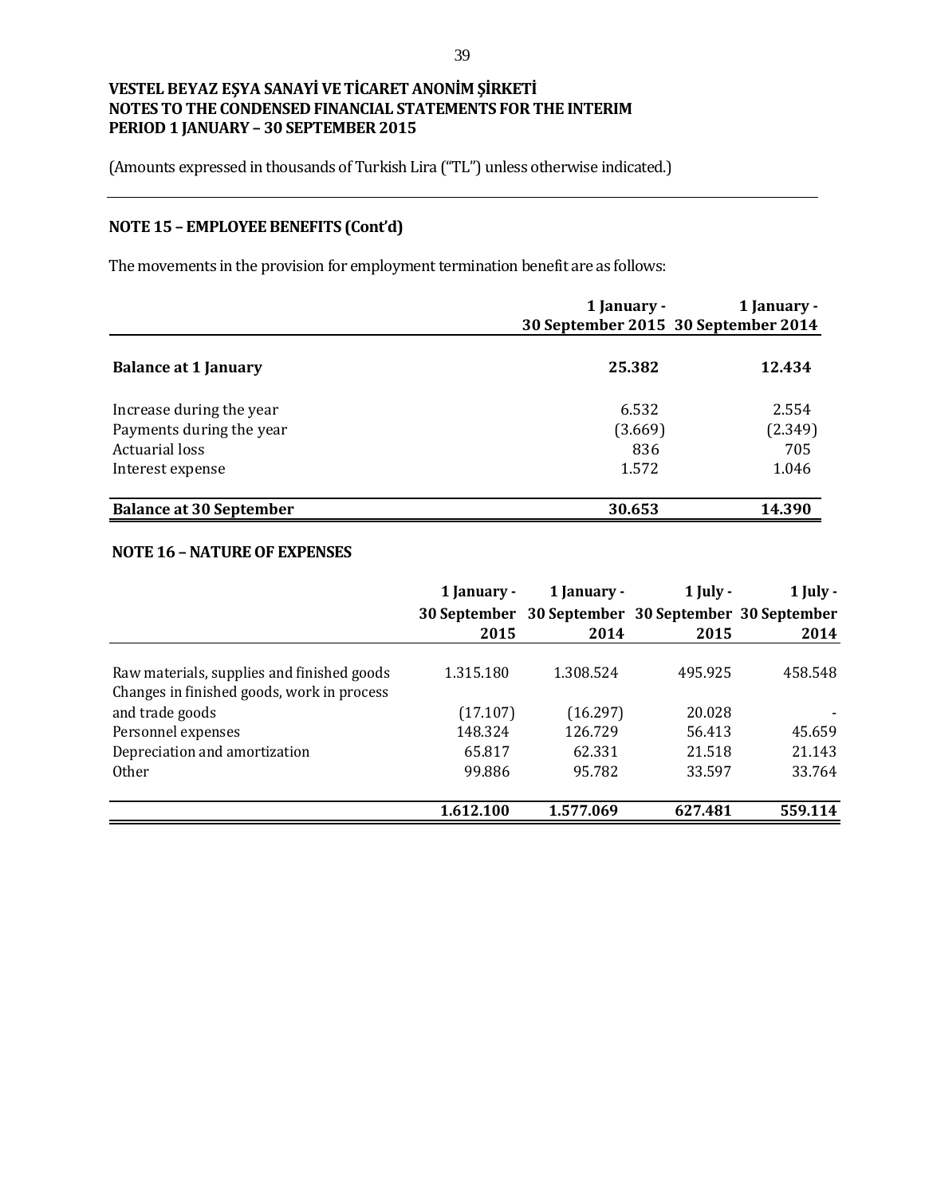**VESTEL BEYAZ EŞYA SANAYİ VE TİCARET ANONİM ŞİRKETİ**
**NOTES TO THE CONDENSED FINANCIAL STATEMENTS FOR THE INTERIM PERIOD 1 JANUARY – 30 SEPTEMBER 2015**

(Amounts expressed in thousands of Turkish Lira ("TL") unless otherwise indicated.)

## NOTE 15 – EMPLOYEE BENEFITS (Cont'd)

The movements in the provision for employment termination benefit are as follows:

| | 1 January - 30 September 2015 | 1 January - 30 September 2014 |
|---|---|---|
| **Balance at 1 January** | **25.382** | **12.434** |
| Increase during the year | 6.532 | 2.554 |
| Payments during the year | (3.669) | (2.349) |
| Actuarial loss | 836 | 705 |
| Interest expense | 1.572 | 1.046 |
| **Balance at 30 September** | **30.653** | **14.390** |

## NOTE 16 – NATURE OF EXPENSES

| | 1 January - 30 September 2015 | 1 January - 30 September 2014 | 1 July - 30 September 2015 | 1 July - 30 September 2014 |
|---|---|---|---|---|
| Raw materials, supplies and finished goods | 1.315.180 | 1.308.524 | 495.925 | 458.548 |
| Changes in finished goods, work in process and trade goods | (17.107) | (16.297) | 20.028 | - |
| Personnel expenses | 148.324 | 126.729 | 56.413 | 45.659 |
| Depreciation and amortization | 65.817 | 62.331 | 21.518 | 21.143 |
| Other | 99.886 | 95.782 | 33.597 | 33.764 |
| | **1.612.100** | **1.577.069** | **627.481** | **559.114** |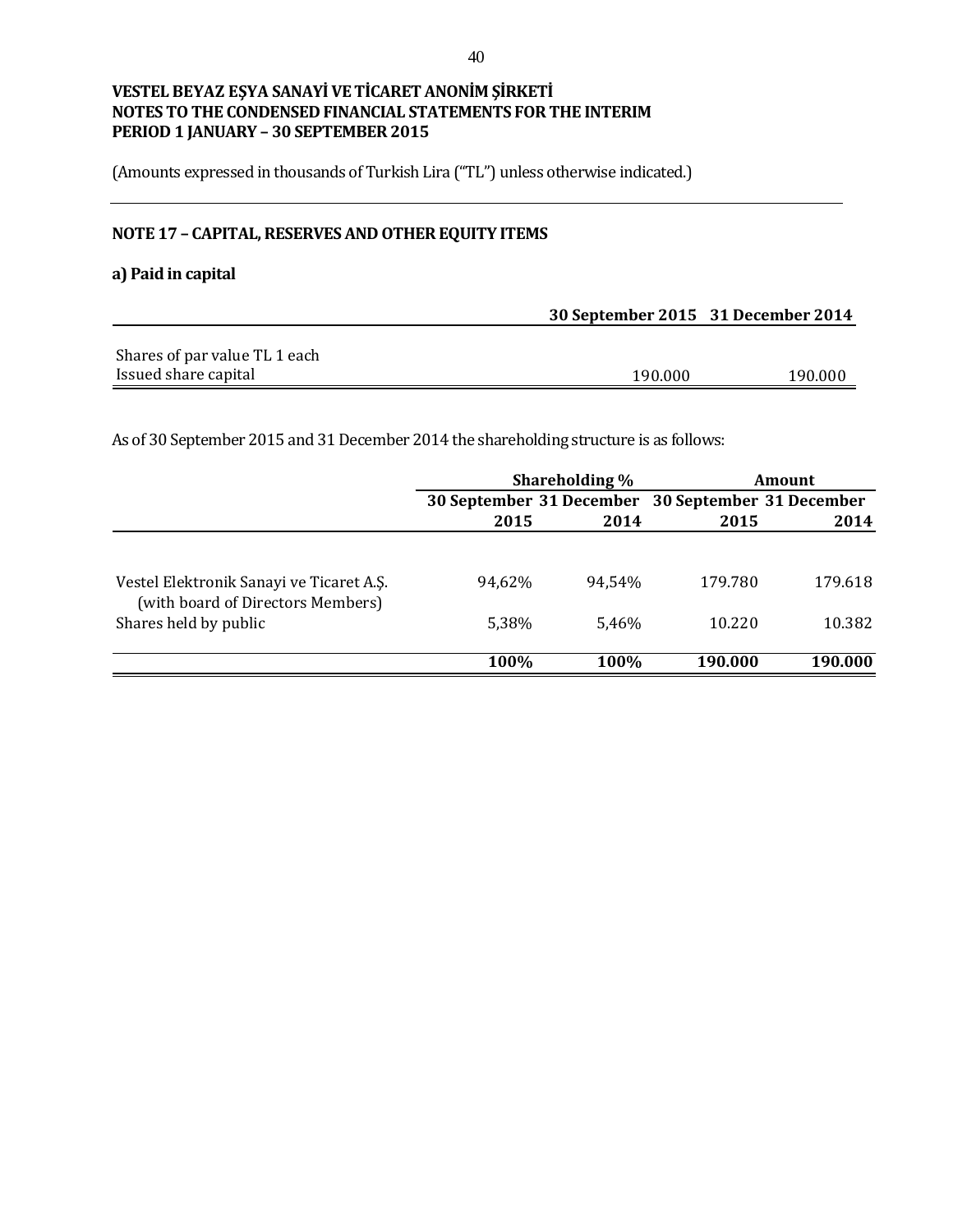**VESTEL BEYAZ EŞYA SANAYİ VE TİCARET ANONİM ŞİRKETİ**
**NOTES TO THE CONDENSED FINANCIAL STATEMENTS FOR THE INTERIM PERIOD 1 JANUARY – 30 SEPTEMBER 2015**

(Amounts expressed in thousands of Turkish Lira ("TL") unless otherwise indicated.)

## NOTE 17 – CAPITAL, RESERVES AND OTHER EQUITY ITEMS

### a) Paid in capital

| | 30 September 2015 | 31 December 2014 |
|---|---|---|
| Shares of par value TL 1 each | | |
| Issued share capital | 190.000 | 190.000 |

As of 30 September 2015 and 31 December 2014 the shareholding structure is as follows:

| | Shareholding % | | Amount | |
|---|---|---|---|---|
| | 30 September 2015 | 31 December 2014 | 30 September 2015 | 31 December 2014 |
| Vestel Elektronik Sanayi ve Ticaret A.Ş. (with board of Directors Members) | 94,62% | 94,54% | 179.780 | 179.618 |
| Shares held by public | 5,38% | 5,46% | 10.220 | 10.382 |
| | **100%** | **100%** | **190.000** | **190.000** |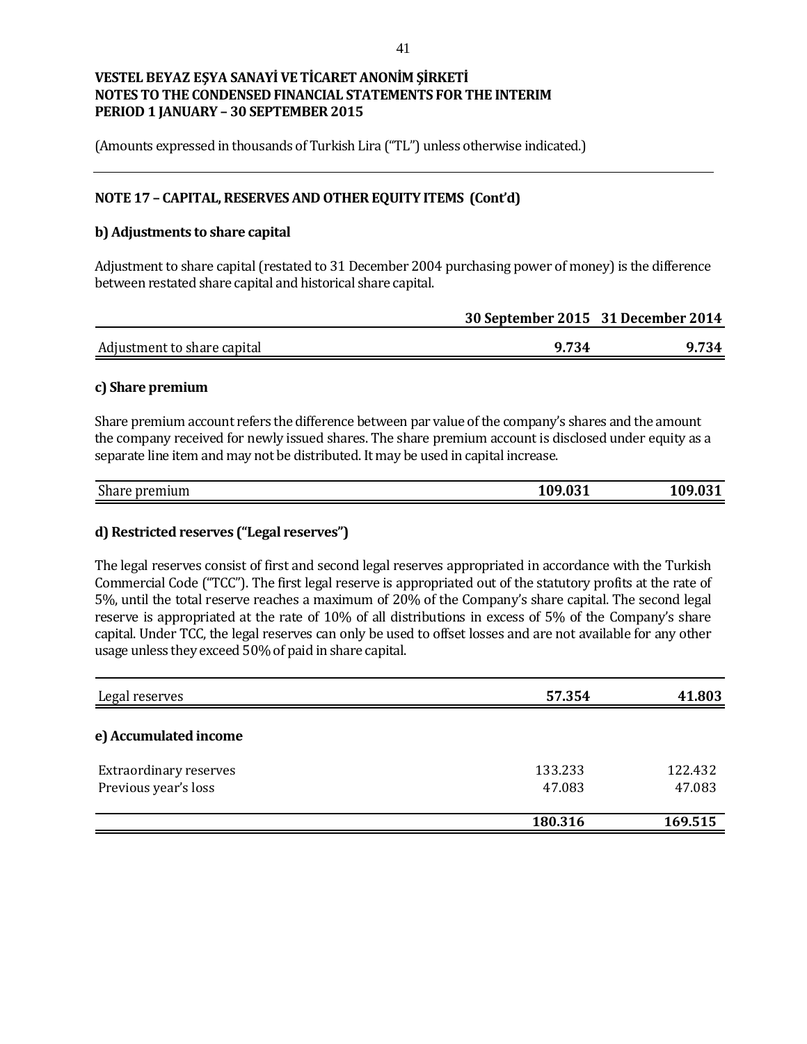**VESTEL BEYAZ EŞYA SANAYİ VE TİCARET ANONİM ŞİRKETİ**
**NOTES TO THE CONDENSED FINANCIAL STATEMENTS FOR THE INTERIM PERIOD 1 JANUARY – 30 SEPTEMBER 2015**

(Amounts expressed in thousands of Turkish Lira ("TL") unless otherwise indicated.)

## NOTE 17 – CAPITAL, RESERVES AND OTHER EQUITY ITEMS (Cont'd)

### b) Adjustments to share capital

Adjustment to share capital (restated to 31 December 2004 purchasing power of money) is the difference between restated share capital and historical share capital.

| | 30 September 2015 | 31 December 2014 |
|---|---|---|
| Adjustment to share capital | **9.734** | **9.734** |

### c) Share premium

Share premium account refers the difference between par value of the company's shares and the amount the company received for newly issued shares. The share premium account is disclosed under equity as a separate line item and may not be distributed. It may be used in capital increase.

| | | |
|---|---|---|
| Share premium | **109.031** | **109.031** |

### d) Restricted reserves ("Legal reserves")

The legal reserves consist of first and second legal reserves appropriated in accordance with the Turkish Commercial Code ("TCC"). The first legal reserve is appropriated out of the statutory profits at the rate of 5%, until the total reserve reaches a maximum of 20% of the Company's share capital. The second legal reserve is appropriated at the rate of 10% of all distributions in excess of 5% of the Company's share capital. Under TCC, the legal reserves can only be used to offset losses and are not available for any other usage unless they exceed 50% of paid in share capital.

| | | |
|---|---|---|
| Legal reserves | **57.354** | **41.803** |

### e) Accumulated income

| | | |
|---|---|---|
| Extraordinary reserves | 133.233 | 122.432 |
| Previous year's loss | 47.083 | 47.083 |
| | **180.316** | **169.515** |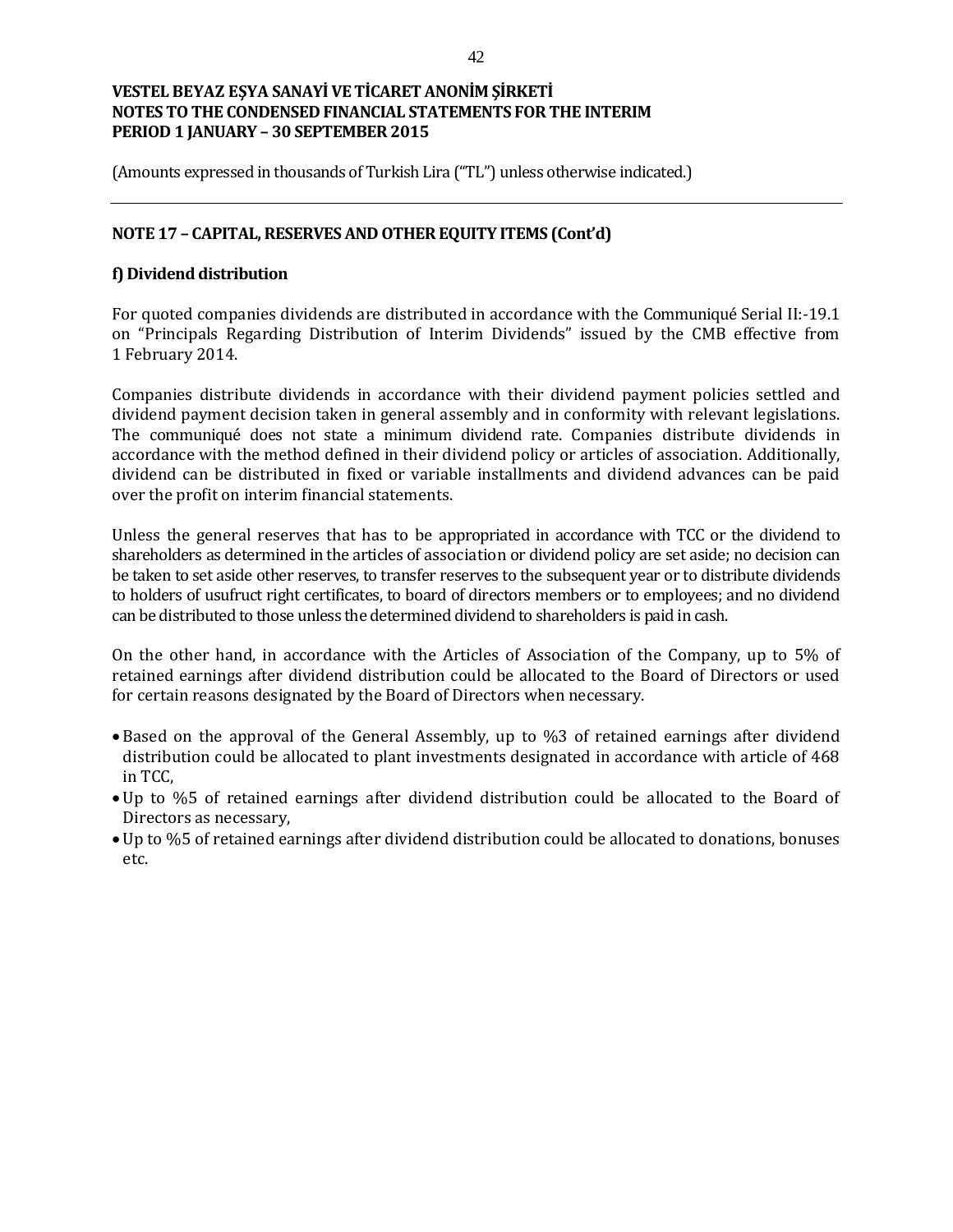# VESTEL BEYAZ EŞYA SANAYİ VE TİCARET ANONİM ŞİRKETİ
# NOTES TO THE CONDENSED FINANCIAL STATEMENTS FOR THE INTERIM PERIOD 1 JANUARY – 30 SEPTEMBER 2015

(Amounts expressed in thousands of Turkish Lira ("TL") unless otherwise indicated.)

## NOTE 17 – CAPITAL, RESERVES AND OTHER EQUITY ITEMS (Cont'd)

### f) Dividend distribution

For quoted companies dividends are distributed in accordance with the Communiqué Serial II:-19.1 on "Principals Regarding Distribution of Interim Dividends" issued by the CMB effective from 1 February 2014.

Companies distribute dividends in accordance with their dividend payment policies settled and dividend payment decision taken in general assembly and in conformity with relevant legislations. The communiqué does not state a minimum dividend rate. Companies distribute dividends in accordance with the method defined in their dividend policy or articles of association. Additionally, dividend can be distributed in fixed or variable installments and dividend advances can be paid over the profit on interim financial statements.

Unless the general reserves that has to be appropriated in accordance with TCC or the dividend to shareholders as determined in the articles of association or dividend policy are set aside; no decision can be taken to set aside other reserves, to transfer reserves to the subsequent year or to distribute dividends to holders of usufruct right certificates, to board of directors members or to employees; and no dividend can be distributed to those unless the determined dividend to shareholders is paid in cash.

On the other hand, in accordance with the Articles of Association of the Company, up to 5% of retained earnings after dividend distribution could be allocated to the Board of Directors or used for certain reasons designated by the Board of Directors when necessary.

- Based on the approval of the General Assembly, up to %3 of retained earnings after dividend distribution could be allocated to plant investments designated in accordance with article of 468 in TCC,
- Up to %5 of retained earnings after dividend distribution could be allocated to the Board of Directors as necessary,
- Up to %5 of retained earnings after dividend distribution could be allocated to donations, bonuses etc.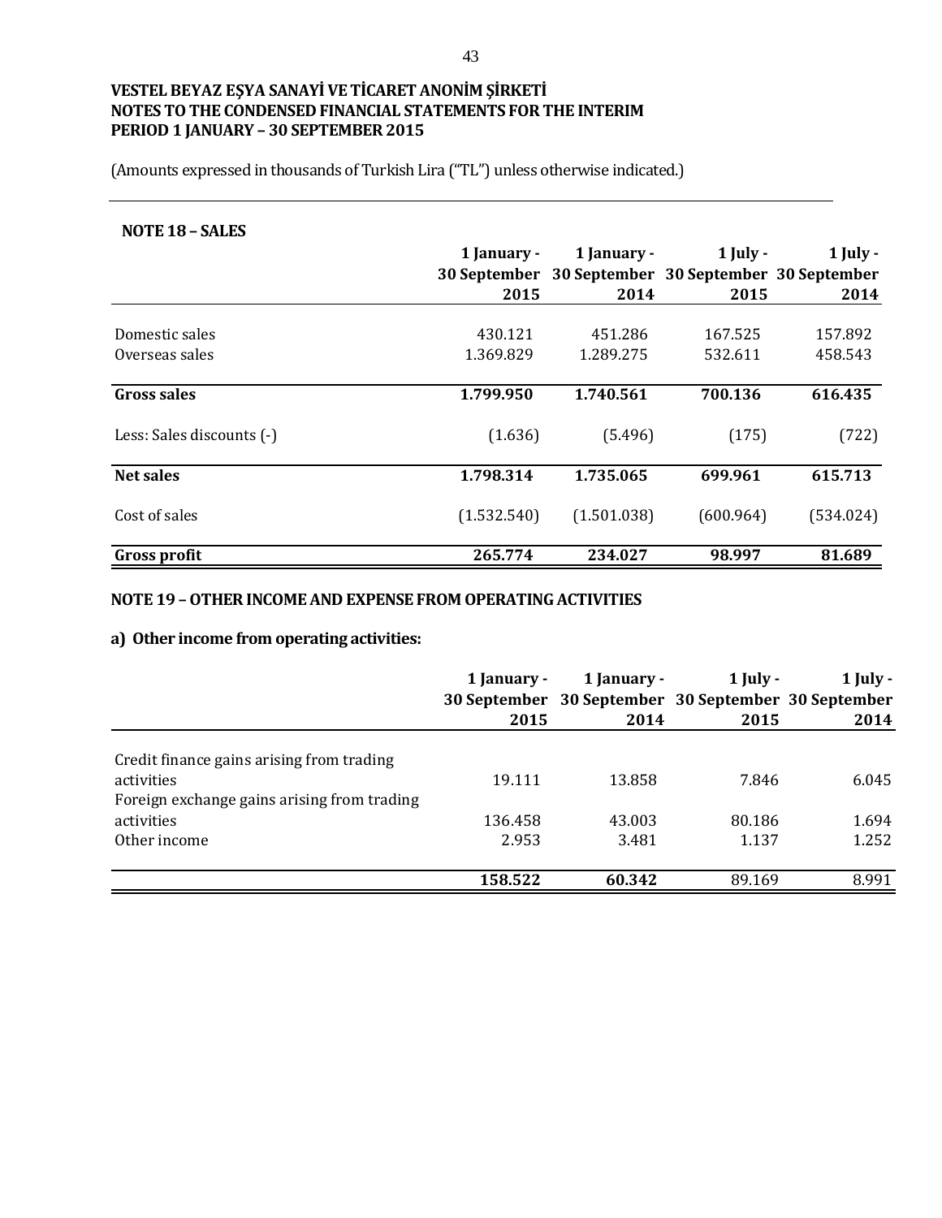# VESTEL BEYAZ EŞYA SANAYİ VE TİCARET ANONİM ŞİRKETİ
# NOTES TO THE CONDENSED FINANCIAL STATEMENTS FOR THE INTERIM PERIOD 1 JANUARY – 30 SEPTEMBER 2015

(Amounts expressed in thousands of Turkish Lira ("TL") unless otherwise indicated.)

## NOTE 18 – SALES

| | 1 January - 30 September 2015 | 1 January - 30 September 2014 | 1 July - 30 September 2015 | 1 July - 30 September 2014 |
|---|---|---|---|---|
| Domestic sales | 430.121 | 451.286 | 167.525 | 157.892 |
| Overseas sales | 1.369.829 | 1.289.275 | 532.611 | 458.543 |
| **Gross sales** | **1.799.950** | **1.740.561** | **700.136** | **616.435** |
| Less: Sales discounts (-) | (1.636) | (5.496) | (175) | (722) |
| **Net sales** | **1.798.314** | **1.735.065** | **699.961** | **615.713** |
| Cost of sales | (1.532.540) | (1.501.038) | (600.964) | (534.024) |
| **Gross profit** | **265.774** | **234.027** | **98.997** | **81.689** |

## NOTE 19 – OTHER INCOME AND EXPENSE FROM OPERATING ACTIVITIES

### a) Other income from operating activities:

| | 1 January - 30 September 2015 | 1 January - 30 September 2014 | 1 July - 30 September 2015 | 1 July - 30 September 2014 |
|---|---|---|---|---|
| Credit finance gains arising from trading activities | 19.111 | 13.858 | 7.846 | 6.045 |
| Foreign exchange gains arising from trading activities | 136.458 | 43.003 | 80.186 | 1.694 |
| Other income | 2.953 | 3.481 | 1.137 | 1.252 |
| | **158.522** | **60.342** | 89.169 | 8.991 |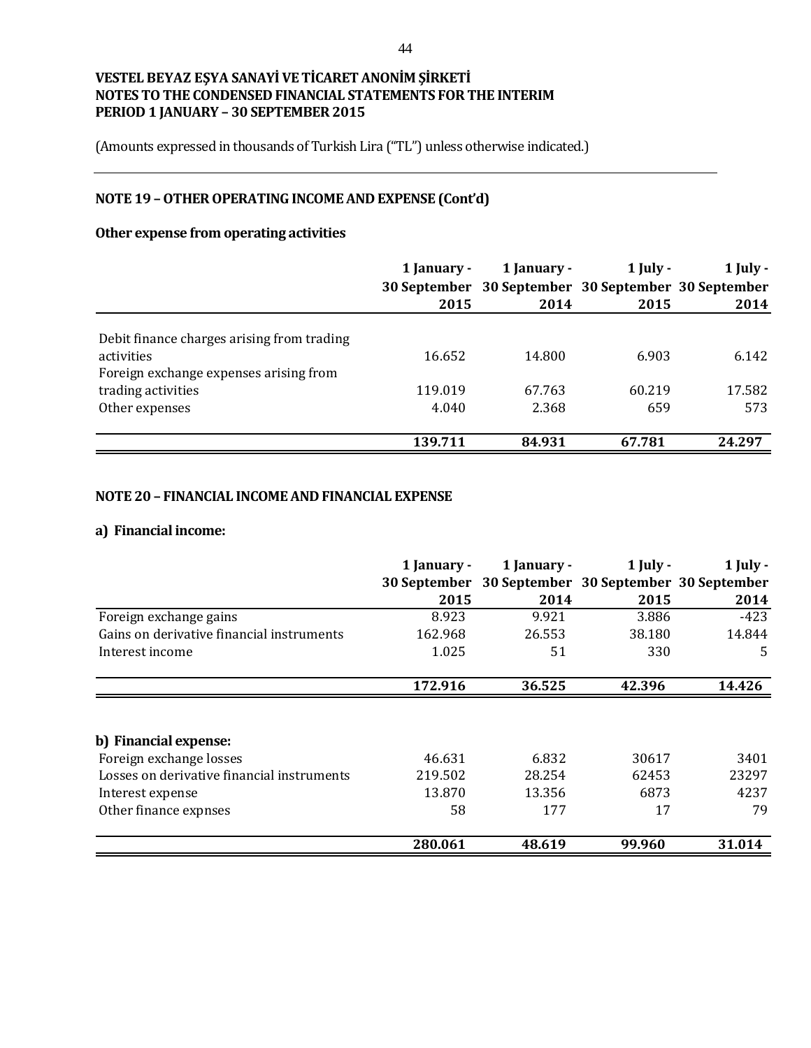**VESTEL BEYAZ EŞYA SANAYİ VE TİCARET ANONİM ŞİRKETİ**
**NOTES TO THE CONDENSED FINANCIAL STATEMENTS FOR THE INTERIM PERIOD 1 JANUARY – 30 SEPTEMBER 2015**

(Amounts expressed in thousands of Turkish Lira ("TL") unless otherwise indicated.)

## NOTE 19 – OTHER OPERATING INCOME AND EXPENSE (Cont'd)

### Other expense from operating activities

| | 1 January - 30 September 2015 | 1 January - 30 September 2014 | 1 July - 30 September 2015 | 1 July - 30 September 2014 |
|---|---|---|---|---|
| Debit finance charges arising from trading activities | 16.652 | 14.800 | 6.903 | 6.142 |
| Foreign exchange expenses arising from trading activities | 119.019 | 67.763 | 60.219 | 17.582 |
| Other expenses | 4.040 | 2.368 | 659 | 573 |
| | **139.711** | **84.931** | **67.781** | **24.297** |

## NOTE 20 – FINANCIAL INCOME AND FINANCIAL EXPENSE

### a) Financial income:

| | 1 January - 30 September 2015 | 1 January - 30 September 2014 | 1 July - 30 September 2015 | 1 July - 30 September 2014 |
|---|---|---|---|---|
| Foreign exchange gains | 8.923 | 9.921 | 3.886 | -423 |
| Gains on derivative financial instruments | 162.968 | 26.553 | 38.180 | 14.844 |
| Interest income | 1.025 | 51 | 330 | 5 |
| | **172.916** | **36.525** | **42.396** | **14.426** |

### b) Financial expense:

| | 1 January - 30 September 2015 | 1 January - 30 September 2014 | 1 July - 30 September 2015 | 1 July - 30 September 2014 |
|---|---|---|---|---|
| Foreign exchange losses | 46.631 | 6.832 | 30617 | 3401 |
| Losses on derivative financial instruments | 219.502 | 28.254 | 62453 | 23297 |
| Interest expense | 13.870 | 13.356 | 6873 | 4237 |
| Other finance expnses | 58 | 177 | 17 | 79 |
| | **280.061** | **48.619** | **99.960** | **31.014** |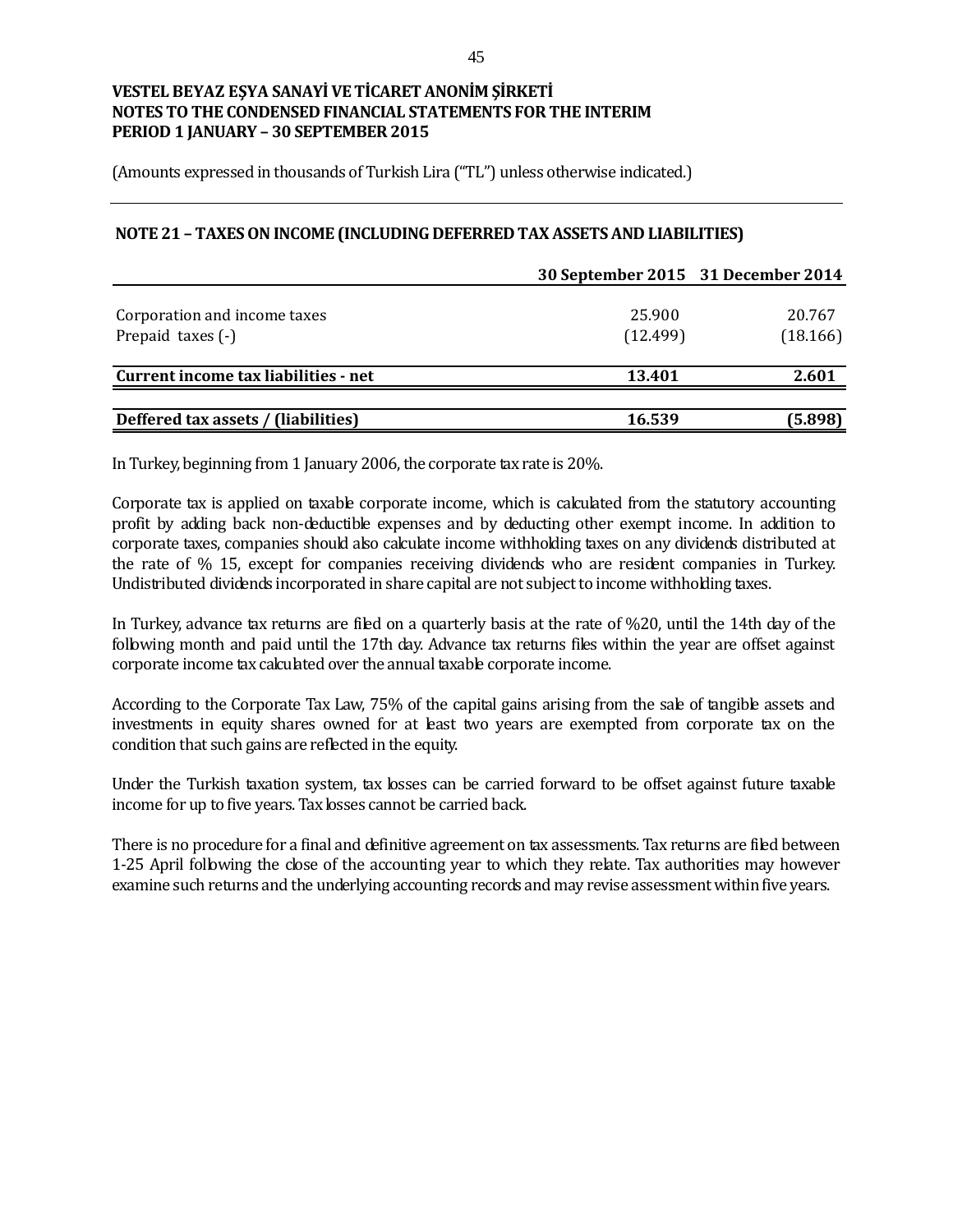VESTEL BEYAZ EŞYA SANAYİ VE TİCARET ANONİM ŞİRKETİ
NOTES TO THE CONDENSED FINANCIAL STATEMENTS FOR THE INTERIM
PERIOD 1 JANUARY – 30 SEPTEMBER 2015

(Amounts expressed in thousands of Turkish Lira ("TL") unless otherwise indicated.)

## NOTE 21 – TAXES ON INCOME (INCLUDING DEFERRED TAX ASSETS AND LIABILITIES)

| | 30 September 2015 | 31 December 2014 |
|---|---|---|
| Corporation and income taxes | 25.900 | 20.767 |
| Prepaid taxes (-) | (12.499) | (18.166) |
| **Current income tax liabilities - net** | **13.401** | **2.601** |
| **Deffered tax assets / (liabilities)** | **16.539** | **(5.898)** |

In Turkey, beginning from 1 January 2006, the corporate tax rate is 20%.

Corporate tax is applied on taxable corporate income, which is calculated from the statutory accounting profit by adding back non-deductible expenses and by deducting other exempt income. In addition to corporate taxes, companies should also calculate income withholding taxes on any dividends distributed at the rate of % 15, except for companies receiving dividends who are resident companies in Turkey. Undistributed dividends incorporated in share capital are not subject to income withholding taxes.

In Turkey, advance tax returns are filed on a quarterly basis at the rate of %20, until the 14th day of the following month and paid until the 17th day. Advance tax returns files within the year are offset against corporate income tax calculated over the annual taxable corporate income.

According to the Corporate Tax Law, 75% of the capital gains arising from the sale of tangible assets and investments in equity shares owned for at least two years are exempted from corporate tax on the condition that such gains are reflected in the equity.

Under the Turkish taxation system, tax losses can be carried forward to be offset against future taxable income for up to five years. Tax losses cannot be carried back.

There is no procedure for a final and definitive agreement on tax assessments. Tax returns are filed between 1-25 April following the close of the accounting year to which they relate. Tax authorities may however examine such returns and the underlying accounting records and may revise assessment within five years.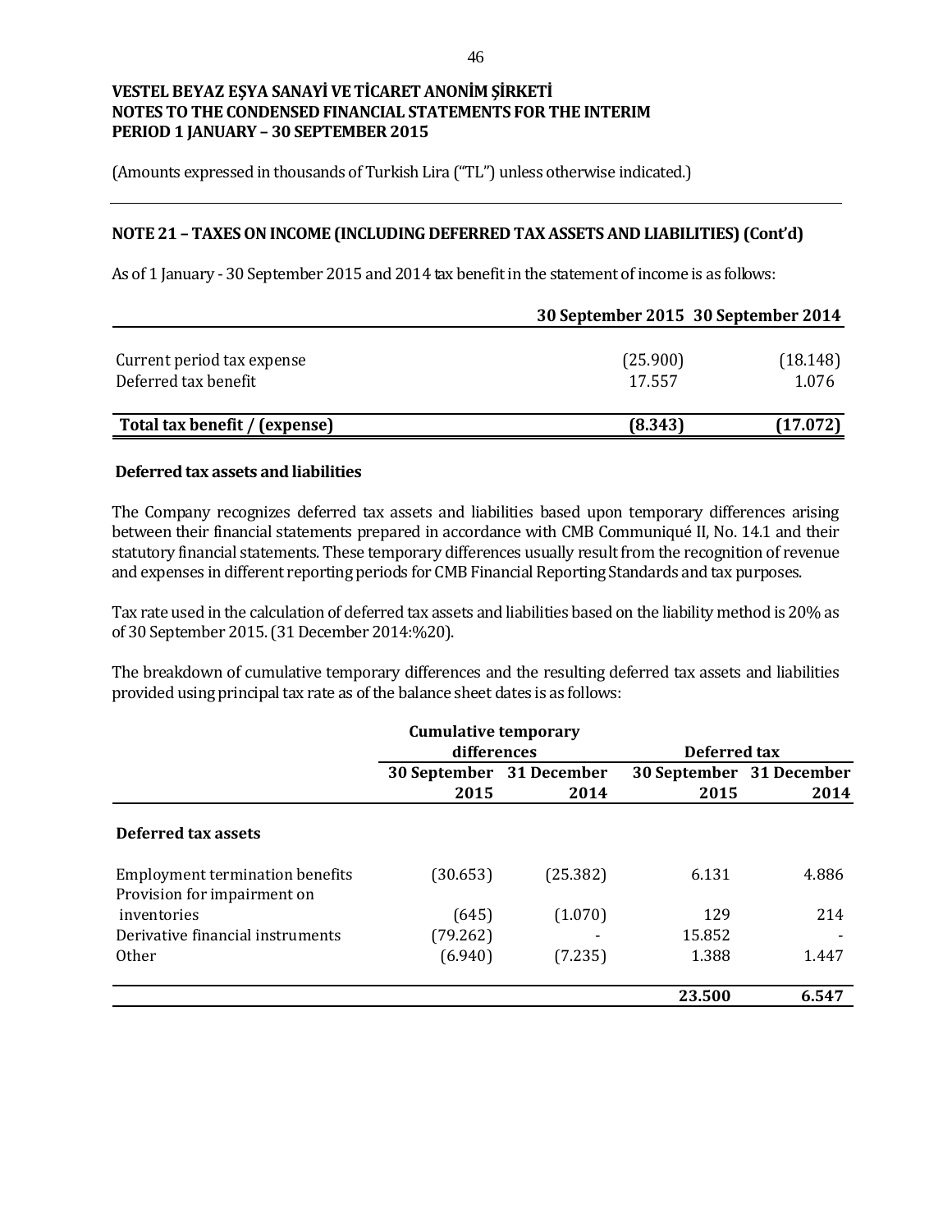**VESTEL BEYAZ EŞYA SANAYİ VE TİCARET ANONİM ŞİRKETİ**
**NOTES TO THE CONDENSED FINANCIAL STATEMENTS FOR THE INTERIM PERIOD 1 JANUARY – 30 SEPTEMBER 2015**

(Amounts expressed in thousands of Turkish Lira ("TL") unless otherwise indicated.)

## NOTE 21 – TAXES ON INCOME (INCLUDING DEFERRED TAX ASSETS AND LIABILITIES) (Cont'd)

As of 1 January - 30 September 2015 and 2014 tax benefit in the statement of income is as follows:

| | 30 September 2015 | 30 September 2014 |
|---|---|---|
| Current period tax expense | (25.900) | (18.148) |
| Deferred tax benefit | 17.557 | 1.076 |
| **Total tax benefit / (expense)** | **(8.343)** | **(17.072)** |

### Deferred tax assets and liabilities

The Company recognizes deferred tax assets and liabilities based upon temporary differences arising between their financial statements prepared in accordance with CMB Communiqué II, No. 14.1 and their statutory financial statements. These temporary differences usually result from the recognition of revenue and expenses in different reporting periods for CMB Financial Reporting Standards and tax purposes.

Tax rate used in the calculation of deferred tax assets and liabilities based on the liability method is 20% as of 30 September 2015. (31 December 2014:%20).

The breakdown of cumulative temporary differences and the resulting deferred tax assets and liabilities provided using principal tax rate as of the balance sheet dates is as follows:

| | Cumulative temporary differences | | Deferred tax | |
|---|---|---|---|---|
| | 30 September 2015 | 31 December 2014 | 30 September 2015 | 31 December 2014 |
| **Deferred tax assets** | | | | |
| Employment termination benefits | (30.653) | (25.382) | 6.131 | 4.886 |
| Provision for impairment on inventories | (645) | (1.070) | 129 | 214 |
| Derivative financial instruments | (79.262) | - | 15.852 | - |
| Other | (6.940) | (7.235) | 1.388 | 1.447 |
| | | | **23.500** | **6.547** |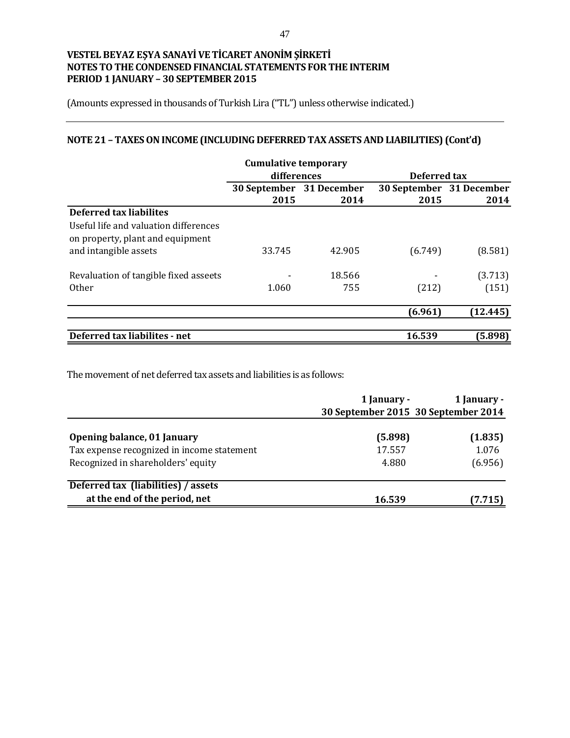# VESTEL BEYAZ EŞYA SANAYİ VE TİCARET ANONİM ŞİRKETİ
# NOTES TO THE CONDENSED FINANCIAL STATEMENTS FOR THE INTERIM PERIOD 1 JANUARY – 30 SEPTEMBER 2015

(Amounts expressed in thousands of Turkish Lira ("TL") unless otherwise indicated.)

## NOTE 21 – TAXES ON INCOME (INCLUDING DEFERRED TAX ASSETS AND LIABILITIES) (Cont'd)

| | Cumulative temporary differences | | Deferred tax | |
|---|---|---|---|---|
| | 30 September 2015 | 31 December 2014 | 30 September 2015 | 31 December 2014 |
| **Deferred tax liabilites** | | | | |
| Useful life and valuation differences on property, plant and equipment and intangible assets | 33.745 | 42.905 | (6.749) | (8.581) |
| Revaluation of tangible fixed asseets | - | 18.566 | - | (3.713) |
| Other | 1.060 | 755 | (212) | (151) |
| | | | **(6.961)** | **(12.445)** |
| **Deferred tax liabilites - net** | | | **16.539** | **(5.898)** |

The movement of net deferred tax assets and liabilities is as follows:

| | 1 January - 30 September 2015 | 1 January - 30 September 2014 |
|---|---|---|
| **Opening balance, 01 January** | **(5.898)** | **(1.835)** |
| Tax expense recognized in income statement | 17.557 | 1.076 |
| Recognized in shareholders' equity | 4.880 | (6.956) |
| **Deferred tax (liabilities) / assets at the end of the period, net** | **16.539** | **(7.715)** |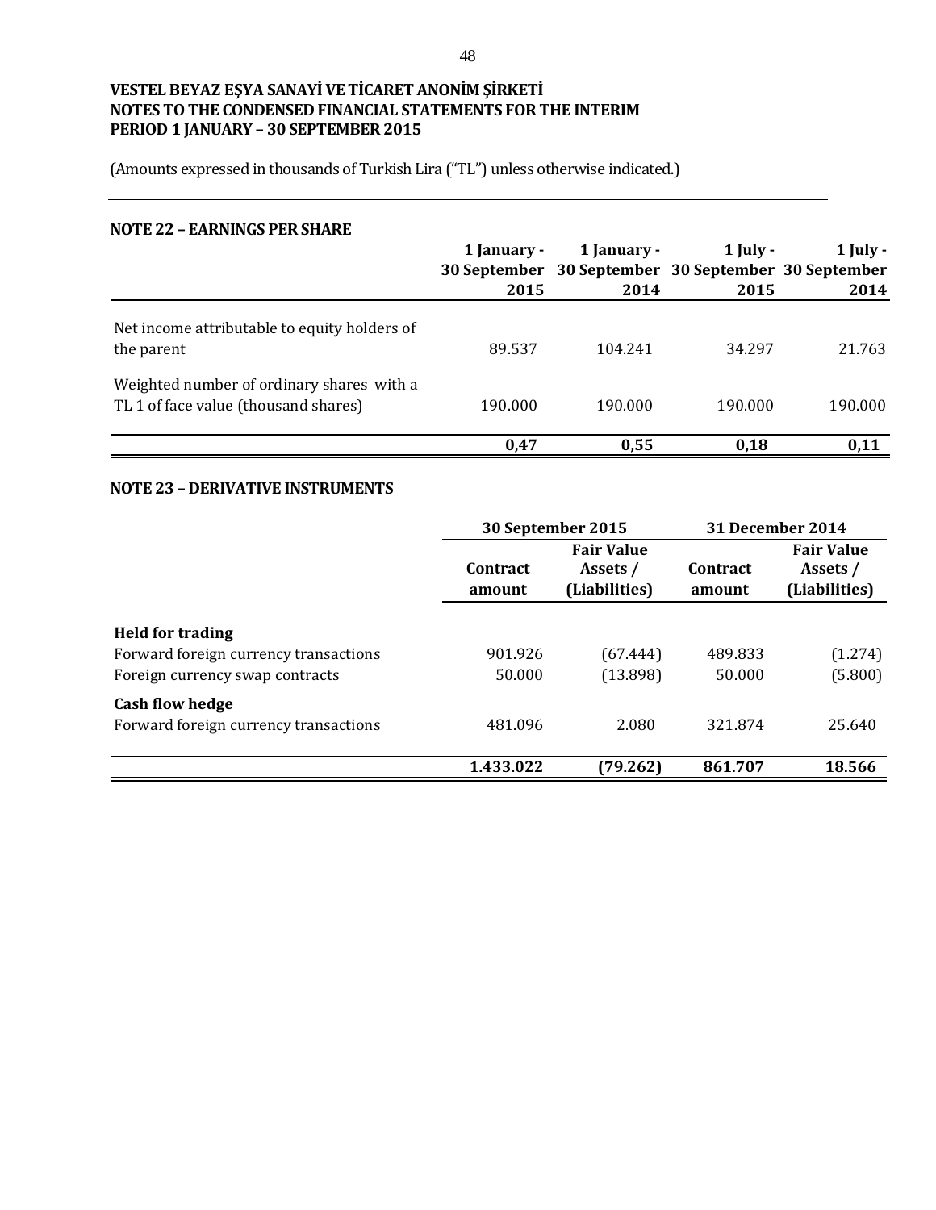**VESTEL BEYAZ EŞYA SANAYİ VE TİCARET ANONİM ŞİRKETİ**
**NOTES TO THE CONDENSED FINANCIAL STATEMENTS FOR THE INTERIM PERIOD 1 JANUARY – 30 SEPTEMBER 2015**

(Amounts expressed in thousands of Turkish Lira ("TL") unless otherwise indicated.)

## NOTE 22 – EARNINGS PER SHARE

| | 1 January - 30 September 2015 | 1 January - 30 September 2014 | 1 July - 30 September 2015 | 1 July - 30 September 2014 |
|---|---|---|---|---|
| Net income attributable to equity holders of the parent | 89.537 | 104.241 | 34.297 | 21.763 |
| Weighted number of ordinary shares with a TL 1 of face value (thousand shares) | 190.000 | 190.000 | 190.000 | 190.000 |
| | **0,47** | **0,55** | **0,18** | **0,11** |

## NOTE 23 – DERIVATIVE INSTRUMENTS

| | 30 September 2015 | | 31 December 2014 | |
|---|---|---|---|---|
| | Contract amount | Fair Value Assets / (Liabilities) | Contract amount | Fair Value Assets / (Liabilities) |
| **Held for trading** | | | | |
| Forward foreign currency transactions | 901.926 | (67.444) | 489.833 | (1.274) |
| Foreign currency swap contracts | 50.000 | (13.898) | 50.000 | (5.800) |
| **Cash flow hedge** | | | | |
| Forward foreign currency transactions | 481.096 | 2.080 | 321.874 | 25.640 |
| | **1.433.022** | **(79.262)** | **861.707** | **18.566** |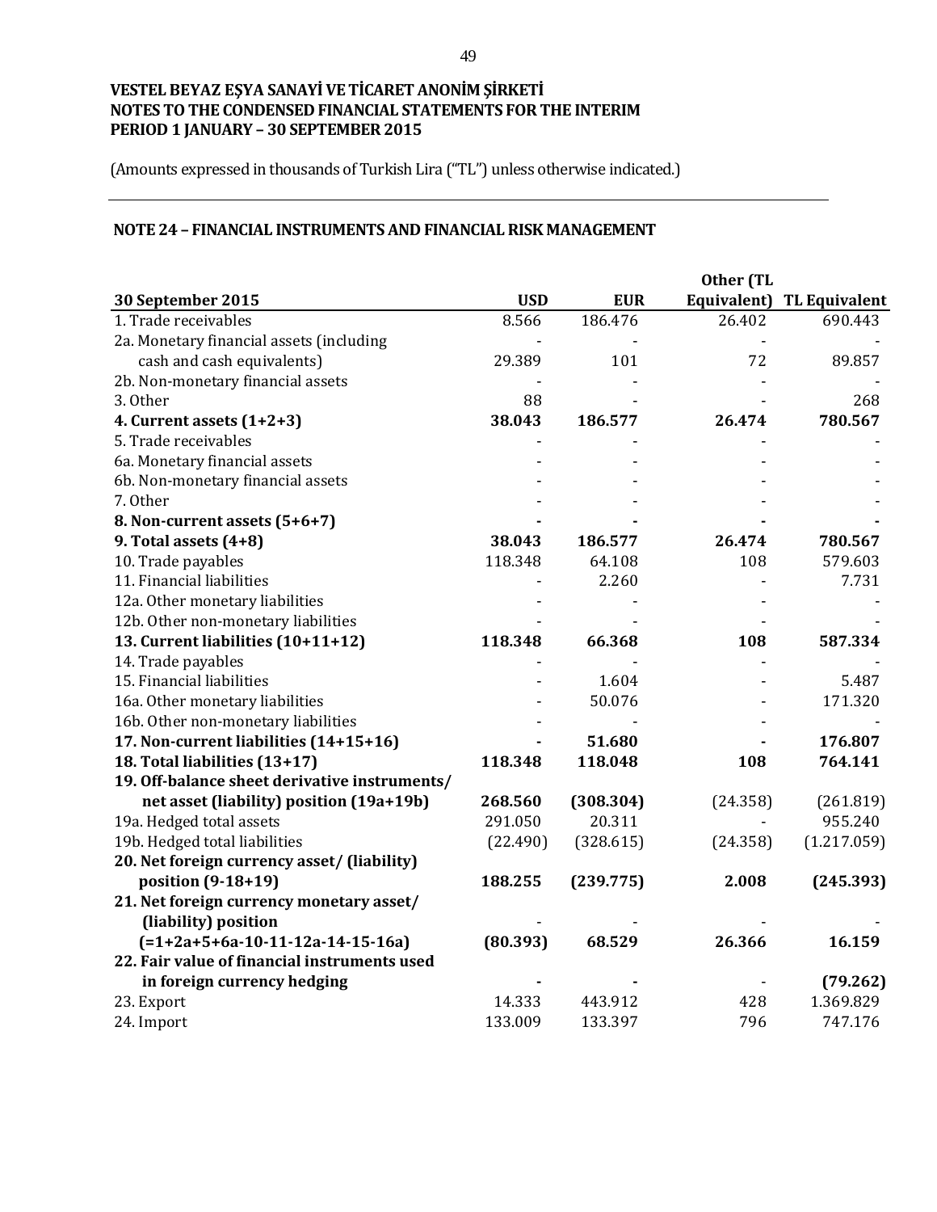**VESTEL BEYAZ EŞYA SANAYİ VE TİCARET ANONİM ŞİRKETİ**
**NOTES TO THE CONDENSED FINANCIAL STATEMENTS FOR THE INTERIM PERIOD 1 JANUARY – 30 SEPTEMBER 2015**

(Amounts expressed in thousands of Turkish Lira ("TL") unless otherwise indicated.)

## NOTE 24 – FINANCIAL INSTRUMENTS AND FINANCIAL RISK MANAGEMENT

| 30 September 2015 | USD | EUR | Other (TL Equivalent) | TL Equivalent |
|---|---|---|---|---|
| 1. Trade receivables | 8.566 | 186.476 | 26.402 | 690.443 |
| 2a. Monetary financial assets (including cash and cash equivalents) | 29.389 | 101 | 72 | 89.857 |
| 2b. Non-monetary financial assets | - | - | - | - |
| 3. Other | 88 | - | - | 268 |
| **4. Current assets (1+2+3)** | **38.043** | **186.577** | **26.474** | **780.567** |
| 5. Trade receivables | - | - | - | - |
| 6a. Monetary financial assets | - | - | - | - |
| 6b. Non-monetary financial assets | - | - | - | - |
| 7. Other | - | - | - | - |
| **8. Non-current assets (5+6+7)** | **-** | **-** | **-** | **-** |
| **9. Total assets (4+8)** | **38.043** | **186.577** | **26.474** | **780.567** |
| 10. Trade payables | 118.348 | 64.108 | 108 | 579.603 |
| 11. Financial liabilities | - | 2.260 | - | 7.731 |
| 12a. Other monetary liabilities | - | - | - | - |
| 12b. Other non-monetary liabilities | - | - | - | - |
| **13. Current liabilities (10+11+12)** | **118.348** | **66.368** | **108** | **587.334** |
| 14. Trade payables | - | - | - | - |
| 15. Financial liabilities | - | 1.604 | - | 5.487 |
| 16a. Other monetary liabilities | - | 50.076 | - | 171.320 |
| 16b. Other non-monetary liabilities | - | - | - | - |
| **17. Non-current liabilities (14+15+16)** | **-** | **51.680** | **-** | **176.807** |
| **18. Total liabilities (13+17)** | **118.348** | **118.048** | **108** | **764.141** |
| **19. Off-balance sheet derivative instruments/ net asset (liability) position (19a+19b)** | **268.560** | **(308.304)** | (24.358) | (261.819) |
| 19a. Hedged total assets | 291.050 | 20.311 | - | 955.240 |
| 19b. Hedged total liabilities | (22.490) | (328.615) | (24.358) | (1.217.059) |
| **20. Net foreign currency asset/ (liability) position (9-18+19)** | **188.255** | **(239.775)** | **2.008** | **(245.393)** |
| **21. Net foreign currency monetary asset/ (liability) position (=1+2a+5+6a-10-11-12a-14-15-16a)** | **(80.393)** | **68.529** | **26.366** | **16.159** |
| **22. Fair value of financial instruments used in foreign currency hedging** | **-** | **-** | - | **(79.262)** |
| 23. Export | 14.333 | 443.912 | 428 | 1.369.829 |
| 24. Import | 133.009 | 133.397 | 796 | 747.176 |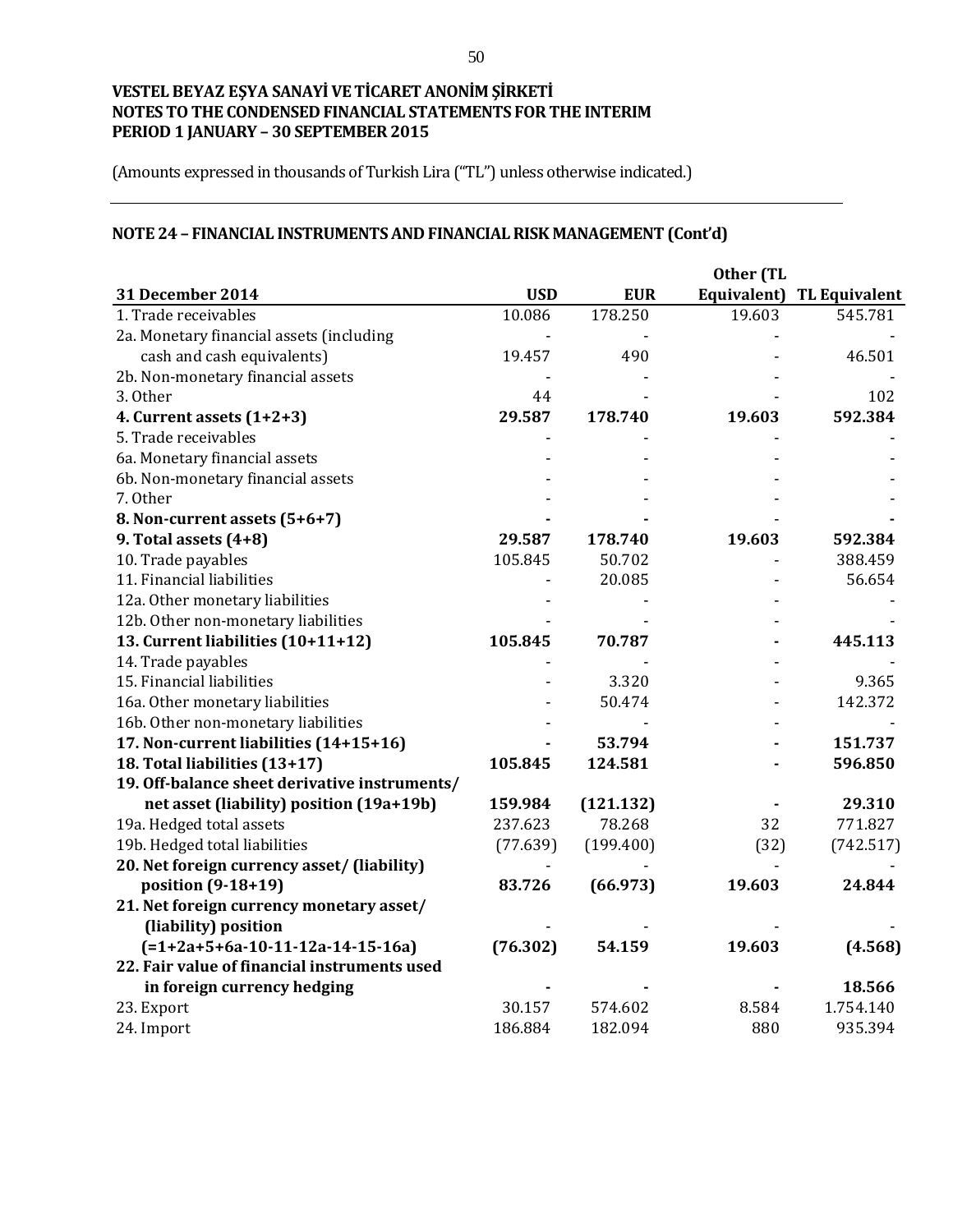**VESTEL BEYAZ EŞYA SANAYİ VE TİCARET ANONİM ŞİRKETİ**
**NOTES TO THE CONDENSED FINANCIAL STATEMENTS FOR THE INTERIM PERIOD 1 JANUARY – 30 SEPTEMBER 2015**

(Amounts expressed in thousands of Turkish Lira ("TL") unless otherwise indicated.)

## NOTE 24 – FINANCIAL INSTRUMENTS AND FINANCIAL RISK MANAGEMENT (Cont'd)

| 31 December 2014 | USD | EUR | Other (TL Equivalent) | TL Equivalent |
|---|---|---|---|---|
| 1. Trade receivables | 10.086 | 178.250 | 19.603 | 545.781 |
| 2a. Monetary financial assets (including cash and cash equivalents) | 19.457 | 490 | - | 46.501 |
| 2b. Non-monetary financial assets | - | - | - | - |
| 3. Other | 44 | - | - | 102 |
| **4. Current assets (1+2+3)** | **29.587** | **178.740** | **19.603** | **592.384** |
| 5. Trade receivables | - | - | - | - |
| 6a. Monetary financial assets | - | - | - | - |
| 6b. Non-monetary financial assets | - | - | - | - |
| 7. Other | - | - | - | - |
| **8. Non-current assets (5+6+7)** | **-** | **-** | - | **-** |
| **9. Total assets (4+8)** | **29.587** | **178.740** | **19.603** | **592.384** |
| 10. Trade payables | 105.845 | 50.702 | - | 388.459 |
| 11. Financial liabilities | - | 20.085 | - | 56.654 |
| 12a. Other monetary liabilities | - | - | - | - |
| 12b. Other non-monetary liabilities | - | - | - | - |
| **13. Current liabilities (10+11+12)** | **105.845** | **70.787** | **-** | **445.113** |
| 14. Trade payables | - | - | - | - |
| 15. Financial liabilities | - | 3.320 | - | 9.365 |
| 16a. Other monetary liabilities | - | 50.474 | - | 142.372 |
| 16b. Other non-monetary liabilities | - | - | - | - |
| **17. Non-current liabilities (14+15+16)** | **-** | **53.794** | **-** | **151.737** |
| **18. Total liabilities (13+17)** | **105.845** | **124.581** | **-** | **596.850** |
| **19. Off-balance sheet derivative instruments/ net asset (liability) position (19a+19b)** | **159.984** | **(121.132)** | **-** | **29.310** |
| 19a. Hedged total assets | 237.623 | 78.268 | 32 | 771.827 |
| 19b. Hedged total liabilities | (77.639) | (199.400) | (32) | (742.517) |
| **20. Net foreign currency asset/ (liability) position (9-18+19)** | **83.726** | **(66.973)** | **19.603** | **24.844** |
| **21. Net foreign currency monetary asset/ (liability) position (=1+2a+5+6a-10-11-12a-14-15-16a)** | **(76.302)** | **54.159** | **19.603** | **(4.568)** |
| **22. Fair value of financial instruments used in foreign currency hedging** | **-** | **-** | **-** | **18.566** |
| 23. Export | 30.157 | 574.602 | 8.584 | 1.754.140 |
| 24. Import | 186.884 | 182.094 | 880 | 935.394 |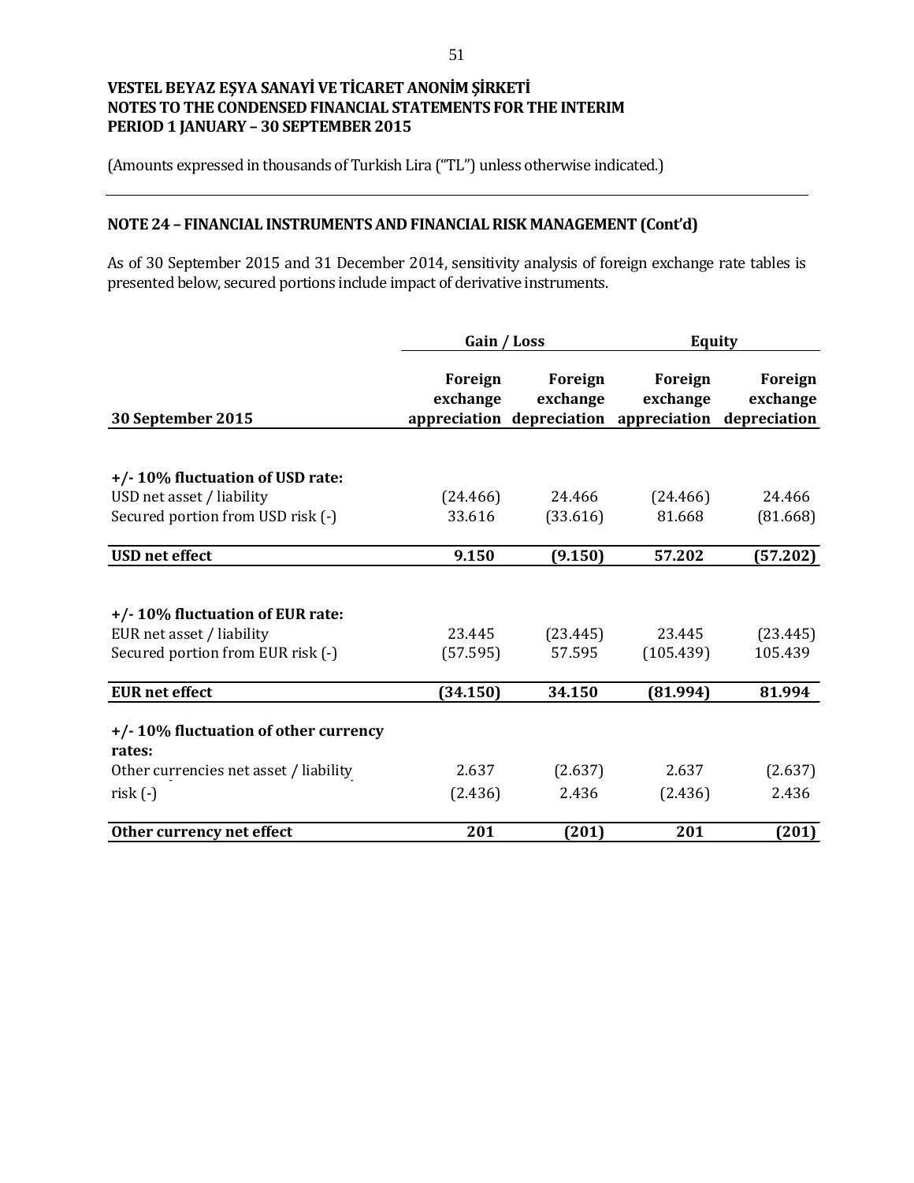# VESTEL BEYAZ EŞYA SANAYİ VE TİCARET ANONİM ŞİRKETİ
# NOTES TO THE CONDENSED FINANCIAL STATEMENTS FOR THE INTERIM PERIOD 1 JANUARY – 30 SEPTEMBER 2015

(Amounts expressed in thousands of Turkish Lira ("TL") unless otherwise indicated.)

## NOTE 24 – FINANCIAL INSTRUMENTS AND FINANCIAL RISK MANAGEMENT (Cont'd)

As of 30 September 2015 and 31 December 2014, sensitivity analysis of foreign exchange rate tables is presented below, secured portions include impact of derivative instruments.

| | Gain / Loss | | Equity | |
|---|---|---|---|---|
| **30 September 2015** | **Foreign exchange appreciation** | **Foreign exchange depreciation** | **Foreign exchange appreciation** | **Foreign exchange depreciation** |
| **+/- 10% fluctuation of USD rate:** | | | | |
| USD net asset / liability | (24.466) | 24.466 | (24.466) | 24.466 |
| Secured portion from USD risk (-) | 33.616 | (33.616) | 81.668 | (81.668) |
| **USD net effect** | **9.150** | **(9.150)** | **57.202** | **(57.202)** |
| **+/- 10% fluctuation of EUR rate:** | | | | |
| EUR net asset / liability | 23.445 | (23.445) | 23.445 | (23.445) |
| Secured portion from EUR risk (-) | (57.595) | 57.595 | (105.439) | 105.439 |
| **EUR net effect** | **(34.150)** | **34.150** | **(81.994)** | **81.994** |
| **+/- 10% fluctuation of other currency rates:** | | | | |
| Other currencies net asset / liability | 2.637 | (2.637) | 2.637 | (2.637) |
| risk (-) | (2.436) | 2.436 | (2.436) | 2.436 |
| **Other currency net effect** | **201** | **(201)** | **201** | **(201)** |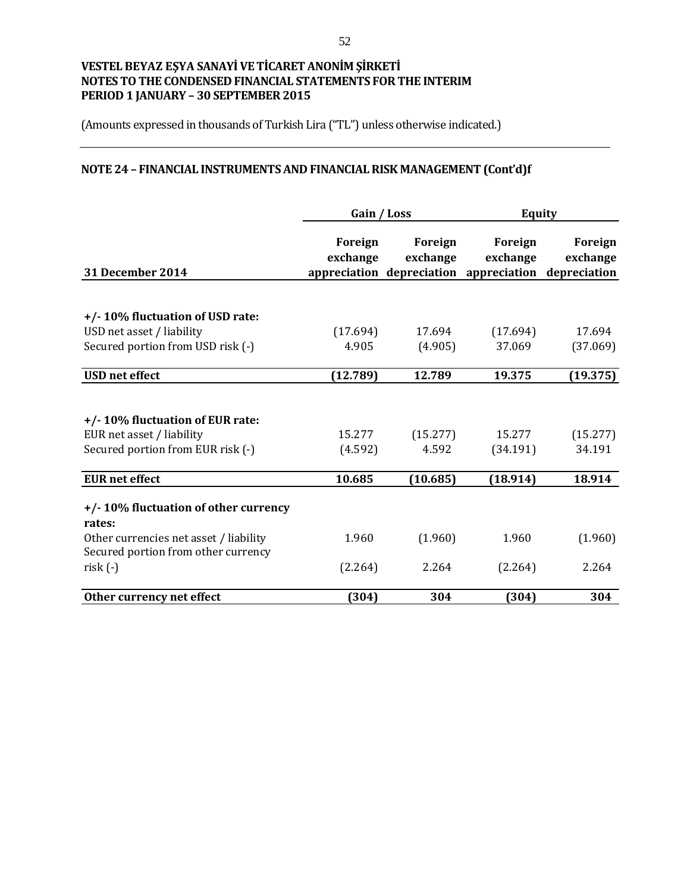# VESTEL BEYAZ EŞYA SANAYİ VE TİCARET ANONİM ŞİRKETİ
# NOTES TO THE CONDENSED FINANCIAL STATEMENTS FOR THE INTERIM PERIOD 1 JANUARY – 30 SEPTEMBER 2015

(Amounts expressed in thousands of Turkish Lira ("TL") unless otherwise indicated.)

## NOTE 24 – FINANCIAL INSTRUMENTS AND FINANCIAL RISK MANAGEMENT (Cont'd)f

| | Gain / Loss | | Equity | |
|---|---|---|---|---|
| **31 December 2014** | **Foreign exchange appreciation** | **Foreign exchange depreciation** | **Foreign exchange appreciation** | **Foreign exchange depreciation** |
| **+/- 10% fluctuation of USD rate:** | | | | |
| USD net asset / liability | (17.694) | 17.694 | (17.694) | 17.694 |
| Secured portion from USD risk (-) | 4.905 | (4.905) | 37.069 | (37.069) |
| **USD net effect** | **(12.789)** | **12.789** | **19.375** | **(19.375)** |
| **+/- 10% fluctuation of EUR rate:** | | | | |
| EUR net asset / liability | 15.277 | (15.277) | 15.277 | (15.277) |
| Secured portion from EUR risk (-) | (4.592) | 4.592 | (34.191) | 34.191 |
| **EUR net effect** | **10.685** | **(10.685)** | **(18.914)** | **18.914** |
| **+/- 10% fluctuation of other currency rates:** | | | | |
| Other currencies net asset / liability | 1.960 | (1.960) | 1.960 | (1.960) |
| Secured portion from other currency risk (-) | (2.264) | 2.264 | (2.264) | 2.264 |
| **Other currency net effect** | **(304)** | **304** | **(304)** | **304** |